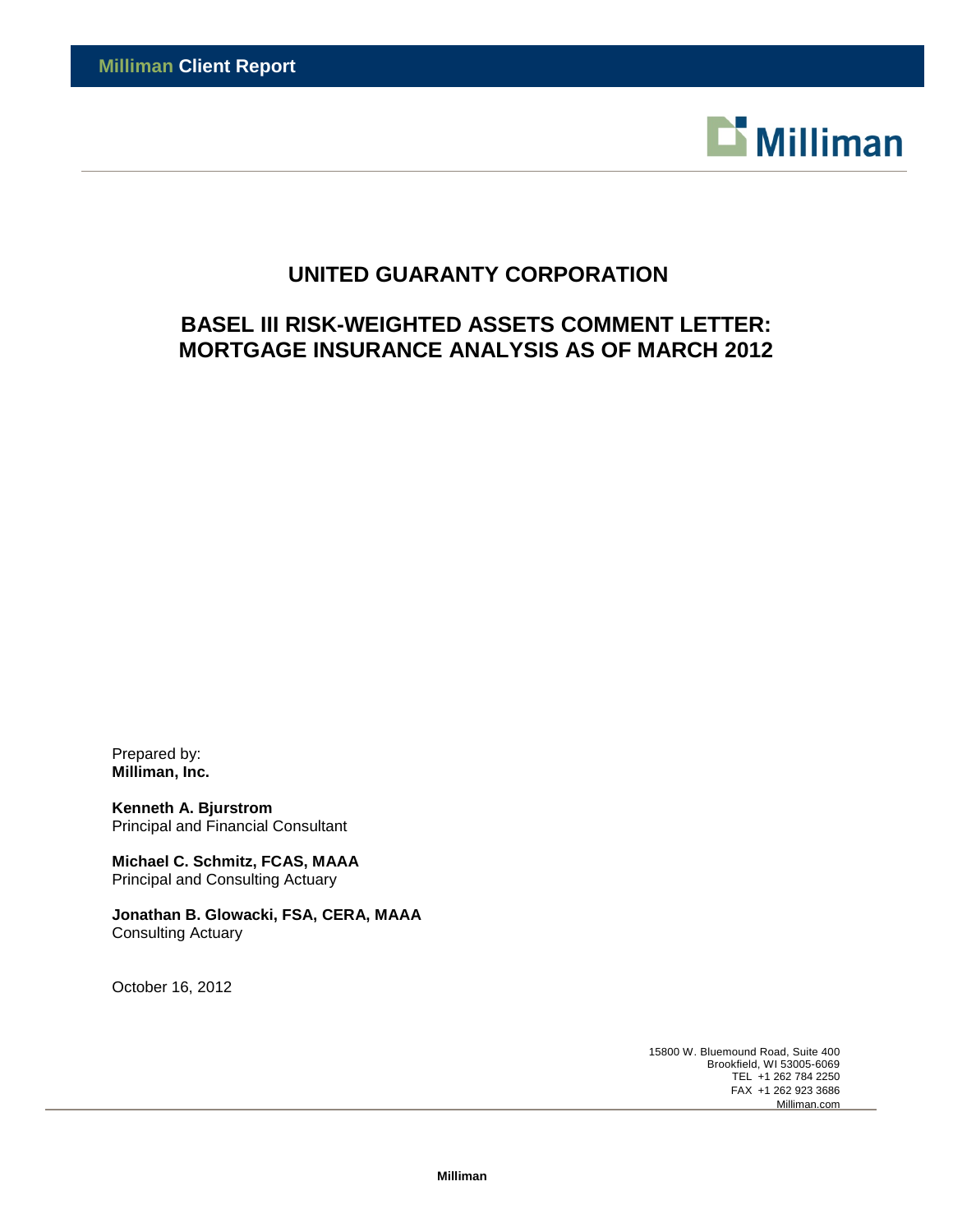**Milliman Client Report**

# UNITED GUARANTY CORPORATION

## BASEL III RISK-WEIGHTED ASSETS COMMENT LETTER: MORTGAGE INSURANCE ANALYSIS AS OF MARCH 2012

Prepared by:
**Milliman, Inc.**

**Kenneth A. Bjurstrom**
Principal and Financial Consultant

**Michael C. Schmitz, FCAS, MAAA**
Principal and Consulting Actuary

**Jonathan B. Glowacki, FSA, CERA, MAAA**
Consulting Actuary

October 16, 2012

15800 W. Bluemound Road, Suite 400
Brookfield, WI 53005-6069
TEL +1 262 784 2250
FAX +1 262 923 3686
Milliman.com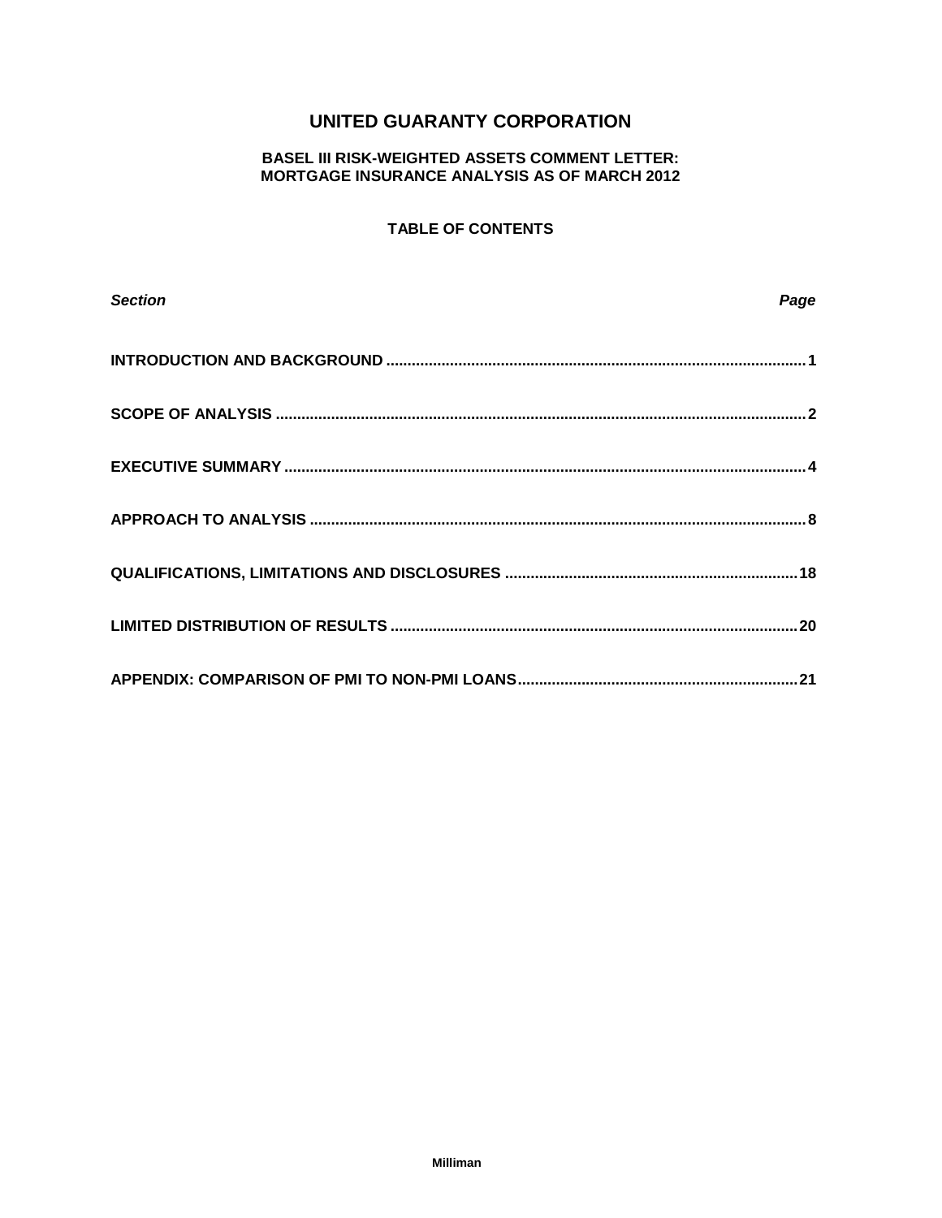# UNITED GUARANTY CORPORATION

## BASEL III RISK-WEIGHTED ASSETS COMMENT LETTER: MORTGAGE INSURANCE ANALYSIS AS OF MARCH 2012

### TABLE OF CONTENTS

| *Section* | *Page* |
| --- | --- |
| **INTRODUCTION AND BACKGROUND** | **1** |
| **SCOPE OF ANALYSIS** | **2** |
| **EXECUTIVE SUMMARY** | **4** |
| **APPROACH TO ANALYSIS** | **8** |
| **QUALIFICATIONS, LIMITATIONS AND DISCLOSURES** | **18** |
| **LIMITED DISTRIBUTION OF RESULTS** | **20** |
| **APPENDIX: COMPARISON OF PMI TO NON-PMI LOANS** | **21** |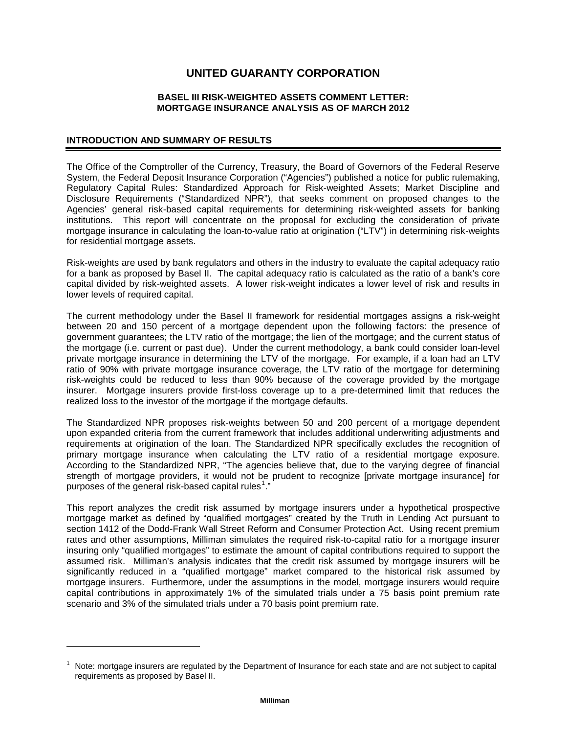# UNITED GUARANTY CORPORATION

### BASEL III RISK-WEIGHTED ASSETS COMMENT LETTER: MORTGAGE INSURANCE ANALYSIS AS OF MARCH 2012

## INTRODUCTION AND SUMMARY OF RESULTS

The Office of the Comptroller of the Currency, Treasury, the Board of Governors of the Federal Reserve System, the Federal Deposit Insurance Corporation ("Agencies") published a notice for public rulemaking, Regulatory Capital Rules: Standardized Approach for Risk-weighted Assets; Market Discipline and Disclosure Requirements ("Standardized NPR"), that seeks comment on proposed changes to the Agencies' general risk-based capital requirements for determining risk-weighted assets for banking institutions. This report will concentrate on the proposal for excluding the consideration of private mortgage insurance in calculating the loan-to-value ratio at origination ("LTV") in determining risk-weights for residential mortgage assets.

Risk-weights are used by bank regulators and others in the industry to evaluate the capital adequacy ratio for a bank as proposed by Basel II. The capital adequacy ratio is calculated as the ratio of a bank's core capital divided by risk-weighted assets. A lower risk-weight indicates a lower level of risk and results in lower levels of required capital.

The current methodology under the Basel II framework for residential mortgages assigns a risk-weight between 20 and 150 percent of a mortgage dependent upon the following factors: the presence of government guarantees; the LTV ratio of the mortgage; the lien of the mortgage; and the current status of the mortgage (i.e. current or past due). Under the current methodology, a bank could consider loan-level private mortgage insurance in determining the LTV of the mortgage. For example, if a loan had an LTV ratio of 90% with private mortgage insurance coverage, the LTV ratio of the mortgage for determining risk-weights could be reduced to less than 90% because of the coverage provided by the mortgage insurer. Mortgage insurers provide first-loss coverage up to a pre-determined limit that reduces the realized loss to the investor of the mortgage if the mortgage defaults.

The Standardized NPR proposes risk-weights between 50 and 200 percent of a mortgage dependent upon expanded criteria from the current framework that includes additional underwriting adjustments and requirements at origination of the loan. The Standardized NPR specifically excludes the recognition of primary mortgage insurance when calculating the LTV ratio of a residential mortgage exposure. According to the Standardized NPR, "The agencies believe that, due to the varying degree of financial strength of mortgage providers, it would not be prudent to recognize [private mortgage insurance] for purposes of the general risk-based capital rules[1]."

This report analyzes the credit risk assumed by mortgage insurers under a hypothetical prospective mortgage market as defined by "qualified mortgages" created by the Truth in Lending Act pursuant to section 1412 of the Dodd-Frank Wall Street Reform and Consumer Protection Act. Using recent premium rates and other assumptions, Milliman simulates the required risk-to-capital ratio for a mortgage insurer insuring only "qualified mortgages" to estimate the amount of capital contributions required to support the assumed risk. Milliman's analysis indicates that the credit risk assumed by mortgage insurers will be significantly reduced in a "qualified mortgage" market compared to the historical risk assumed by mortgage insurers. Furthermore, under the assumptions in the model, mortgage insurers would require capital contributions in approximately 1% of the simulated trials under a 75 basis point premium rate scenario and 3% of the simulated trials under a 70 basis point premium rate.

---

[1] Note: mortgage insurers are regulated by the Department of Insurance for each state and are not subject to capital requirements as proposed by Basel II.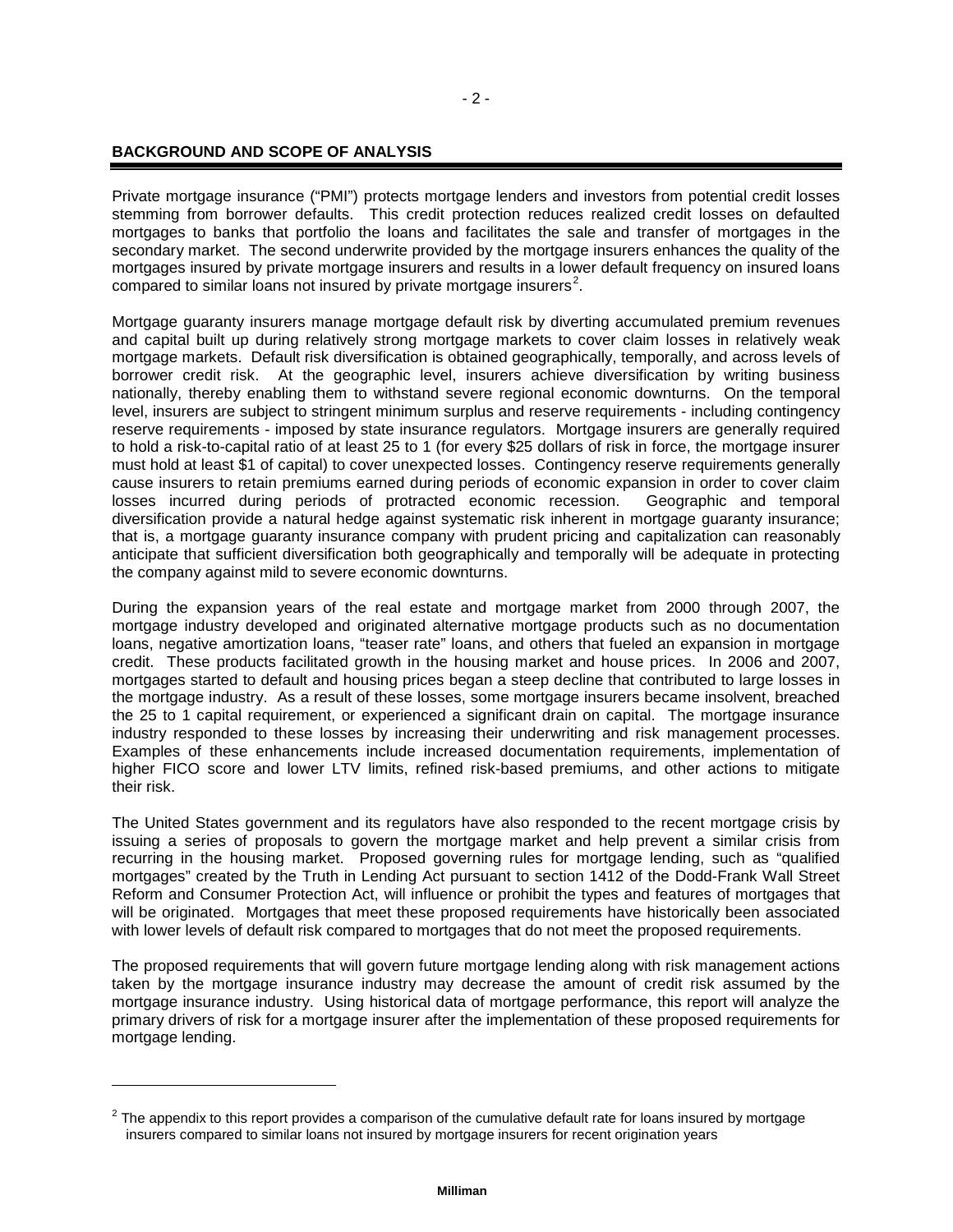## BACKGROUND AND SCOPE OF ANALYSIS

Private mortgage insurance ("PMI") protects mortgage lenders and investors from potential credit losses stemming from borrower defaults. This credit protection reduces realized credit losses on defaulted mortgages to banks that portfolio the loans and facilitates the sale and transfer of mortgages in the secondary market. The second underwrite provided by the mortgage insurers enhances the quality of the mortgages insured by private mortgage insurers and results in a lower default frequency on insured loans compared to similar loans not insured by private mortgage insurers[2].

Mortgage guaranty insurers manage mortgage default risk by diverting accumulated premium revenues and capital built up during relatively strong mortgage markets to cover claim losses in relatively weak mortgage markets. Default risk diversification is obtained geographically, temporally, and across levels of borrower credit risk. At the geographic level, insurers achieve diversification by writing business nationally, thereby enabling them to withstand severe regional economic downturns. On the temporal level, insurers are subject to stringent minimum surplus and reserve requirements - including contingency reserve requirements - imposed by state insurance regulators. Mortgage insurers are generally required to hold a risk-to-capital ratio of at least 25 to 1 (for every \$25 dollars of risk in force, the mortgage insurer must hold at least \$1 of capital) to cover unexpected losses. Contingency reserve requirements generally cause insurers to retain premiums earned during periods of economic expansion in order to cover claim losses incurred during periods of protracted economic recession. Geographic and temporal diversification provide a natural hedge against systematic risk inherent in mortgage guaranty insurance; that is, a mortgage guaranty insurance company with prudent pricing and capitalization can reasonably anticipate that sufficient diversification both geographically and temporally will be adequate in protecting the company against mild to severe economic downturns.

During the expansion years of the real estate and mortgage market from 2000 through 2007, the mortgage industry developed and originated alternative mortgage products such as no documentation loans, negative amortization loans, "teaser rate" loans, and others that fueled an expansion in mortgage credit. These products facilitated growth in the housing market and house prices. In 2006 and 2007, mortgages started to default and housing prices began a steep decline that contributed to large losses in the mortgage industry. As a result of these losses, some mortgage insurers became insolvent, breached the 25 to 1 capital requirement, or experienced a significant drain on capital. The mortgage insurance industry responded to these losses by increasing their underwriting and risk management processes. Examples of these enhancements include increased documentation requirements, implementation of higher FICO score and lower LTV limits, refined risk-based premiums, and other actions to mitigate their risk.

The United States government and its regulators have also responded to the recent mortgage crisis by issuing a series of proposals to govern the mortgage market and help prevent a similar crisis from recurring in the housing market. Proposed governing rules for mortgage lending, such as "qualified mortgages" created by the Truth in Lending Act pursuant to section 1412 of the Dodd-Frank Wall Street Reform and Consumer Protection Act, will influence or prohibit the types and features of mortgages that will be originated. Mortgages that meet these proposed requirements have historically been associated with lower levels of default risk compared to mortgages that do not meet the proposed requirements.

The proposed requirements that will govern future mortgage lending along with risk management actions taken by the mortgage insurance industry may decrease the amount of credit risk assumed by the mortgage insurance industry. Using historical data of mortgage performance, this report will analyze the primary drivers of risk for a mortgage insurer after the implementation of these proposed requirements for mortgage lending.

---

[2] The appendix to this report provides a comparison of the cumulative default rate for loans insured by mortgage insurers compared to similar loans not insured by mortgage insurers for recent origination years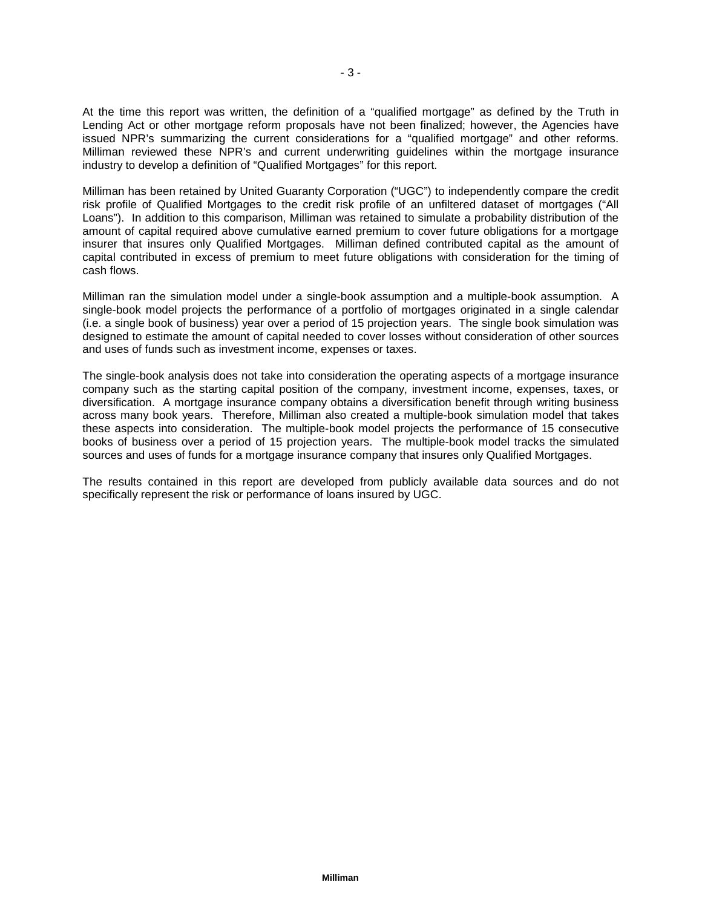At the time this report was written, the definition of a "qualified mortgage" as defined by the Truth in Lending Act or other mortgage reform proposals have not been finalized; however, the Agencies have issued NPR's summarizing the current considerations for a "qualified mortgage" and other reforms. Milliman reviewed these NPR's and current underwriting guidelines within the mortgage insurance industry to develop a definition of "Qualified Mortgages" for this report.

Milliman has been retained by United Guaranty Corporation ("UGC") to independently compare the credit risk profile of Qualified Mortgages to the credit risk profile of an unfiltered dataset of mortgages ("All Loans"). In addition to this comparison, Milliman was retained to simulate a probability distribution of the amount of capital required above cumulative earned premium to cover future obligations for a mortgage insurer that insures only Qualified Mortgages. Milliman defined contributed capital as the amount of capital contributed in excess of premium to meet future obligations with consideration for the timing of cash flows.

Milliman ran the simulation model under a single-book assumption and a multiple-book assumption. A single-book model projects the performance of a portfolio of mortgages originated in a single calendar (i.e. a single book of business) year over a period of 15 projection years. The single book simulation was designed to estimate the amount of capital needed to cover losses without consideration of other sources and uses of funds such as investment income, expenses or taxes.

The single-book analysis does not take into consideration the operating aspects of a mortgage insurance company such as the starting capital position of the company, investment income, expenses, taxes, or diversification. A mortgage insurance company obtains a diversification benefit through writing business across many book years. Therefore, Milliman also created a multiple-book simulation model that takes these aspects into consideration. The multiple-book model projects the performance of 15 consecutive books of business over a period of 15 projection years. The multiple-book model tracks the simulated sources and uses of funds for a mortgage insurance company that insures only Qualified Mortgages.

The results contained in this report are developed from publicly available data sources and do not specifically represent the risk or performance of loans insured by UGC.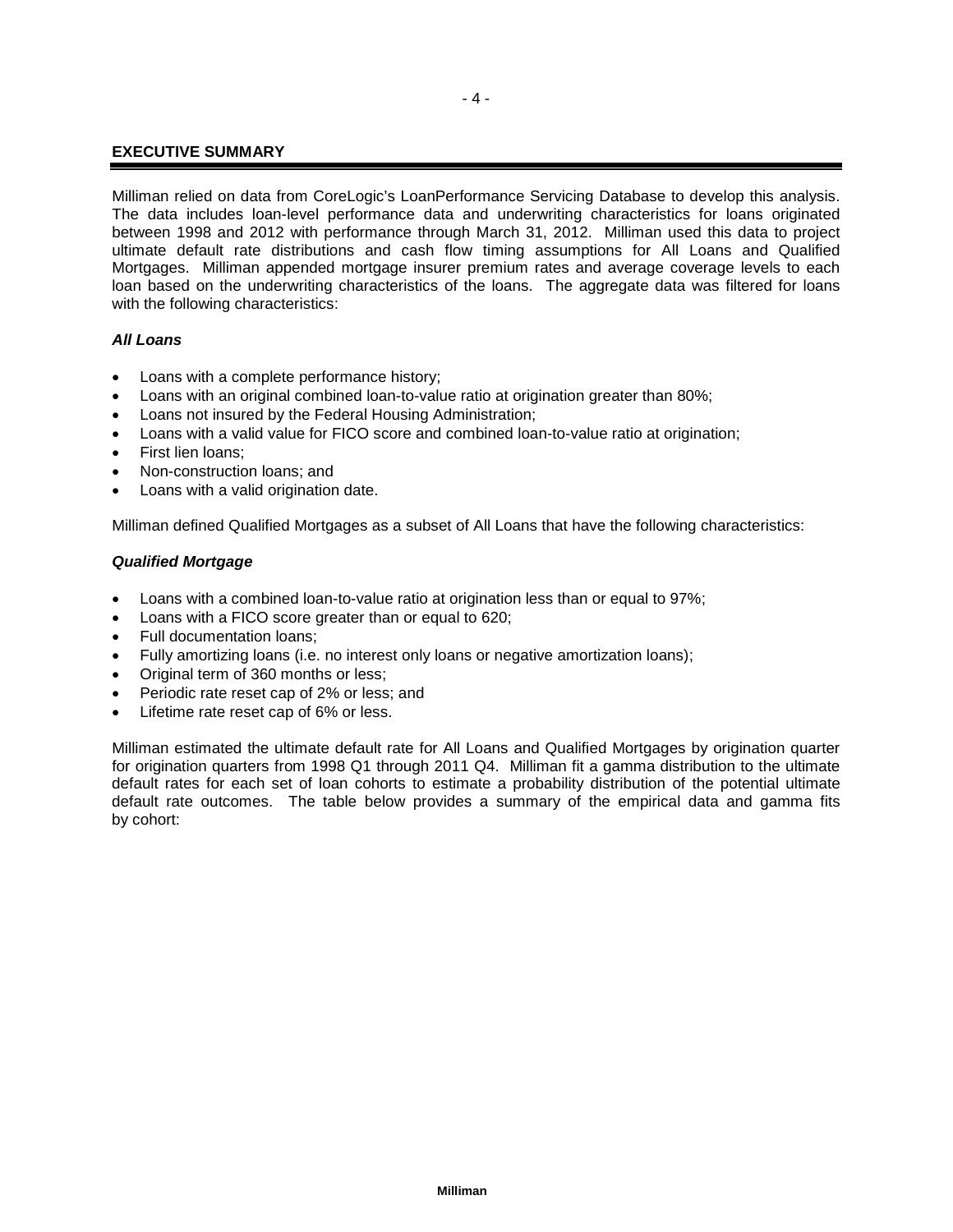## EXECUTIVE SUMMARY

Milliman relied on data from CoreLogic's LoanPerformance Servicing Database to develop this analysis. The data includes loan-level performance data and underwriting characteristics for loans originated between 1998 and 2012 with performance through March 31, 2012. Milliman used this data to project ultimate default rate distributions and cash flow timing assumptions for All Loans and Qualified Mortgages. Milliman appended mortgage insurer premium rates and average coverage levels to each loan based on the underwriting characteristics of the loans. The aggregate data was filtered for loans with the following characteristics:

### ***All Loans***

- Loans with a complete performance history;
- Loans with an original combined loan-to-value ratio at origination greater than 80%;
- Loans not insured by the Federal Housing Administration;
- Loans with a valid value for FICO score and combined loan-to-value ratio at origination;
- First lien loans;
- Non-construction loans; and
- Loans with a valid origination date.

Milliman defined Qualified Mortgages as a subset of All Loans that have the following characteristics:

### ***Qualified Mortgage***

- Loans with a combined loan-to-value ratio at origination less than or equal to 97%;
- Loans with a FICO score greater than or equal to 620;
- Full documentation loans;
- Fully amortizing loans (i.e. no interest only loans or negative amortization loans);
- Original term of 360 months or less;
- Periodic rate reset cap of 2% or less; and
- Lifetime rate reset cap of 6% or less.

Milliman estimated the ultimate default rate for All Loans and Qualified Mortgages by origination quarter for origination quarters from 1998 Q1 through 2011 Q4. Milliman fit a gamma distribution to the ultimate default rates for each set of loan cohorts to estimate a probability distribution of the potential ultimate default rate outcomes. The table below provides a summary of the empirical data and gamma fits by cohort: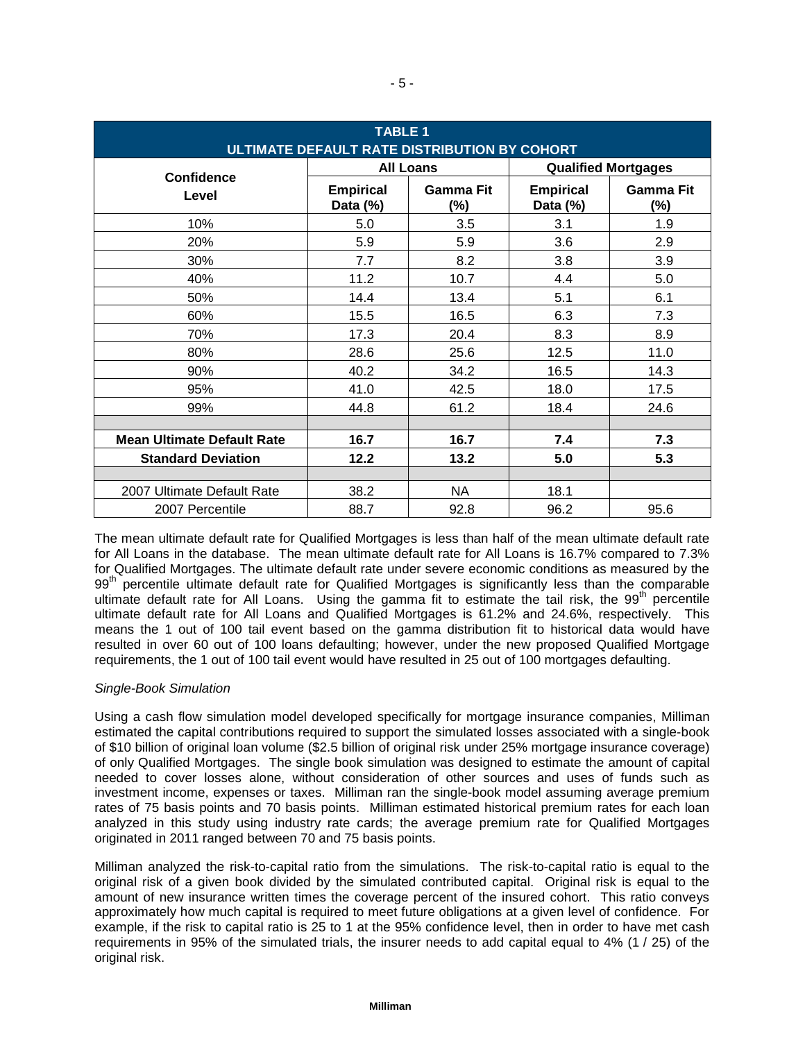| TABLE 1 ULTIMATE DEFAULT RATE DISTRIBUTION BY COHORT | | | | |
|---|---|---|---|---|
| Confidence Level | All Loans | | Qualified Mortgages | |
| | Empirical Data (%) | Gamma Fit (%) | Empirical Data (%) | Gamma Fit (%) |
| 10% | 5.0 | 3.5 | 3.1 | 1.9 |
| 20% | 5.9 | 5.9 | 3.6 | 2.9 |
| 30% | 7.7 | 8.2 | 3.8 | 3.9 |
| 40% | 11.2 | 10.7 | 4.4 | 5.0 |
| 50% | 14.4 | 13.4 | 5.1 | 6.1 |
| 60% | 15.5 | 16.5 | 6.3 | 7.3 |
| 70% | 17.3 | 20.4 | 8.3 | 8.9 |
| 80% | 28.6 | 25.6 | 12.5 | 11.0 |
| 90% | 40.2 | 34.2 | 16.5 | 14.3 |
| 95% | 41.0 | 42.5 | 18.0 | 17.5 |
| 99% | 44.8 | 61.2 | 18.4 | 24.6 |
| | | | | |
| **Mean Ultimate Default Rate** | **16.7** | **16.7** | **7.4** | **7.3** |
| **Standard Deviation** | **12.2** | **13.2** | **5.0** | **5.3** |
| | | | | |
| 2007 Ultimate Default Rate | 38.2 | NA | 18.1 | |
| 2007 Percentile | 88.7 | 92.8 | 96.2 | 95.6 |

The mean ultimate default rate for Qualified Mortgages is less than half of the mean ultimate default rate for All Loans in the database. The mean ultimate default rate for All Loans is 16.7% compared to 7.3% for Qualified Mortgages. The ultimate default rate under severe economic conditions as measured by the 99th percentile ultimate default rate for Qualified Mortgages is significantly less than the comparable ultimate default rate for All Loans. Using the gamma fit to estimate the tail risk, the 99th percentile ultimate default rate for All Loans and Qualified Mortgages is 61.2% and 24.6%, respectively. This means the 1 out of 100 tail event based on the gamma distribution fit to historical data would have resulted in over 60 out of 100 loans defaulting; however, under the new proposed Qualified Mortgage requirements, the 1 out of 100 tail event would have resulted in 25 out of 100 mortgages defaulting.

*Single-Book Simulation*

Using a cash flow simulation model developed specifically for mortgage insurance companies, Milliman estimated the capital contributions required to support the simulated losses associated with a single-book of $10 billion of original loan volume ($2.5 billion of original risk under 25% mortgage insurance coverage) of only Qualified Mortgages. The single book simulation was designed to estimate the amount of capital needed to cover losses alone, without consideration of other sources and uses of funds such as investment income, expenses or taxes. Milliman ran the single-book model assuming average premium rates of 75 basis points and 70 basis points. Milliman estimated historical premium rates for each loan analyzed in this study using industry rate cards; the average premium rate for Qualified Mortgages originated in 2011 ranged between 70 and 75 basis points.

Milliman analyzed the risk-to-capital ratio from the simulations. The risk-to-capital ratio is equal to the original risk of a given book divided by the simulated contributed capital. Original risk is equal to the amount of new insurance written times the coverage percent of the insured cohort. This ratio conveys approximately how much capital is required to meet future obligations at a given level of confidence. For example, if the risk to capital ratio is 25 to 1 at the 95% confidence level, then in order to have met cash requirements in 95% of the simulated trials, the insurer needs to add capital equal to 4% (1 / 25) of the original risk.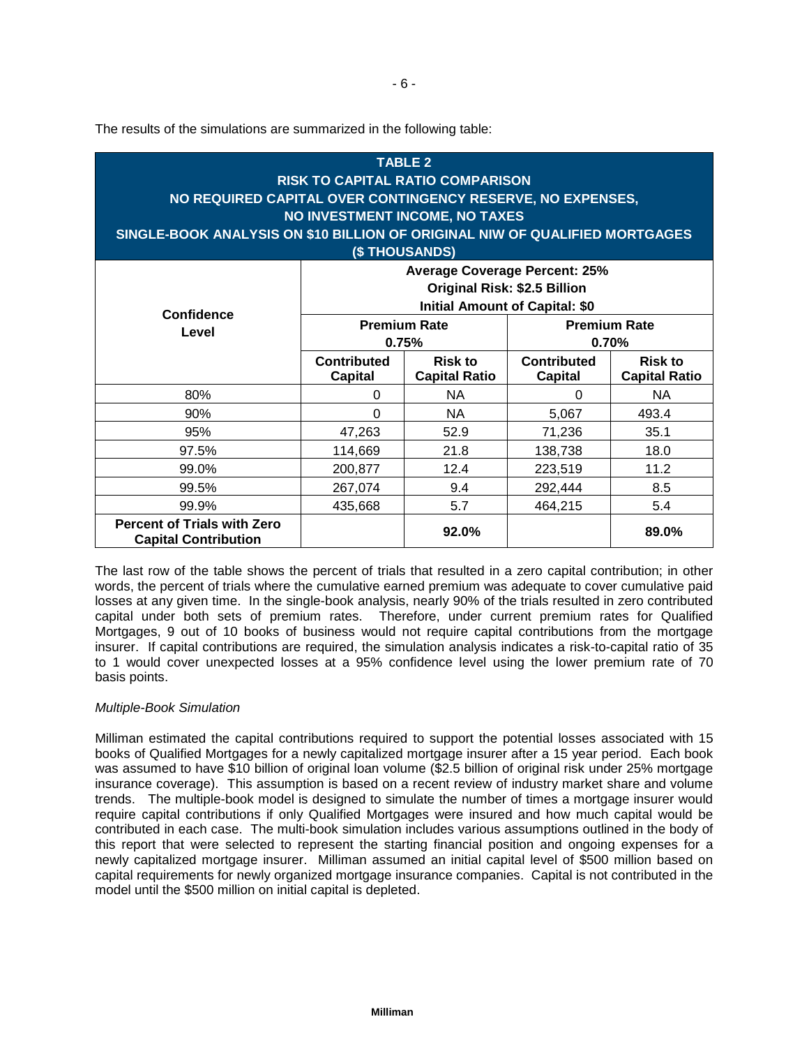The results of the simulations are summarized in the following table:

**TABLE 2**
**RISK TO CAPITAL RATIO COMPARISON**
**NO REQUIRED CAPITAL OVER CONTINGENCY RESERVE, NO EXPENSES, NO INVESTMENT INCOME, NO TAXES**
**SINGLE-BOOK ANALYSIS ON $10 BILLION OF ORIGINAL NIW OF QUALIFIED MORTGAGES**
**($ THOUSANDS)**

| Confidence Level | Average Coverage Percent: 25% Original Risk: $2.5 Billion Initial Amount of Capital: $0 | | | |
|---|---|---|---|---|
| | Premium Rate 0.75% | | Premium Rate 0.70% | |
| | Contributed Capital | Risk to Capital Ratio | Contributed Capital | Risk to Capital Ratio |
| 80% | 0 | NA | 0 | NA |
| 90% | 0 | NA | 5,067 | 493.4 |
| 95% | 47,263 | 52.9 | 71,236 | 35.1 |
| 97.5% | 114,669 | 21.8 | 138,738 | 18.0 |
| 99.0% | 200,877 | 12.4 | 223,519 | 11.2 |
| 99.5% | 267,074 | 9.4 | 292,444 | 8.5 |
| 99.9% | 435,668 | 5.7 | 464,215 | 5.4 |
| **Percent of Trials with Zero Capital Contribution** | | **92.0%** | | **89.0%** |

The last row of the table shows the percent of trials that resulted in a zero capital contribution; in other words, the percent of trials where the cumulative earned premium was adequate to cover cumulative paid losses at any given time. In the single-book analysis, nearly 90% of the trials resulted in zero contributed capital under both sets of premium rates. Therefore, under current premium rates for Qualified Mortgages, 9 out of 10 books of business would not require capital contributions from the mortgage insurer. If capital contributions are required, the simulation analysis indicates a risk-to-capital ratio of 35 to 1 would cover unexpected losses at a 95% confidence level using the lower premium rate of 70 basis points.

*Multiple-Book Simulation*

Milliman estimated the capital contributions required to support the potential losses associated with 15 books of Qualified Mortgages for a newly capitalized mortgage insurer after a 15 year period. Each book was assumed to have $10 billion of original loan volume ($2.5 billion of original risk under 25% mortgage insurance coverage). This assumption is based on a recent review of industry market share and volume trends. The multiple-book model is designed to simulate the number of times a mortgage insurer would require capital contributions if only Qualified Mortgages were insured and how much capital would be contributed in each case. The multi-book simulation includes various assumptions outlined in the body of this report that were selected to represent the starting financial position and ongoing expenses for a newly capitalized mortgage insurer. Milliman assumed an initial capital level of $500 million based on capital requirements for newly organized mortgage insurance companies. Capital is not contributed in the model until the $500 million on initial capital is depleted.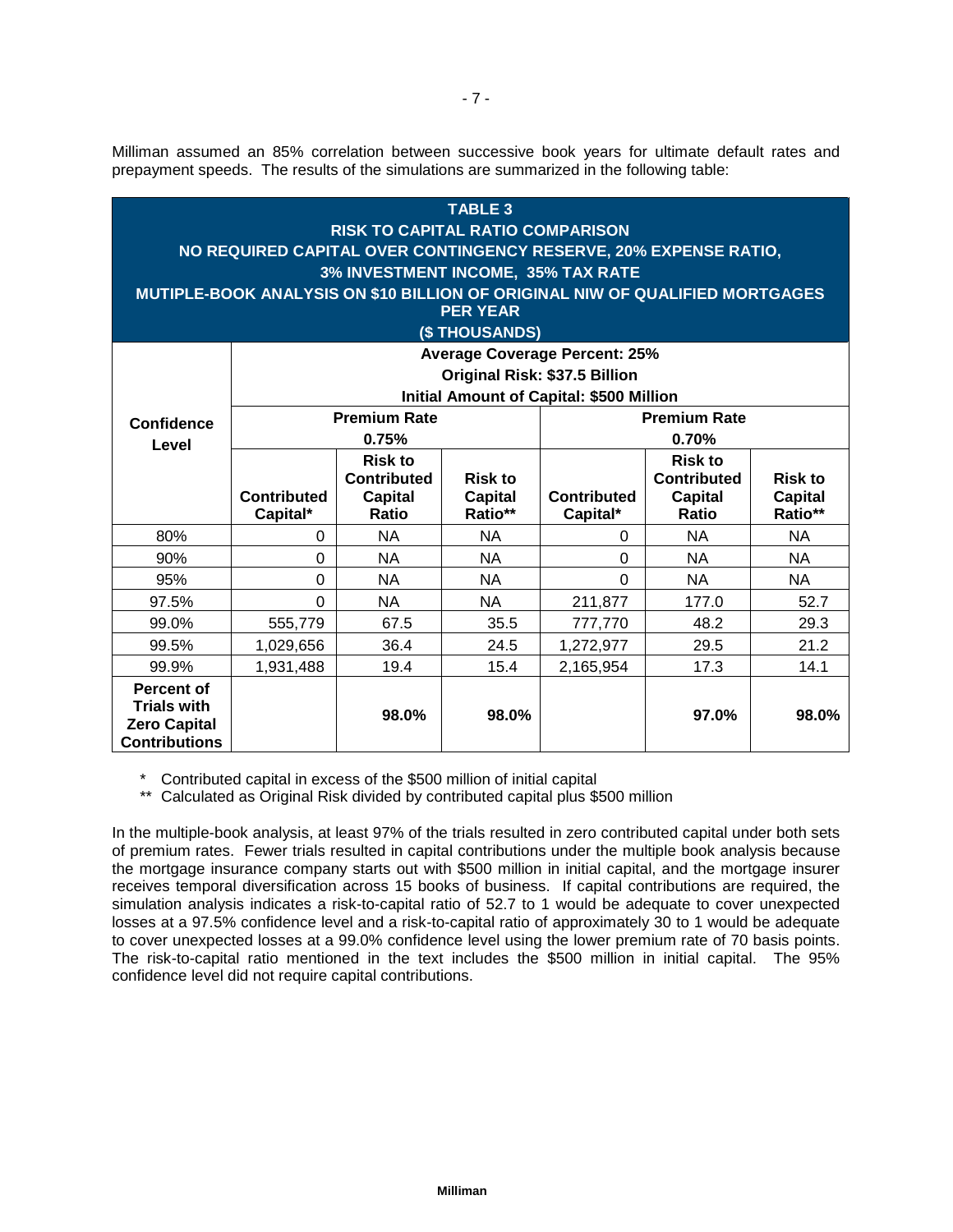Milliman assumed an 85% correlation between successive book years for ultimate default rates and prepayment speeds. The results of the simulations are summarized in the following table:

**TABLE 3**
**RISK TO CAPITAL RATIO COMPARISON**
**NO REQUIRED CAPITAL OVER CONTINGENCY RESERVE, 20% EXPENSE RATIO, 3% INVESTMENT INCOME, 35% TAX RATE**
**MUTIPLE-BOOK ANALYSIS ON $10 BILLION OF ORIGINAL NIW OF QUALIFIED MORTGAGES PER YEAR**
**($ THOUSANDS)**

| Confidence Level | Average Coverage Percent: 25%<br>Original Risk: $37.5 Billion<br>Initial Amount of Capital: $500 Million | | | | | |
|---|---|---|---|---|---|---|
| | Premium Rate 0.75% | | | Premium Rate 0.70% | | |
| | Contributed Capital* | Risk to Contributed Capital Ratio | Risk to Capital Ratio** | Contributed Capital* | Risk to Contributed Capital Ratio | Risk to Capital Ratio** |
| 80% | 0 | NA | NA | 0 | NA | NA |
| 90% | 0 | NA | NA | 0 | NA | NA |
| 95% | 0 | NA | NA | 0 | NA | NA |
| 97.5% | 0 | NA | NA | 211,877 | 177.0 | 52.7 |
| 99.0% | 555,779 | 67.5 | 35.5 | 777,770 | 48.2 | 29.3 |
| 99.5% | 1,029,656 | 36.4 | 24.5 | 1,272,977 | 29.5 | 21.2 |
| 99.9% | 1,931,488 | 19.4 | 15.4 | 2,165,954 | 17.3 | 14.1 |
| **Percent of Trials with Zero Capital Contributions** | | **98.0%** | **98.0%** | | **97.0%** | **98.0%** |

\* Contributed capital in excess of the $500 million of initial capital
\*\* Calculated as Original Risk divided by contributed capital plus $500 million

In the multiple-book analysis, at least 97% of the trials resulted in zero contributed capital under both sets of premium rates. Fewer trials resulted in capital contributions under the multiple book analysis because the mortgage insurance company starts out with $500 million in initial capital, and the mortgage insurer receives temporal diversification across 15 books of business. If capital contributions are required, the simulation analysis indicates a risk-to-capital ratio of 52.7 to 1 would be adequate to cover unexpected losses at a 97.5% confidence level and a risk-to-capital ratio of approximately 30 to 1 would be adequate to cover unexpected losses at a 99.0% confidence level using the lower premium rate of 70 basis points. The risk-to-capital ratio mentioned in the text includes the $500 million in initial capital. The 95% confidence level did not require capital contributions.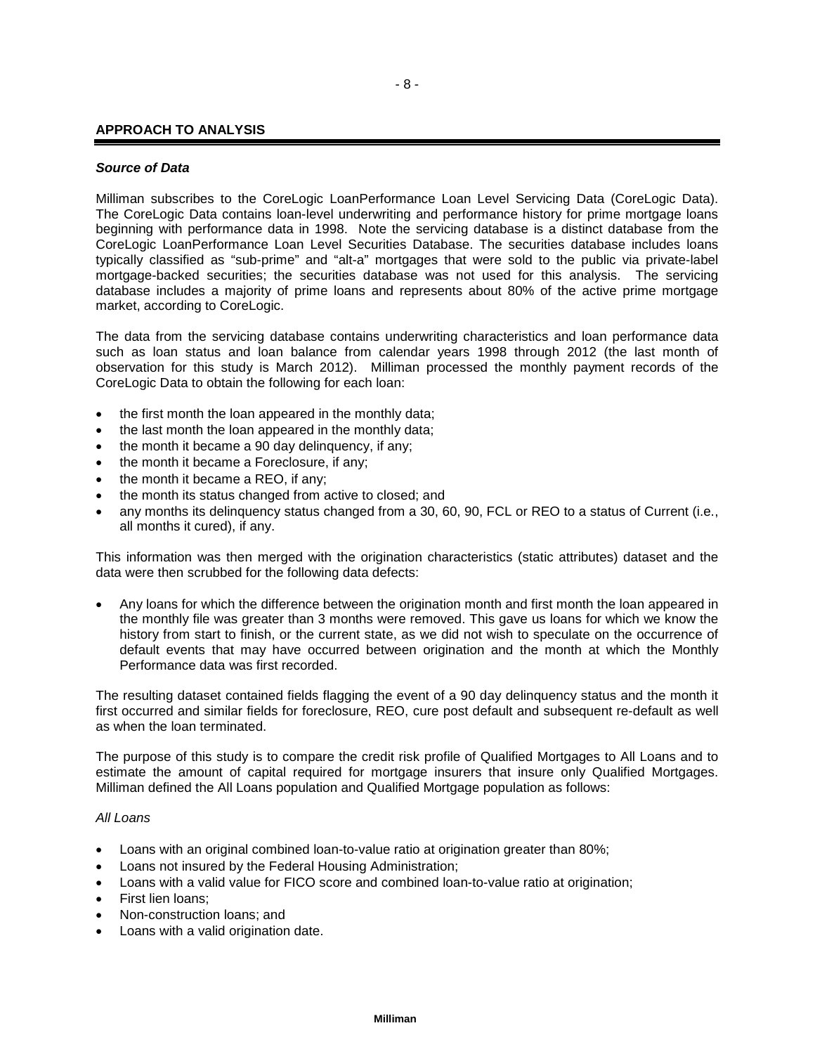## APPROACH TO ANALYSIS

### *Source of Data*

Milliman subscribes to the CoreLogic LoanPerformance Loan Level Servicing Data (CoreLogic Data). The CoreLogic Data contains loan-level underwriting and performance history for prime mortgage loans beginning with performance data in 1998. Note the servicing database is a distinct database from the CoreLogic LoanPerformance Loan Level Securities Database. The securities database includes loans typically classified as "sub-prime" and "alt-a" mortgages that were sold to the public via private-label mortgage-backed securities; the securities database was not used for this analysis. The servicing database includes a majority of prime loans and represents about 80% of the active prime mortgage market, according to CoreLogic.

The data from the servicing database contains underwriting characteristics and loan performance data such as loan status and loan balance from calendar years 1998 through 2012 (the last month of observation for this study is March 2012). Milliman processed the monthly payment records of the CoreLogic Data to obtain the following for each loan:

- the first month the loan appeared in the monthly data;
- the last month the loan appeared in the monthly data;
- the month it became a 90 day delinquency, if any;
- the month it became a Foreclosure, if any;
- the month it became a REO, if any;
- the month its status changed from active to closed; and
- any months its delinquency status changed from a 30, 60, 90, FCL or REO to a status of Current (i.e., all months it cured), if any.

This information was then merged with the origination characteristics (static attributes) dataset and the data were then scrubbed for the following data defects:

- Any loans for which the difference between the origination month and first month the loan appeared in the monthly file was greater than 3 months were removed. This gave us loans for which we know the history from start to finish, or the current state, as we did not wish to speculate on the occurrence of default events that may have occurred between origination and the month at which the Monthly Performance data was first recorded.

The resulting dataset contained fields flagging the event of a 90 day delinquency status and the month it first occurred and similar fields for foreclosure, REO, cure post default and subsequent re-default as well as when the loan terminated.

The purpose of this study is to compare the credit risk profile of Qualified Mortgages to All Loans and to estimate the amount of capital required for mortgage insurers that insure only Qualified Mortgages. Milliman defined the All Loans population and Qualified Mortgage population as follows:

*All Loans*

- Loans with an original combined loan-to-value ratio at origination greater than 80%;
- Loans not insured by the Federal Housing Administration;
- Loans with a valid value for FICO score and combined loan-to-value ratio at origination;
- First lien loans;
- Non-construction loans; and
- Loans with a valid origination date.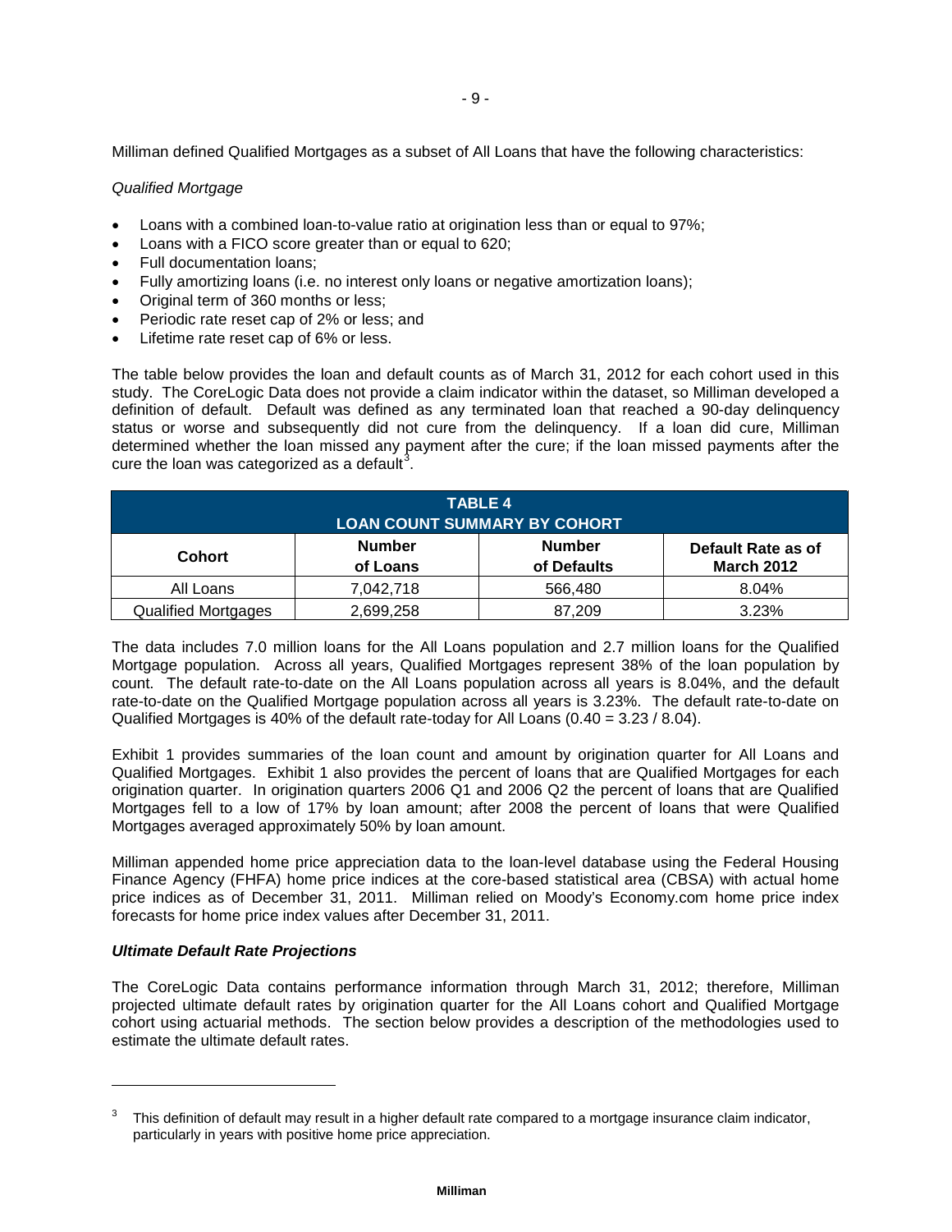Milliman defined Qualified Mortgages as a subset of All Loans that have the following characteristics:

*Qualified Mortgage*

- Loans with a combined loan-to-value ratio at origination less than or equal to 97%;
- Loans with a FICO score greater than or equal to 620;
- Full documentation loans;
- Fully amortizing loans (i.e. no interest only loans or negative amortization loans);
- Original term of 360 months or less;
- Periodic rate reset cap of 2% or less; and
- Lifetime rate reset cap of 6% or less.

The table below provides the loan and default counts as of March 31, 2012 for each cohort used in this study. The CoreLogic Data does not provide a claim indicator within the dataset, so Milliman developed a definition of default. Default was defined as any terminated loan that reached a 90-day delinquency status or worse and subsequently did not cure from the delinquency. If a loan did cure, Milliman determined whether the loan missed any payment after the cure; if the loan missed payments after the cure the loan was categorized as a default[3].

**TABLE 4**
**LOAN COUNT SUMMARY BY COHORT**

| Cohort | Number of Loans | Number of Defaults | Default Rate as of March 2012 |
|---|---|---|---|
| All Loans | 7,042,718 | 566,480 | 8.04% |
| Qualified Mortgages | 2,699,258 | 87,209 | 3.23% |

The data includes 7.0 million loans for the All Loans population and 2.7 million loans for the Qualified Mortgage population. Across all years, Qualified Mortgages represent 38% of the loan population by count. The default rate-to-date on the All Loans population across all years is 8.04%, and the default rate-to-date on the Qualified Mortgage population across all years is 3.23%. The default rate-to-date on Qualified Mortgages is 40% of the default rate-today for All Loans (0.40 = 3.23 / 8.04).

Exhibit 1 provides summaries of the loan count and amount by origination quarter for All Loans and Qualified Mortgages. Exhibit 1 also provides the percent of loans that are Qualified Mortgages for each origination quarter. In origination quarters 2006 Q1 and 2006 Q2 the percent of loans that are Qualified Mortgages fell to a low of 17% by loan amount; after 2008 the percent of loans that were Qualified Mortgages averaged approximately 50% by loan amount.

Milliman appended home price appreciation data to the loan-level database using the Federal Housing Finance Agency (FHFA) home price indices at the core-based statistical area (CBSA) with actual home price indices as of December 31, 2011. Milliman relied on Moody's Economy.com home price index forecasts for home price index values after December 31, 2011.

***Ultimate Default Rate Projections***

The CoreLogic Data contains performance information through March 31, 2012; therefore, Milliman projected ultimate default rates by origination quarter for the All Loans cohort and Qualified Mortgage cohort using actuarial methods. The section below provides a description of the methodologies used to estimate the ultimate default rates.

---

[3] This definition of default may result in a higher default rate compared to a mortgage insurance claim indicator, particularly in years with positive home price appreciation.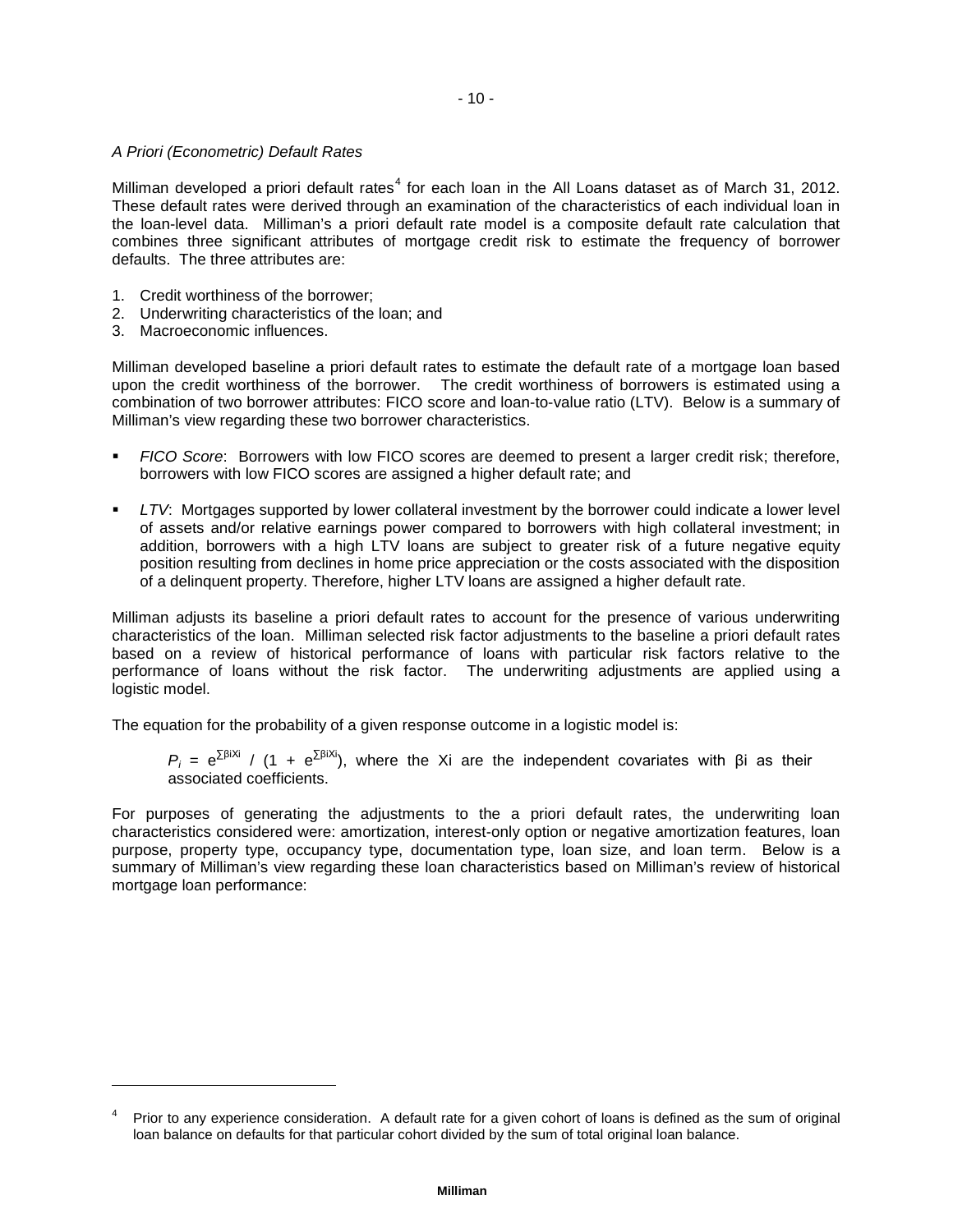*A Priori (Econometric) Default Rates*

Milliman developed a priori default rates[4] for each loan in the All Loans dataset as of March 31, 2012. These default rates were derived through an examination of the characteristics of each individual loan in the loan-level data. Milliman's a priori default rate model is a composite default rate calculation that combines three significant attributes of mortgage credit risk to estimate the frequency of borrower defaults. The three attributes are:

1. Credit worthiness of the borrower;
2. Underwriting characteristics of the loan; and
3. Macroeconomic influences.

Milliman developed baseline a priori default rates to estimate the default rate of a mortgage loan based upon the credit worthiness of the borrower. The credit worthiness of borrowers is estimated using a combination of two borrower attributes: FICO score and loan-to-value ratio (LTV). Below is a summary of Milliman's view regarding these two borrower characteristics.

- *FICO Score*: Borrowers with low FICO scores are deemed to present a larger credit risk; therefore, borrowers with low FICO scores are assigned a higher default rate; and

- *LTV*: Mortgages supported by lower collateral investment by the borrower could indicate a lower level of assets and/or relative earnings power compared to borrowers with high collateral investment; in addition, borrowers with a high LTV loans are subject to greater risk of a future negative equity position resulting from declines in home price appreciation or the costs associated with the disposition of a delinquent property. Therefore, higher LTV loans are assigned a higher default rate.

Milliman adjusts its baseline a priori default rates to account for the presence of various underwriting characteristics of the loan. Milliman selected risk factor adjustments to the baseline a priori default rates based on a review of historical performance of loans with particular risk factors relative to the performance of loans without the risk factor. The underwriting adjustments are applied using a logistic model.

The equation for the probability of a given response outcome in a logistic model is:

> $P_i = e^{\Sigma\beta iXi} / (1 + e^{\Sigma\beta iXi})$, where the Xi are the independent covariates with βi as their associated coefficients.

For purposes of generating the adjustments to the a priori default rates, the underwriting loan characteristics considered were: amortization, interest-only option or negative amortization features, loan purpose, property type, occupancy type, documentation type, loan size, and loan term. Below is a summary of Milliman's view regarding these loan characteristics based on Milliman's review of historical mortgage loan performance:

---

[4] Prior to any experience consideration. A default rate for a given cohort of loans is defined as the sum of original loan balance on defaults for that particular cohort divided by the sum of total original loan balance.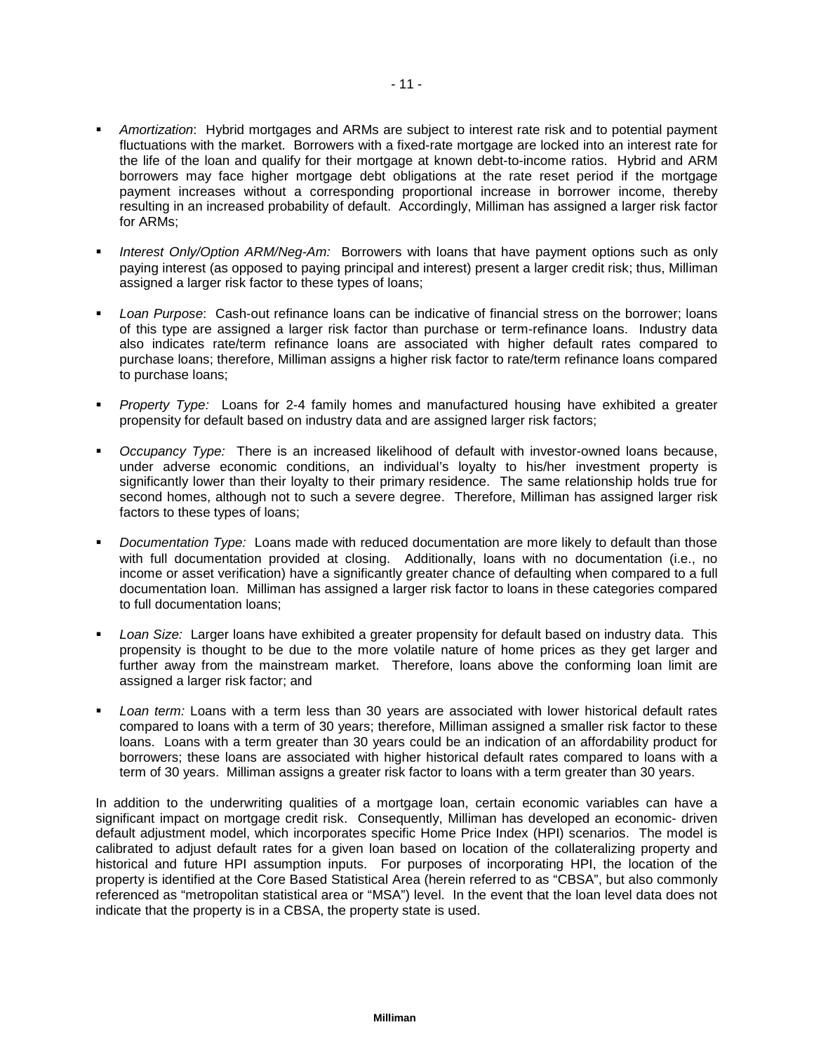- *Amortization*: Hybrid mortgages and ARMs are subject to interest rate risk and to potential payment fluctuations with the market. Borrowers with a fixed-rate mortgage are locked into an interest rate for the life of the loan and qualify for their mortgage at known debt-to-income ratios. Hybrid and ARM borrowers may face higher mortgage debt obligations at the rate reset period if the mortgage payment increases without a corresponding proportional increase in borrower income, thereby resulting in an increased probability of default. Accordingly, Milliman has assigned a larger risk factor for ARMs;

- *Interest Only/Option ARM/Neg-Am:* Borrowers with loans that have payment options such as only paying interest (as opposed to paying principal and interest) present a larger credit risk; thus, Milliman assigned a larger risk factor to these types of loans;

- *Loan Purpose*: Cash-out refinance loans can be indicative of financial stress on the borrower; loans of this type are assigned a larger risk factor than purchase or term-refinance loans. Industry data also indicates rate/term refinance loans are associated with higher default rates compared to purchase loans; therefore, Milliman assigns a higher risk factor to rate/term refinance loans compared to purchase loans;

- *Property Type:* Loans for 2-4 family homes and manufactured housing have exhibited a greater propensity for default based on industry data and are assigned larger risk factors;

- *Occupancy Type:* There is an increased likelihood of default with investor-owned loans because, under adverse economic conditions, an individual's loyalty to his/her investment property is significantly lower than their loyalty to their primary residence. The same relationship holds true for second homes, although not to such a severe degree. Therefore, Milliman has assigned larger risk factors to these types of loans;

- *Documentation Type:* Loans made with reduced documentation are more likely to default than those with full documentation provided at closing. Additionally, loans with no documentation (i.e., no income or asset verification) have a significantly greater chance of defaulting when compared to a full documentation loan. Milliman has assigned a larger risk factor to loans in these categories compared to full documentation loans;

- *Loan Size:* Larger loans have exhibited a greater propensity for default based on industry data. This propensity is thought to be due to the more volatile nature of home prices as they get larger and further away from the mainstream market. Therefore, loans above the conforming loan limit are assigned a larger risk factor; and

- *Loan term:* Loans with a term less than 30 years are associated with lower historical default rates compared to loans with a term of 30 years; therefore, Milliman assigned a smaller risk factor to these loans. Loans with a term greater than 30 years could be an indication of an affordability product for borrowers; these loans are associated with higher historical default rates compared to loans with a term of 30 years. Milliman assigns a greater risk factor to loans with a term greater than 30 years.

In addition to the underwriting qualities of a mortgage loan, certain economic variables can have a significant impact on mortgage credit risk. Consequently, Milliman has developed an economic- driven default adjustment model, which incorporates specific Home Price Index (HPI) scenarios. The model is calibrated to adjust default rates for a given loan based on location of the collateralizing property and historical and future HPI assumption inputs. For purposes of incorporating HPI, the location of the property is identified at the Core Based Statistical Area (herein referred to as "CBSA", but also commonly referenced as "metropolitan statistical area or "MSA") level. In the event that the loan level data does not indicate that the property is in a CBSA, the property state is used.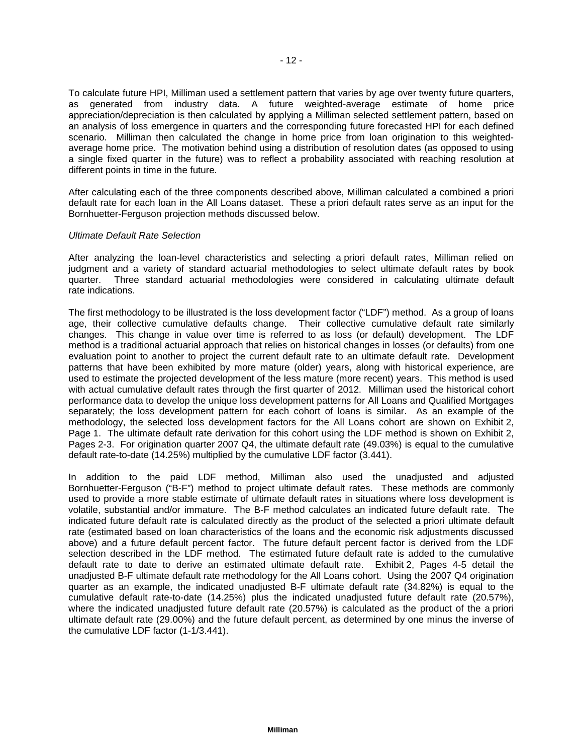To calculate future HPI, Milliman used a settlement pattern that varies by age over twenty future quarters, as generated from industry data. A future weighted-average estimate of home price appreciation/depreciation is then calculated by applying a Milliman selected settlement pattern, based on an analysis of loss emergence in quarters and the corresponding future forecasted HPI for each defined scenario. Milliman then calculated the change in home price from loan origination to this weighted-average home price. The motivation behind using a distribution of resolution dates (as opposed to using a single fixed quarter in the future) was to reflect a probability associated with reaching resolution at different points in time in the future.

After calculating each of the three components described above, Milliman calculated a combined a priori default rate for each loan in the All Loans dataset. These a priori default rates serve as an input for the Bornhuetter-Ferguson projection methods discussed below.

*Ultimate Default Rate Selection*

After analyzing the loan-level characteristics and selecting a priori default rates, Milliman relied on judgment and a variety of standard actuarial methodologies to select ultimate default rates by book quarter. Three standard actuarial methodologies were considered in calculating ultimate default rate indications.

The first methodology to be illustrated is the loss development factor ("LDF") method. As a group of loans age, their collective cumulative defaults change. Their collective cumulative default rate similarly changes. This change in value over time is referred to as loss (or default) development. The LDF method is a traditional actuarial approach that relies on historical changes in losses (or defaults) from one evaluation point to another to project the current default rate to an ultimate default rate. Development patterns that have been exhibited by more mature (older) years, along with historical experience, are used to estimate the projected development of the less mature (more recent) years. This method is used with actual cumulative default rates through the first quarter of 2012. Milliman used the historical cohort performance data to develop the unique loss development patterns for All Loans and Qualified Mortgages separately; the loss development pattern for each cohort of loans is similar. As an example of the methodology, the selected loss development factors for the All Loans cohort are shown on Exhibit 2, Page 1. The ultimate default rate derivation for this cohort using the LDF method is shown on Exhibit 2, Pages 2-3. For origination quarter 2007 Q4, the ultimate default rate (49.03%) is equal to the cumulative default rate-to-date (14.25%) multiplied by the cumulative LDF factor (3.441).

In addition to the paid LDF method, Milliman also used the unadjusted and adjusted Bornhuetter-Ferguson ("B-F") method to project ultimate default rates. These methods are commonly used to provide a more stable estimate of ultimate default rates in situations where loss development is volatile, substantial and/or immature. The B-F method calculates an indicated future default rate. The indicated future default rate is calculated directly as the product of the selected a priori ultimate default rate (estimated based on loan characteristics of the loans and the economic risk adjustments discussed above) and a future default percent factor. The future default percent factor is derived from the LDF selection described in the LDF method. The estimated future default rate is added to the cumulative default rate to date to derive an estimated ultimate default rate. Exhibit 2, Pages 4-5 detail the unadjusted B-F ultimate default rate methodology for the All Loans cohort. Using the 2007 Q4 origination quarter as an example, the indicated unadjusted B-F ultimate default rate (34.82%) is equal to the cumulative default rate-to-date (14.25%) plus the indicated unadjusted future default rate (20.57%), where the indicated unadjusted future default rate (20.57%) is calculated as the product of the a priori ultimate default rate (29.00%) and the future default percent, as determined by one minus the inverse of the cumulative LDF factor (1-1/3.441).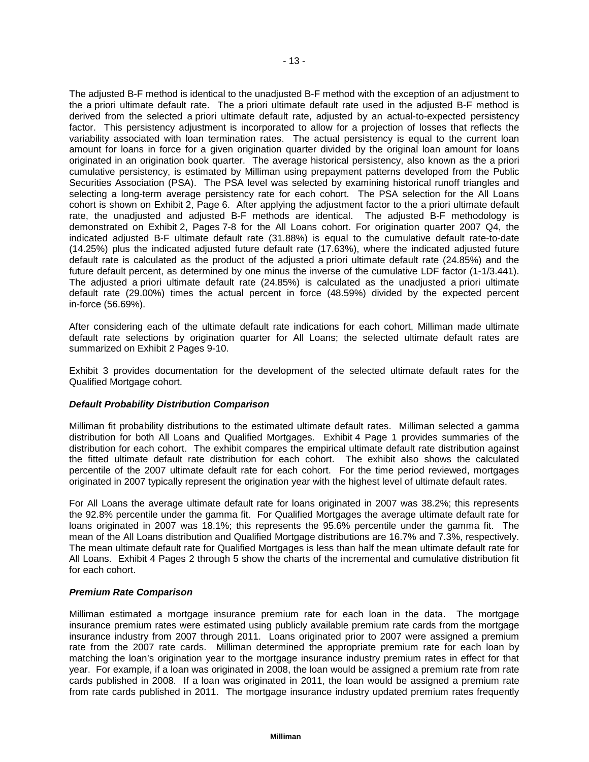The adjusted B-F method is identical to the unadjusted B-F method with the exception of an adjustment to the a priori ultimate default rate. The a priori ultimate default rate used in the adjusted B-F method is derived from the selected a priori ultimate default rate, adjusted by an actual-to-expected persistency factor. This persistency adjustment is incorporated to allow for a projection of losses that reflects the variability associated with loan termination rates. The actual persistency is equal to the current loan amount for loans in force for a given origination quarter divided by the original loan amount for loans originated in an origination book quarter. The average historical persistency, also known as the a priori cumulative persistency, is estimated by Milliman using prepayment patterns developed from the Public Securities Association (PSA). The PSA level was selected by examining historical runoff triangles and selecting a long-term average persistency rate for each cohort. The PSA selection for the All Loans cohort is shown on Exhibit 2, Page 6. After applying the adjustment factor to the a priori ultimate default rate, the unadjusted and adjusted B-F methods are identical. The adjusted B-F methodology is demonstrated on Exhibit 2, Pages 7-8 for the All Loans cohort. For origination quarter 2007 Q4, the indicated adjusted B-F ultimate default rate (31.88%) is equal to the cumulative default rate-to-date (14.25%) plus the indicated adjusted future default rate (17.63%), where the indicated adjusted future default rate is calculated as the product of the adjusted a priori ultimate default rate (24.85%) and the future default percent, as determined by one minus the inverse of the cumulative LDF factor (1-1/3.441). The adjusted a priori ultimate default rate (24.85%) is calculated as the unadjusted a priori ultimate default rate (29.00%) times the actual percent in force (48.59%) divided by the expected percent in-force (56.69%).

After considering each of the ultimate default rate indications for each cohort, Milliman made ultimate default rate selections by origination quarter for All Loans; the selected ultimate default rates are summarized on Exhibit 2 Pages 9-10.

Exhibit 3 provides documentation for the development of the selected ultimate default rates for the Qualified Mortgage cohort.

### *Default Probability Distribution Comparison*

Milliman fit probability distributions to the estimated ultimate default rates. Milliman selected a gamma distribution for both All Loans and Qualified Mortgages. Exhibit 4 Page 1 provides summaries of the distribution for each cohort. The exhibit compares the empirical ultimate default rate distribution against the fitted ultimate default rate distribution for each cohort. The exhibit also shows the calculated percentile of the 2007 ultimate default rate for each cohort. For the time period reviewed, mortgages originated in 2007 typically represent the origination year with the highest level of ultimate default rates.

For All Loans the average ultimate default rate for loans originated in 2007 was 38.2%; this represents the 92.8% percentile under the gamma fit. For Qualified Mortgages the average ultimate default rate for loans originated in 2007 was 18.1%; this represents the 95.6% percentile under the gamma fit. The mean of the All Loans distribution and Qualified Mortgage distributions are 16.7% and 7.3%, respectively. The mean ultimate default rate for Qualified Mortgages is less than half the mean ultimate default rate for All Loans. Exhibit 4 Pages 2 through 5 show the charts of the incremental and cumulative distribution fit for each cohort.

### *Premium Rate Comparison*

Milliman estimated a mortgage insurance premium rate for each loan in the data. The mortgage insurance premium rates were estimated using publicly available premium rate cards from the mortgage insurance industry from 2007 through 2011. Loans originated prior to 2007 were assigned a premium rate from the 2007 rate cards. Milliman determined the appropriate premium rate for each loan by matching the loan's origination year to the mortgage insurance industry premium rates in effect for that year. For example, if a loan was originated in 2008, the loan would be assigned a premium rate from rate cards published in 2008. If a loan was originated in 2011, the loan would be assigned a premium rate from rate cards published in 2011. The mortgage insurance industry updated premium rates frequently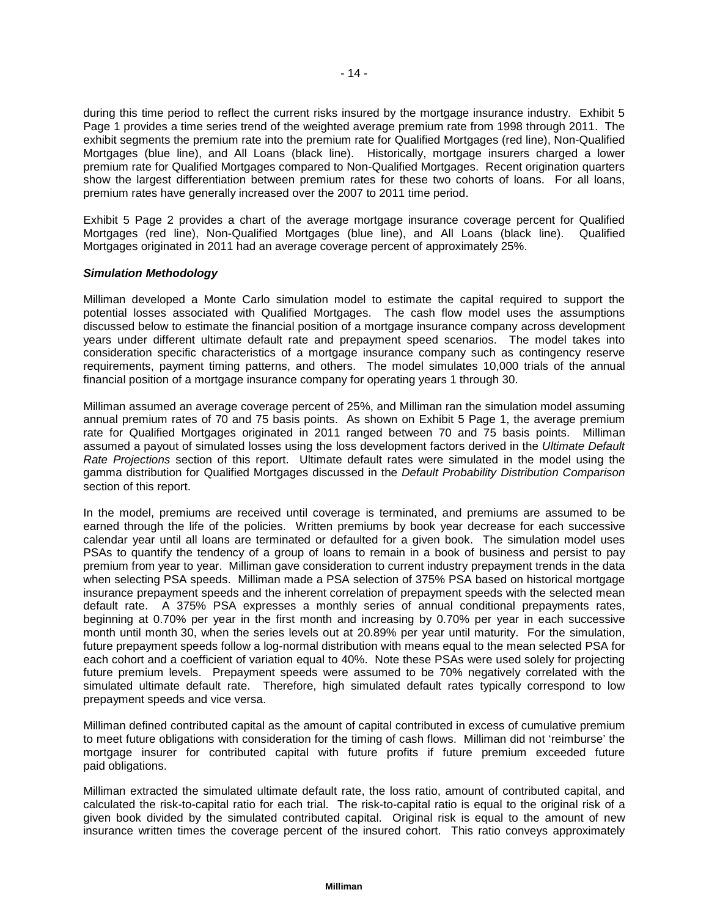during this time period to reflect the current risks insured by the mortgage insurance industry. Exhibit 5 Page 1 provides a time series trend of the weighted average premium rate from 1998 through 2011. The exhibit segments the premium rate into the premium rate for Qualified Mortgages (red line), Non-Qualified Mortgages (blue line), and All Loans (black line). Historically, mortgage insurers charged a lower premium rate for Qualified Mortgages compared to Non-Qualified Mortgages. Recent origination quarters show the largest differentiation between premium rates for these two cohorts of loans. For all loans, premium rates have generally increased over the 2007 to 2011 time period.

Exhibit 5 Page 2 provides a chart of the average mortgage insurance coverage percent for Qualified Mortgages (red line), Non-Qualified Mortgages (blue line), and All Loans (black line). Qualified Mortgages originated in 2011 had an average coverage percent of approximately 25%.

***Simulation Methodology***

Milliman developed a Monte Carlo simulation model to estimate the capital required to support the potential losses associated with Qualified Mortgages. The cash flow model uses the assumptions discussed below to estimate the financial position of a mortgage insurance company across development years under different ultimate default rate and prepayment speed scenarios. The model takes into consideration specific characteristics of a mortgage insurance company such as contingency reserve requirements, payment timing patterns, and others. The model simulates 10,000 trials of the annual financial position of a mortgage insurance company for operating years 1 through 30.

Milliman assumed an average coverage percent of 25%, and Milliman ran the simulation model assuming annual premium rates of 70 and 75 basis points. As shown on Exhibit 5 Page 1, the average premium rate for Qualified Mortgages originated in 2011 ranged between 70 and 75 basis points. Milliman assumed a payout of simulated losses using the loss development factors derived in the *Ultimate Default Rate Projections* section of this report. Ultimate default rates were simulated in the model using the gamma distribution for Qualified Mortgages discussed in the *Default Probability Distribution Comparison* section of this report.

In the model, premiums are received until coverage is terminated, and premiums are assumed to be earned through the life of the policies. Written premiums by book year decrease for each successive calendar year until all loans are terminated or defaulted for a given book. The simulation model uses PSAs to quantify the tendency of a group of loans to remain in a book of business and persist to pay premium from year to year. Milliman gave consideration to current industry prepayment trends in the data when selecting PSA speeds. Milliman made a PSA selection of 375% PSA based on historical mortgage insurance prepayment speeds and the inherent correlation of prepayment speeds with the selected mean default rate. A 375% PSA expresses a monthly series of annual conditional prepayments rates, beginning at 0.70% per year in the first month and increasing by 0.70% per year in each successive month until month 30, when the series levels out at 20.89% per year until maturity. For the simulation, future prepayment speeds follow a log-normal distribution with means equal to the mean selected PSA for each cohort and a coefficient of variation equal to 40%. Note these PSAs were used solely for projecting future premium levels. Prepayment speeds were assumed to be 70% negatively correlated with the simulated ultimate default rate. Therefore, high simulated default rates typically correspond to low prepayment speeds and vice versa.

Milliman defined contributed capital as the amount of capital contributed in excess of cumulative premium to meet future obligations with consideration for the timing of cash flows. Milliman did not 'reimburse' the mortgage insurer for contributed capital with future profits if future premium exceeded future paid obligations.

Milliman extracted the simulated ultimate default rate, the loss ratio, amount of contributed capital, and calculated the risk-to-capital ratio for each trial. The risk-to-capital ratio is equal to the original risk of a given book divided by the simulated contributed capital. Original risk is equal to the amount of new insurance written times the coverage percent of the insured cohort. This ratio conveys approximately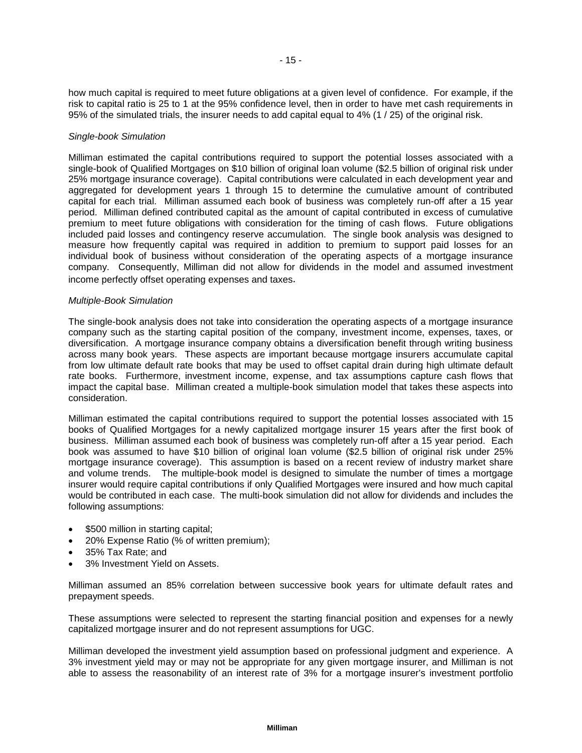how much capital is required to meet future obligations at a given level of confidence. For example, if the risk to capital ratio is 25 to 1 at the 95% confidence level, then in order to have met cash requirements in 95% of the simulated trials, the insurer needs to add capital equal to 4% (1 / 25) of the original risk.

*Single-book Simulation*

Milliman estimated the capital contributions required to support the potential losses associated with a single-book of Qualified Mortgages on $10 billion of original loan volume ($2.5 billion of original risk under 25% mortgage insurance coverage). Capital contributions were calculated in each development year and aggregated for development years 1 through 15 to determine the cumulative amount of contributed capital for each trial. Milliman assumed each book of business was completely run-off after a 15 year period. Milliman defined contributed capital as the amount of capital contributed in excess of cumulative premium to meet future obligations with consideration for the timing of cash flows. Future obligations included paid losses and contingency reserve accumulation. The single book analysis was designed to measure how frequently capital was required in addition to premium to support paid losses for an individual book of business without consideration of the operating aspects of a mortgage insurance company. Consequently, Milliman did not allow for dividends in the model and assumed investment income perfectly offset operating expenses and taxes.

*Multiple-Book Simulation*

The single-book analysis does not take into consideration the operating aspects of a mortgage insurance company such as the starting capital position of the company, investment income, expenses, taxes, or diversification. A mortgage insurance company obtains a diversification benefit through writing business across many book years. These aspects are important because mortgage insurers accumulate capital from low ultimate default rate books that may be used to offset capital drain during high ultimate default rate books. Furthermore, investment income, expense, and tax assumptions capture cash flows that impact the capital base. Milliman created a multiple-book simulation model that takes these aspects into consideration.

Milliman estimated the capital contributions required to support the potential losses associated with 15 books of Qualified Mortgages for a newly capitalized mortgage insurer 15 years after the first book of business. Milliman assumed each book of business was completely run-off after a 15 year period. Each book was assumed to have $10 billion of original loan volume ($2.5 billion of original risk under 25% mortgage insurance coverage). This assumption is based on a recent review of industry market share and volume trends. The multiple-book model is designed to simulate the number of times a mortgage insurer would require capital contributions if only Qualified Mortgages were insured and how much capital would be contributed in each case. The multi-book simulation did not allow for dividends and includes the following assumptions:

- $500 million in starting capital;
- 20% Expense Ratio (% of written premium);
- 35% Tax Rate; and
- 3% Investment Yield on Assets.

Milliman assumed an 85% correlation between successive book years for ultimate default rates and prepayment speeds.

These assumptions were selected to represent the starting financial position and expenses for a newly capitalized mortgage insurer and do not represent assumptions for UGC.

Milliman developed the investment yield assumption based on professional judgment and experience. A 3% investment yield may or may not be appropriate for any given mortgage insurer, and Milliman is not able to assess the reasonability of an interest rate of 3% for a mortgage insurer's investment portfolio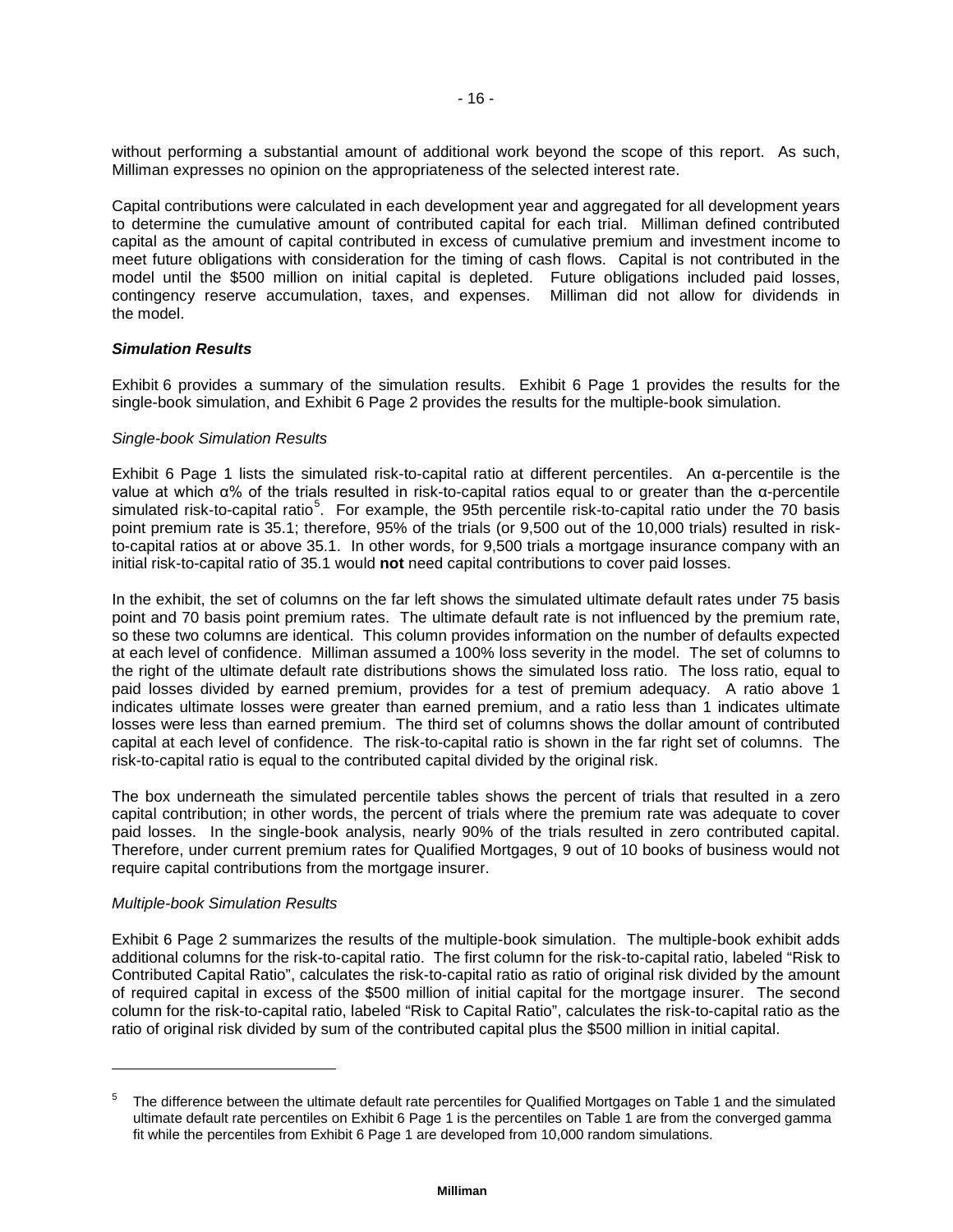without performing a substantial amount of additional work beyond the scope of this report. As such, Milliman expresses no opinion on the appropriateness of the selected interest rate.

Capital contributions were calculated in each development year and aggregated for all development years to determine the cumulative amount of contributed capital for each trial. Milliman defined contributed capital as the amount of capital contributed in excess of cumulative premium and investment income to meet future obligations with consideration for the timing of cash flows. Capital is not contributed in the model until the \$500 million on initial capital is depleted. Future obligations included paid losses, contingency reserve accumulation, taxes, and expenses. Milliman did not allow for dividends in the model.

***Simulation Results***

Exhibit 6 provides a summary of the simulation results. Exhibit 6 Page 1 provides the results for the single-book simulation, and Exhibit 6 Page 2 provides the results for the multiple-book simulation.

*Single-book Simulation Results*

Exhibit 6 Page 1 lists the simulated risk-to-capital ratio at different percentiles. An α-percentile is the value at which α% of the trials resulted in risk-to-capital ratios equal to or greater than the α-percentile simulated risk-to-capital ratio[5]. For example, the 95th percentile risk-to-capital ratio under the 70 basis point premium rate is 35.1; therefore, 95% of the trials (or 9,500 out of the 10,000 trials) resulted in risk-to-capital ratios at or above 35.1. In other words, for 9,500 trials a mortgage insurance company with an initial risk-to-capital ratio of 35.1 would **not** need capital contributions to cover paid losses.

In the exhibit, the set of columns on the far left shows the simulated ultimate default rates under 75 basis point and 70 basis point premium rates. The ultimate default rate is not influenced by the premium rate, so these two columns are identical. This column provides information on the number of defaults expected at each level of confidence. Milliman assumed a 100% loss severity in the model. The set of columns to the right of the ultimate default rate distributions shows the simulated loss ratio. The loss ratio, equal to paid losses divided by earned premium, provides for a test of premium adequacy. A ratio above 1 indicates ultimate losses were greater than earned premium, and a ratio less than 1 indicates ultimate losses were less than earned premium. The third set of columns shows the dollar amount of contributed capital at each level of confidence. The risk-to-capital ratio is shown in the far right set of columns. The risk-to-capital ratio is equal to the contributed capital divided by the original risk.

The box underneath the simulated percentile tables shows the percent of trials that resulted in a zero capital contribution; in other words, the percent of trials where the premium rate was adequate to cover paid losses. In the single-book analysis, nearly 90% of the trials resulted in zero contributed capital. Therefore, under current premium rates for Qualified Mortgages, 9 out of 10 books of business would not require capital contributions from the mortgage insurer.

*Multiple-book Simulation Results*

Exhibit 6 Page 2 summarizes the results of the multiple-book simulation. The multiple-book exhibit adds additional columns for the risk-to-capital ratio. The first column for the risk-to-capital ratio, labeled "Risk to Contributed Capital Ratio", calculates the risk-to-capital ratio as ratio of original risk divided by the amount of required capital in excess of the \$500 million of initial capital for the mortgage insurer. The second column for the risk-to-capital ratio, labeled "Risk to Capital Ratio", calculates the risk-to-capital ratio as the ratio of original risk divided by sum of the contributed capital plus the \$500 million in initial capital.

---

[5] The difference between the ultimate default rate percentiles for Qualified Mortgages on Table 1 and the simulated ultimate default rate percentiles on Exhibit 6 Page 1 is the percentiles on Table 1 are from the converged gamma fit while the percentiles from Exhibit 6 Page 1 are developed from 10,000 random simulations.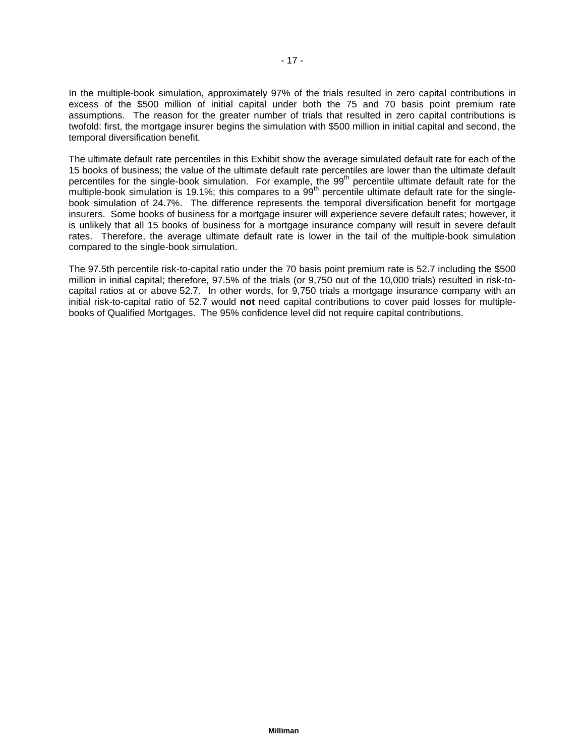In the multiple-book simulation, approximately 97% of the trials resulted in zero capital contributions in excess of the $500 million of initial capital under both the 75 and 70 basis point premium rate assumptions. The reason for the greater number of trials that resulted in zero capital contributions is twofold: first, the mortgage insurer begins the simulation with $500 million in initial capital and second, the temporal diversification benefit.

The ultimate default rate percentiles in this Exhibit show the average simulated default rate for each of the 15 books of business; the value of the ultimate default rate percentiles are lower than the ultimate default percentiles for the single-book simulation. For example, the 99th percentile ultimate default rate for the multiple-book simulation is 19.1%; this compares to a 99th percentile ultimate default rate for the single-book simulation of 24.7%. The difference represents the temporal diversification benefit for mortgage insurers. Some books of business for a mortgage insurer will experience severe default rates; however, it is unlikely that all 15 books of business for a mortgage insurance company will result in severe default rates. Therefore, the average ultimate default rate is lower in the tail of the multiple-book simulation compared to the single-book simulation.

The 97.5th percentile risk-to-capital ratio under the 70 basis point premium rate is 52.7 including the $500 million in initial capital; therefore, 97.5% of the trials (or 9,750 out of the 10,000 trials) resulted in risk-to-capital ratios at or above 52.7. In other words, for 9,750 trials a mortgage insurance company with an initial risk-to-capital ratio of 52.7 would **not** need capital contributions to cover paid losses for multiple-books of Qualified Mortgages. The 95% confidence level did not require capital contributions.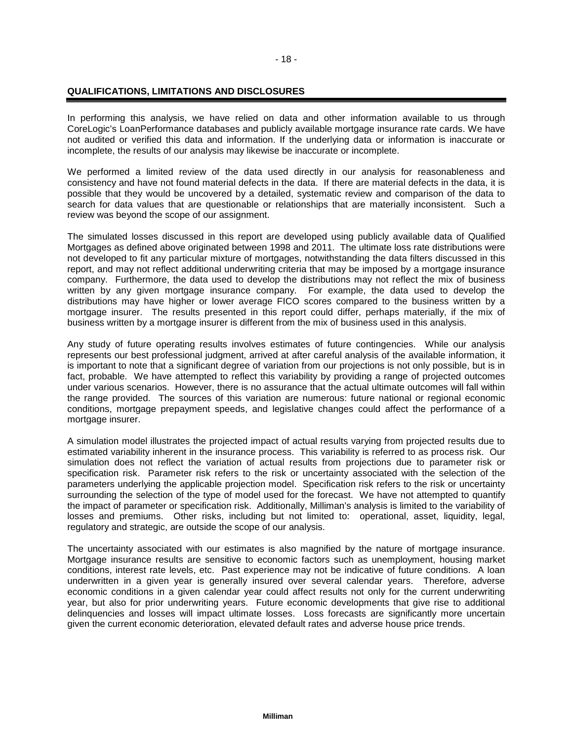## QUALIFICATIONS, LIMITATIONS AND DISCLOSURES

In performing this analysis, we have relied on data and other information available to us through CoreLogic's LoanPerformance databases and publicly available mortgage insurance rate cards. We have not audited or verified this data and information. If the underlying data or information is inaccurate or incomplete, the results of our analysis may likewise be inaccurate or incomplete.

We performed a limited review of the data used directly in our analysis for reasonableness and consistency and have not found material defects in the data. If there are material defects in the data, it is possible that they would be uncovered by a detailed, systematic review and comparison of the data to search for data values that are questionable or relationships that are materially inconsistent. Such a review was beyond the scope of our assignment.

The simulated losses discussed in this report are developed using publicly available data of Qualified Mortgages as defined above originated between 1998 and 2011. The ultimate loss rate distributions were not developed to fit any particular mixture of mortgages, notwithstanding the data filters discussed in this report, and may not reflect additional underwriting criteria that may be imposed by a mortgage insurance company. Furthermore, the data used to develop the distributions may not reflect the mix of business written by any given mortgage insurance company. For example, the data used to develop the distributions may have higher or lower average FICO scores compared to the business written by a mortgage insurer. The results presented in this report could differ, perhaps materially, if the mix of business written by a mortgage insurer is different from the mix of business used in this analysis.

Any study of future operating results involves estimates of future contingencies. While our analysis represents our best professional judgment, arrived at after careful analysis of the available information, it is important to note that a significant degree of variation from our projections is not only possible, but is in fact, probable. We have attempted to reflect this variability by providing a range of projected outcomes under various scenarios. However, there is no assurance that the actual ultimate outcomes will fall within the range provided. The sources of this variation are numerous: future national or regional economic conditions, mortgage prepayment speeds, and legislative changes could affect the performance of a mortgage insurer.

A simulation model illustrates the projected impact of actual results varying from projected results due to estimated variability inherent in the insurance process. This variability is referred to as process risk. Our simulation does not reflect the variation of actual results from projections due to parameter risk or specification risk. Parameter risk refers to the risk or uncertainty associated with the selection of the parameters underlying the applicable projection model. Specification risk refers to the risk or uncertainty surrounding the selection of the type of model used for the forecast. We have not attempted to quantify the impact of parameter or specification risk. Additionally, Milliman's analysis is limited to the variability of losses and premiums. Other risks, including but not limited to: operational, asset, liquidity, legal, regulatory and strategic, are outside the scope of our analysis.

The uncertainty associated with our estimates is also magnified by the nature of mortgage insurance. Mortgage insurance results are sensitive to economic factors such as unemployment, housing market conditions, interest rate levels, etc. Past experience may not be indicative of future conditions. A loan underwritten in a given year is generally insured over several calendar years. Therefore, adverse economic conditions in a given calendar year could affect results not only for the current underwriting year, but also for prior underwriting years. Future economic developments that give rise to additional delinquencies and losses will impact ultimate losses. Loss forecasts are significantly more uncertain given the current economic deterioration, elevated default rates and adverse house price trends.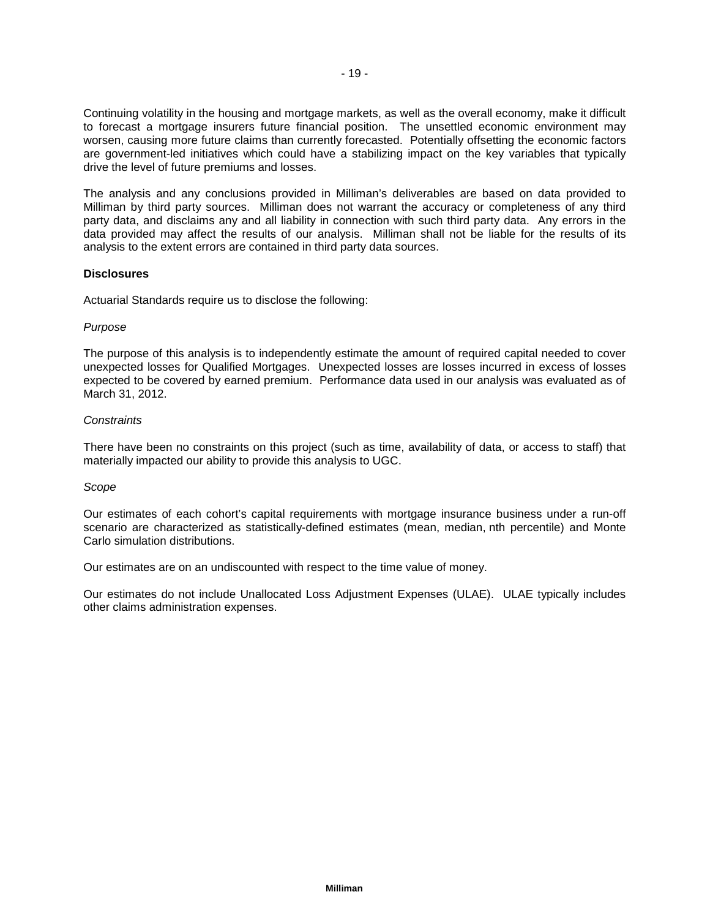Continuing volatility in the housing and mortgage markets, as well as the overall economy, make it difficult to forecast a mortgage insurers future financial position. The unsettled economic environment may worsen, causing more future claims than currently forecasted. Potentially offsetting the economic factors are government-led initiatives which could have a stabilizing impact on the key variables that typically drive the level of future premiums and losses.

The analysis and any conclusions provided in Milliman's deliverables are based on data provided to Milliman by third party sources. Milliman does not warrant the accuracy or completeness of any third party data, and disclaims any and all liability in connection with such third party data. Any errors in the data provided may affect the results of our analysis. Milliman shall not be liable for the results of its analysis to the extent errors are contained in third party data sources.

**Disclosures**

Actuarial Standards require us to disclose the following:

*Purpose*

The purpose of this analysis is to independently estimate the amount of required capital needed to cover unexpected losses for Qualified Mortgages. Unexpected losses are losses incurred in excess of losses expected to be covered by earned premium. Performance data used in our analysis was evaluated as of March 31, 2012.

*Constraints*

There have been no constraints on this project (such as time, availability of data, or access to staff) that materially impacted our ability to provide this analysis to UGC.

*Scope*

Our estimates of each cohort's capital requirements with mortgage insurance business under a run-off scenario are characterized as statistically-defined estimates (mean, median, nth percentile) and Monte Carlo simulation distributions.

Our estimates are on an undiscounted with respect to the time value of money.

Our estimates do not include Unallocated Loss Adjustment Expenses (ULAE). ULAE typically includes other claims administration expenses.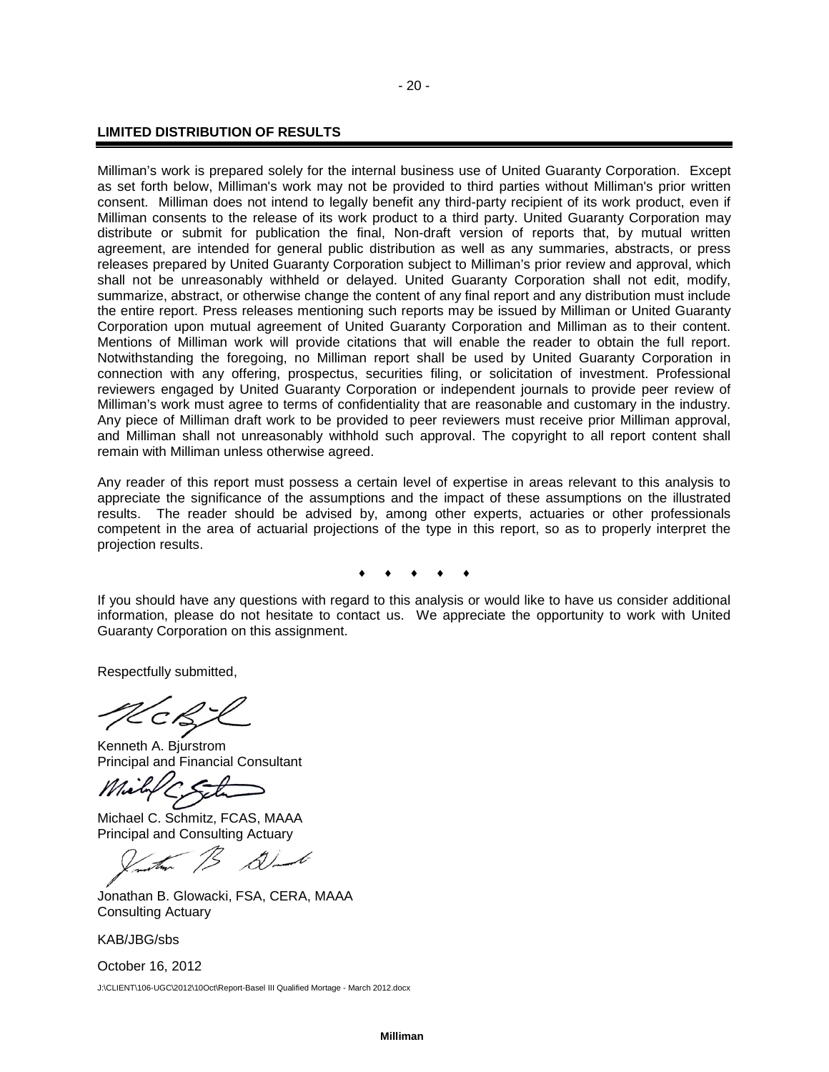## LIMITED DISTRIBUTION OF RESULTS

Milliman's work is prepared solely for the internal business use of United Guaranty Corporation. Except as set forth below, Milliman's work may not be provided to third parties without Milliman's prior written consent. Milliman does not intend to legally benefit any third-party recipient of its work product, even if Milliman consents to the release of its work product to a third party. United Guaranty Corporation may distribute or submit for publication the final, Non-draft version of reports that, by mutual written agreement, are intended for general public distribution as well as any summaries, abstracts, or press releases prepared by United Guaranty Corporation subject to Milliman's prior review and approval, which shall not be unreasonably withheld or delayed. United Guaranty Corporation shall not edit, modify, summarize, abstract, or otherwise change the content of any final report and any distribution must include the entire report. Press releases mentioning such reports may be issued by Milliman or United Guaranty Corporation upon mutual agreement of United Guaranty Corporation and Milliman as to their content. Mentions of Milliman work will provide citations that will enable the reader to obtain the full report. Notwithstanding the foregoing, no Milliman report shall be used by United Guaranty Corporation in connection with any offering, prospectus, securities filing, or solicitation of investment. Professional reviewers engaged by United Guaranty Corporation or independent journals to provide peer review of Milliman's work must agree to terms of confidentiality that are reasonable and customary in the industry. Any piece of Milliman draft work to be provided to peer reviewers must receive prior Milliman approval, and Milliman shall not unreasonably withhold such approval. The copyright to all report content shall remain with Milliman unless otherwise agreed.

Any reader of this report must possess a certain level of expertise in areas relevant to this analysis to appreciate the significance of the assumptions and the impact of these assumptions on the illustrated results. The reader should be advised by, among other experts, actuaries or other professionals competent in the area of actuarial projections of the type in this report, so as to properly interpret the projection results.

♦ ♦ ♦ ♦ ♦

If you should have any questions with regard to this analysis or would like to have us consider additional information, please do not hesitate to contact us. We appreciate the opportunity to work with United Guaranty Corporation on this assignment.

Respectfully submitted,

Kenneth A. Bjurstrom
Principal and Financial Consultant

Michael C. Schmitz, FCAS, MAAA
Principal and Consulting Actuary

Jonathan B. Glowacki, FSA, CERA, MAAA
Consulting Actuary

KAB/JBG/sbs

October 16, 2012

J:\CLIENT\106-UGC\2012\10Oct\Report-Basel III Qualified Mortage - March 2012.docx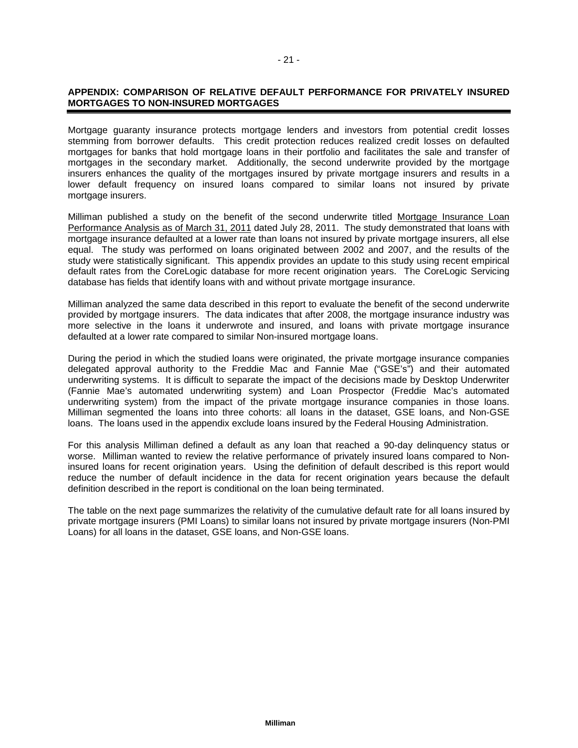## APPENDIX: COMPARISON OF RELATIVE DEFAULT PERFORMANCE FOR PRIVATELY INSURED MORTGAGES TO NON-INSURED MORTGAGES

Mortgage guaranty insurance protects mortgage lenders and investors from potential credit losses stemming from borrower defaults. This credit protection reduces realized credit losses on defaulted mortgages for banks that hold mortgage loans in their portfolio and facilitates the sale and transfer of mortgages in the secondary market. Additionally, the second underwrite provided by the mortgage insurers enhances the quality of the mortgages insured by private mortgage insurers and results in a lower default frequency on insured loans compared to similar loans not insured by private mortgage insurers.

Milliman published a study on the benefit of the second underwrite titled Mortgage Insurance Loan Performance Analysis as of March 31, 2011 dated July 28, 2011. The study demonstrated that loans with mortgage insurance defaulted at a lower rate than loans not insured by private mortgage insurers, all else equal. The study was performed on loans originated between 2002 and 2007, and the results of the study were statistically significant. This appendix provides an update to this study using recent empirical default rates from the CoreLogic database for more recent origination years. The CoreLogic Servicing database has fields that identify loans with and without private mortgage insurance.

Milliman analyzed the same data described in this report to evaluate the benefit of the second underwrite provided by mortgage insurers. The data indicates that after 2008, the mortgage insurance industry was more selective in the loans it underwrote and insured, and loans with private mortgage insurance defaulted at a lower rate compared to similar Non-insured mortgage loans.

During the period in which the studied loans were originated, the private mortgage insurance companies delegated approval authority to the Freddie Mac and Fannie Mae ("GSE's") and their automated underwriting systems. It is difficult to separate the impact of the decisions made by Desktop Underwriter (Fannie Mae's automated underwriting system) and Loan Prospector (Freddie Mac's automated underwriting system) from the impact of the private mortgage insurance companies in those loans. Milliman segmented the loans into three cohorts: all loans in the dataset, GSE loans, and Non-GSE loans. The loans used in the appendix exclude loans insured by the Federal Housing Administration.

For this analysis Milliman defined a default as any loan that reached a 90-day delinquency status or worse. Milliman wanted to review the relative performance of privately insured loans compared to Non-insured loans for recent origination years. Using the definition of default described is this report would reduce the number of default incidence in the data for recent origination years because the default definition described in the report is conditional on the loan being terminated.

The table on the next page summarizes the relativity of the cumulative default rate for all loans insured by private mortgage insurers (PMI Loans) to similar loans not insured by private mortgage insurers (Non-PMI Loans) for all loans in the dataset, GSE loans, and Non-GSE loans.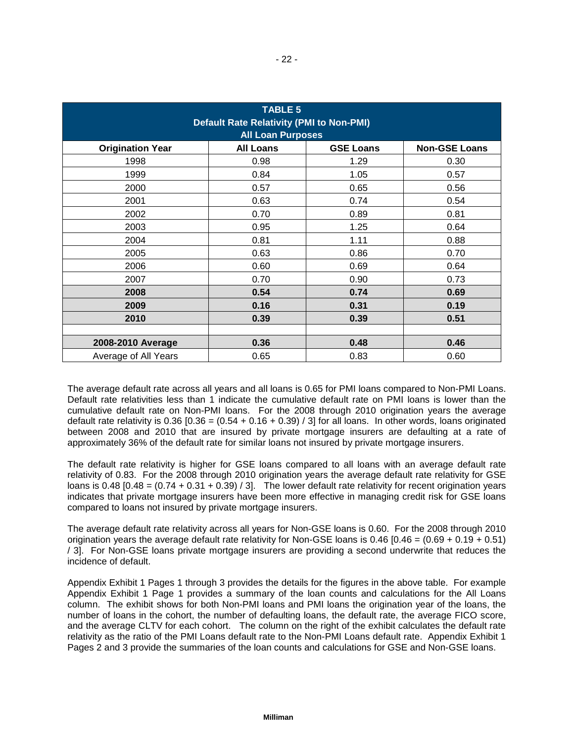| TABLE 5<br>Default Rate Relativity (PMI to Non-PMI)<br>All Loan Purposes | | | |
|---|---|---|---|
| **Origination Year** | **All Loans** | **GSE Loans** | **Non-GSE Loans** |
| 1998 | 0.98 | 1.29 | 0.30 |
| 1999 | 0.84 | 1.05 | 0.57 |
| 2000 | 0.57 | 0.65 | 0.56 |
| 2001 | 0.63 | 0.74 | 0.54 |
| 2002 | 0.70 | 0.89 | 0.81 |
| 2003 | 0.95 | 1.25 | 0.64 |
| 2004 | 0.81 | 1.11 | 0.88 |
| 2005 | 0.63 | 0.86 | 0.70 |
| 2006 | 0.60 | 0.69 | 0.64 |
| 2007 | 0.70 | 0.90 | 0.73 |
| **2008** | **0.54** | **0.74** | **0.69** |
| **2009** | **0.16** | **0.31** | **0.19** |
| **2010** | **0.39** | **0.39** | **0.51** |
| | | | |
| **2008-2010 Average** | **0.36** | **0.48** | **0.46** |
| Average of All Years | 0.65 | 0.83 | 0.60 |

The average default rate across all years and all loans is 0.65 for PMI loans compared to Non-PMI Loans. Default rate relativities less than 1 indicate the cumulative default rate on PMI loans is lower than the cumulative default rate on Non-PMI loans. For the 2008 through 2010 origination years the average default rate relativity is 0.36 [0.36 = (0.54 + 0.16 + 0.39) / 3] for all loans. In other words, loans originated between 2008 and 2010 that are insured by private mortgage insurers are defaulting at a rate of approximately 36% of the default rate for similar loans not insured by private mortgage insurers.

The default rate relativity is higher for GSE loans compared to all loans with an average default rate relativity of 0.83. For the 2008 through 2010 origination years the average default rate relativity for GSE loans is 0.48 [0.48 = (0.74 + 0.31 + 0.39) / 3]. The lower default rate relativity for recent origination years indicates that private mortgage insurers have been more effective in managing credit risk for GSE loans compared to loans not insured by private mortgage insurers.

The average default rate relativity across all years for Non-GSE loans is 0.60. For the 2008 through 2010 origination years the average default rate relativity for Non-GSE loans is 0.46 [0.46 = (0.69 + 0.19 + 0.51) / 3]. For Non-GSE loans private mortgage insurers are providing a second underwrite that reduces the incidence of default.

Appendix Exhibit 1 Pages 1 through 3 provides the details for the figures in the above table. For example Appendix Exhibit 1 Page 1 provides a summary of the loan counts and calculations for the All Loans column. The exhibit shows for both Non-PMI loans and PMI loans the origination year of the loans, the number of loans in the cohort, the number of defaulting loans, the default rate, the average FICO score, and the average CLTV for each cohort. The column on the right of the exhibit calculates the default rate relativity as the ratio of the PMI Loans default rate to the Non-PMI Loans default rate. Appendix Exhibit 1 Pages 2 and 3 provide the summaries of the loan counts and calculations for GSE and Non-GSE loans.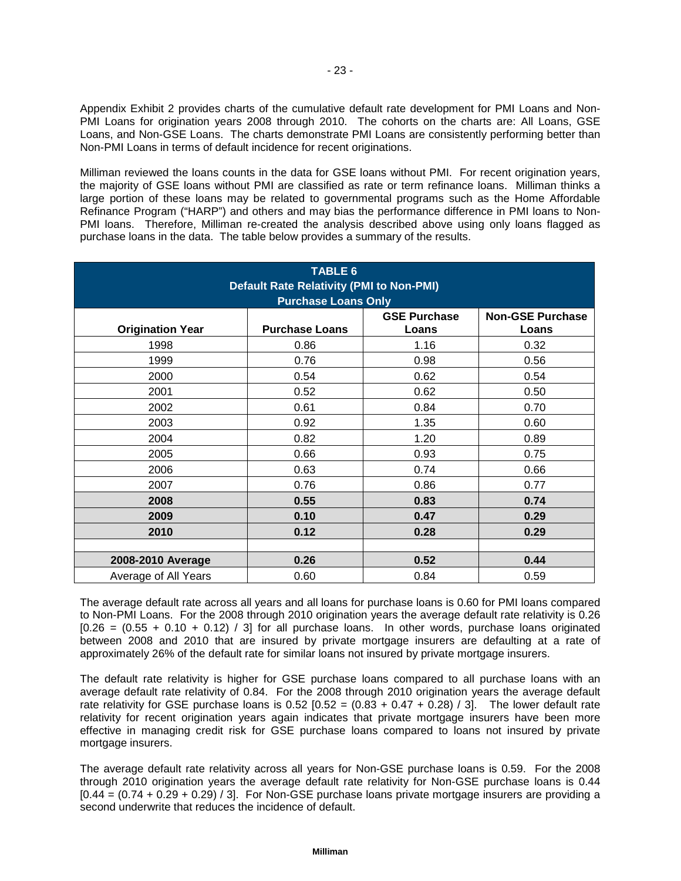Appendix Exhibit 2 provides charts of the cumulative default rate development for PMI Loans and Non-PMI Loans for origination years 2008 through 2010. The cohorts on the charts are: All Loans, GSE Loans, and Non-GSE Loans. The charts demonstrate PMI Loans are consistently performing better than Non-PMI Loans in terms of default incidence for recent originations.

Milliman reviewed the loans counts in the data for GSE loans without PMI. For recent origination years, the majority of GSE loans without PMI are classified as rate or term refinance loans. Milliman thinks a large portion of these loans may be related to governmental programs such as the Home Affordable Refinance Program ("HARP") and others and may bias the performance difference in PMI loans to Non-PMI loans. Therefore, Milliman re-created the analysis described above using only loans flagged as purchase loans in the data. The table below provides a summary of the results.

**TABLE 6**
**Default Rate Relativity (PMI to Non-PMI)**
**Purchase Loans Only**

| Origination Year | Purchase Loans | GSE Purchase Loans | Non-GSE Purchase Loans |
|---|---|---|---|
| 1998 | 0.86 | 1.16 | 0.32 |
| 1999 | 0.76 | 0.98 | 0.56 |
| 2000 | 0.54 | 0.62 | 0.54 |
| 2001 | 0.52 | 0.62 | 0.50 |
| 2002 | 0.61 | 0.84 | 0.70 |
| 2003 | 0.92 | 1.35 | 0.60 |
| 2004 | 0.82 | 1.20 | 0.89 |
| 2005 | 0.66 | 0.93 | 0.75 |
| 2006 | 0.63 | 0.74 | 0.66 |
| 2007 | 0.76 | 0.86 | 0.77 |
| **2008** | **0.55** | **0.83** | **0.74** |
| **2009** | **0.10** | **0.47** | **0.29** |
| **2010** | **0.12** | **0.28** | **0.29** |
| | | | |
| **2008-2010 Average** | **0.26** | **0.52** | **0.44** |
| Average of All Years | 0.60 | 0.84 | 0.59 |

The average default rate across all years and all loans for purchase loans is 0.60 for PMI loans compared to Non-PMI Loans. For the 2008 through 2010 origination years the average default rate relativity is 0.26 [0.26 = (0.55 + 0.10 + 0.12) / 3] for all purchase loans. In other words, purchase loans originated between 2008 and 2010 that are insured by private mortgage insurers are defaulting at a rate of approximately 26% of the default rate for similar loans not insured by private mortgage insurers.

The default rate relativity is higher for GSE purchase loans compared to all purchase loans with an average default rate relativity of 0.84. For the 2008 through 2010 origination years the average default rate relativity for GSE purchase loans is 0.52 [0.52 = (0.83 + 0.47 + 0.28) / 3]. The lower default rate relativity for recent origination years again indicates that private mortgage insurers have been more effective in managing credit risk for GSE purchase loans compared to loans not insured by private mortgage insurers.

The average default rate relativity across all years for Non-GSE purchase loans is 0.59. For the 2008 through 2010 origination years the average default rate relativity for Non-GSE purchase loans is 0.44 [0.44 = (0.74 + 0.29 + 0.29) / 3]. For Non-GSE purchase loans private mortgage insurers are providing a second underwrite that reduces the incidence of default.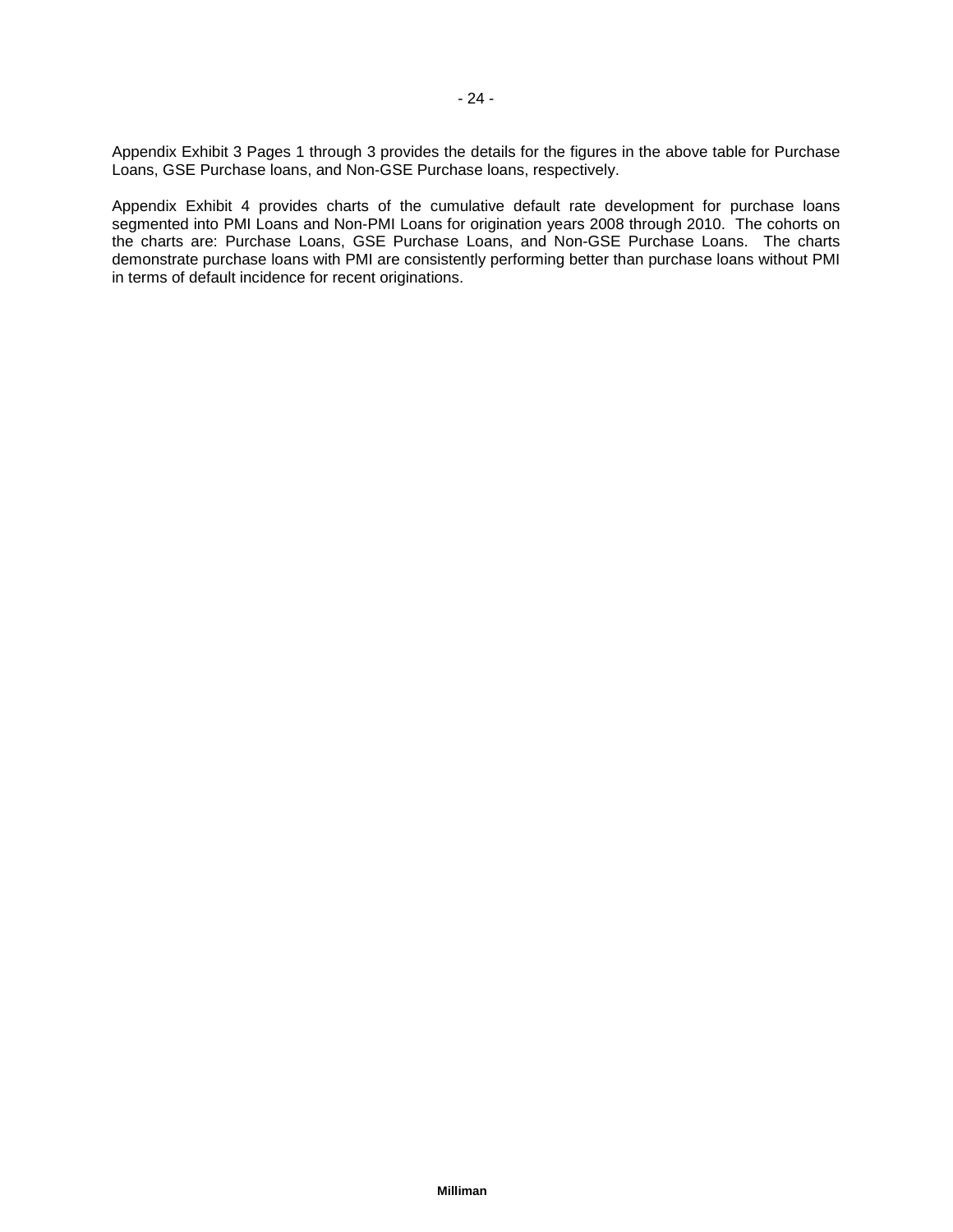Appendix Exhibit 3 Pages 1 through 3 provides the details for the figures in the above table for Purchase Loans, GSE Purchase loans, and Non-GSE Purchase loans, respectively.

Appendix Exhibit 4 provides charts of the cumulative default rate development for purchase loans segmented into PMI Loans and Non-PMI Loans for origination years 2008 through 2010. The cohorts on the charts are: Purchase Loans, GSE Purchase Loans, and Non-GSE Purchase Loans. The charts demonstrate purchase loans with PMI are consistently performing better than purchase loans without PMI in terms of default incidence for recent originations.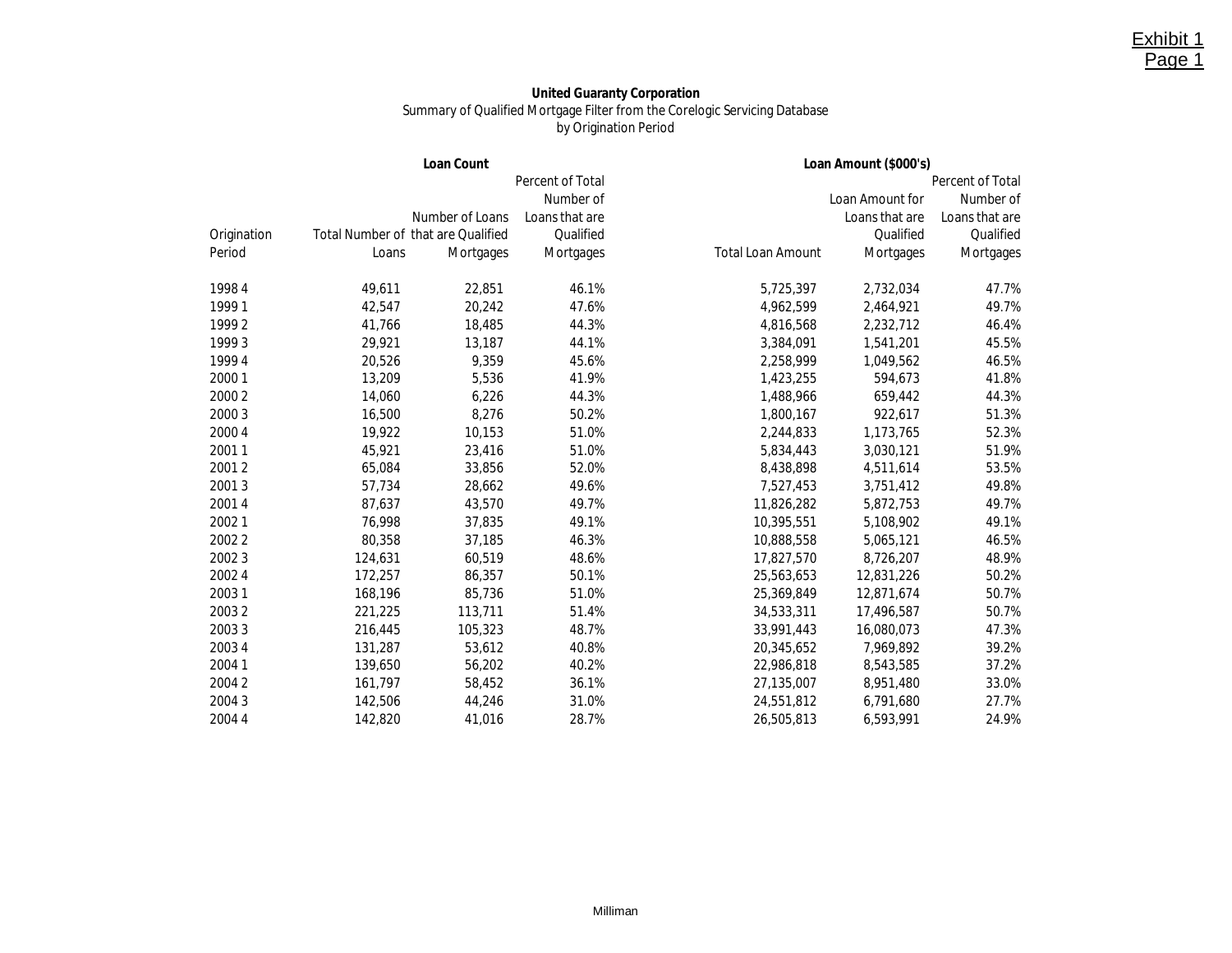Exhibit 1
Page 1

**United Guaranty Corporation**
Summary of Qualified Mortgage Filter from the Corelogic Servicing Database
by Origination Period

| | **Loan Count** | | | **Loan Amount ($000's)** | | |
|---|---|---|---|---|---|---|
| Origination Period | Total Number of Loans | Number of Loans that are Qualified Mortgages | Percent of Total Number of Loans that are Qualified Mortgages | Total Loan Amount | Loan Amount for Loans that are Qualified Mortgages | Percent of Total Number of Loans that are Qualified Mortgages |
| 1998 4 | 49,611 | 22,851 | 46.1% | 5,725,397 | 2,732,034 | 47.7% |
| 1999 1 | 42,547 | 20,242 | 47.6% | 4,962,599 | 2,464,921 | 49.7% |
| 1999 2 | 41,766 | 18,485 | 44.3% | 4,816,568 | 2,232,712 | 46.4% |
| 1999 3 | 29,921 | 13,187 | 44.1% | 3,384,091 | 1,541,201 | 45.5% |
| 1999 4 | 20,526 | 9,359 | 45.6% | 2,258,999 | 1,049,562 | 46.5% |
| 2000 1 | 13,209 | 5,536 | 41.9% | 1,423,255 | 594,673 | 41.8% |
| 2000 2 | 14,060 | 6,226 | 44.3% | 1,488,966 | 659,442 | 44.3% |
| 2000 3 | 16,500 | 8,276 | 50.2% | 1,800,167 | 922,617 | 51.3% |
| 2000 4 | 19,922 | 10,153 | 51.0% | 2,244,833 | 1,173,765 | 52.3% |
| 2001 1 | 45,921 | 23,416 | 51.0% | 5,834,443 | 3,030,121 | 51.9% |
| 2001 2 | 65,084 | 33,856 | 52.0% | 8,438,898 | 4,511,614 | 53.5% |
| 2001 3 | 57,734 | 28,662 | 49.6% | 7,527,453 | 3,751,412 | 49.8% |
| 2001 4 | 87,637 | 43,570 | 49.7% | 11,826,282 | 5,872,753 | 49.7% |
| 2002 1 | 76,998 | 37,835 | 49.1% | 10,395,551 | 5,108,902 | 49.1% |
| 2002 2 | 80,358 | 37,185 | 46.3% | 10,888,558 | 5,065,121 | 46.5% |
| 2002 3 | 124,631 | 60,519 | 48.6% | 17,827,570 | 8,726,207 | 48.9% |
| 2002 4 | 172,257 | 86,357 | 50.1% | 25,563,653 | 12,831,226 | 50.2% |
| 2003 1 | 168,196 | 85,736 | 51.0% | 25,369,849 | 12,871,674 | 50.7% |
| 2003 2 | 221,225 | 113,711 | 51.4% | 34,533,311 | 17,496,587 | 50.7% |
| 2003 3 | 216,445 | 105,323 | 48.7% | 33,991,443 | 16,080,073 | 47.3% |
| 2003 4 | 131,287 | 53,612 | 40.8% | 20,345,652 | 7,969,892 | 39.2% |
| 2004 1 | 139,650 | 56,202 | 40.2% | 22,986,818 | 8,543,585 | 37.2% |
| 2004 2 | 161,797 | 58,452 | 36.1% | 27,135,007 | 8,951,480 | 33.0% |
| 2004 3 | 142,506 | 44,246 | 31.0% | 24,551,812 | 6,791,680 | 27.7% |
| 2004 4 | 142,820 | 41,016 | 28.7% | 26,505,813 | 6,593,991 | 24.9% |

Milliman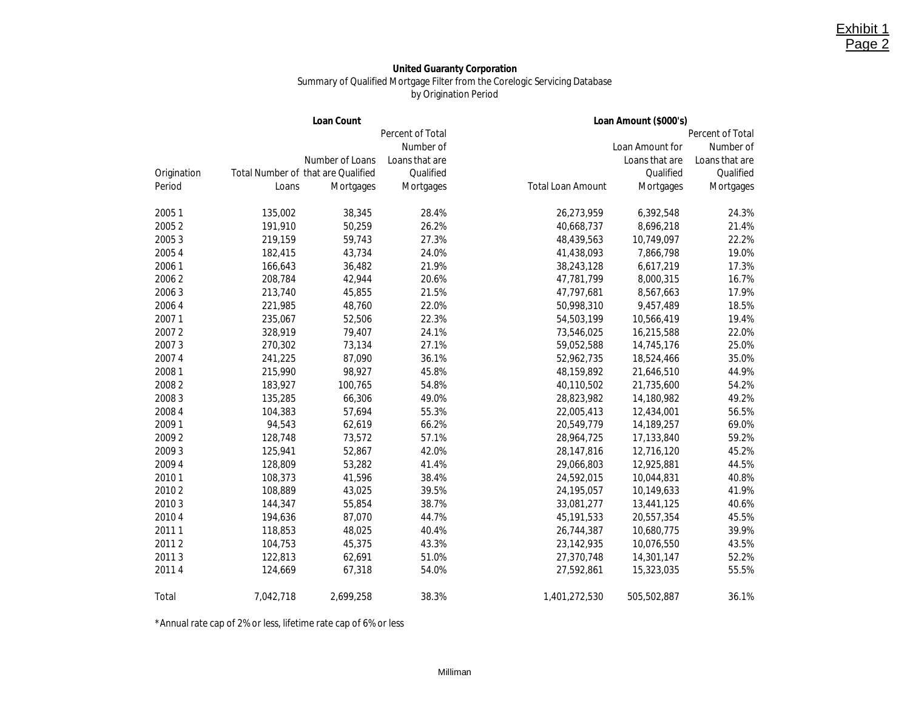Exhibit 1
Page 2

**United Guaranty Corporation**
Summary of Qualified Mortgage Filter from the Corelogic Servicing Database
by Origination Period

| | Loan Count | | | Loan Amount ($000's) | | |
|---|---|---|---|---|---|---|
| Origination Period | Total Number of Loans | Number of Loans that are Qualified Mortgages | Percent of Total Number of Loans that are Qualified Mortgages | Total Loan Amount | Loan Amount for Loans that are Qualified Mortgages | Percent of Total Number of Loans that are Qualified Mortgages |
| 2005 1 | 135,002 | 38,345 | 28.4% | 26,273,959 | 6,392,548 | 24.3% |
| 2005 2 | 191,910 | 50,259 | 26.2% | 40,668,737 | 8,696,218 | 21.4% |
| 2005 3 | 219,159 | 59,743 | 27.3% | 48,439,563 | 10,749,097 | 22.2% |
| 2005 4 | 182,415 | 43,734 | 24.0% | 41,438,093 | 7,866,798 | 19.0% |
| 2006 1 | 166,643 | 36,482 | 21.9% | 38,243,128 | 6,617,219 | 17.3% |
| 2006 2 | 208,784 | 42,944 | 20.6% | 47,781,799 | 8,000,315 | 16.7% |
| 2006 3 | 213,740 | 45,855 | 21.5% | 47,797,681 | 8,567,663 | 17.9% |
| 2006 4 | 221,985 | 48,760 | 22.0% | 50,998,310 | 9,457,489 | 18.5% |
| 2007 1 | 235,067 | 52,506 | 22.3% | 54,503,199 | 10,566,419 | 19.4% |
| 2007 2 | 328,919 | 79,407 | 24.1% | 73,546,025 | 16,215,588 | 22.0% |
| 2007 3 | 270,302 | 73,134 | 27.1% | 59,052,588 | 14,745,176 | 25.0% |
| 2007 4 | 241,225 | 87,090 | 36.1% | 52,962,735 | 18,524,466 | 35.0% |
| 2008 1 | 215,990 | 98,927 | 45.8% | 48,159,892 | 21,646,510 | 44.9% |
| 2008 2 | 183,927 | 100,765 | 54.8% | 40,110,502 | 21,735,600 | 54.2% |
| 2008 3 | 135,285 | 66,306 | 49.0% | 28,823,982 | 14,180,982 | 49.2% |
| 2008 4 | 104,383 | 57,694 | 55.3% | 22,005,413 | 12,434,001 | 56.5% |
| 2009 1 | 94,543 | 62,619 | 66.2% | 20,549,779 | 14,189,257 | 69.0% |
| 2009 2 | 128,748 | 73,572 | 57.1% | 28,964,725 | 17,133,840 | 59.2% |
| 2009 3 | 125,941 | 52,867 | 42.0% | 28,147,816 | 12,716,120 | 45.2% |
| 2009 4 | 128,809 | 53,282 | 41.4% | 29,066,803 | 12,925,881 | 44.5% |
| 2010 1 | 108,373 | 41,596 | 38.4% | 24,592,015 | 10,044,831 | 40.8% |
| 2010 2 | 108,889 | 43,025 | 39.5% | 24,195,057 | 10,149,633 | 41.9% |
| 2010 3 | 144,347 | 55,854 | 38.7% | 33,081,277 | 13,441,125 | 40.6% |
| 2010 4 | 194,636 | 87,070 | 44.7% | 45,191,533 | 20,557,354 | 45.5% |
| 2011 1 | 118,853 | 48,025 | 40.4% | 26,744,387 | 10,680,775 | 39.9% |
| 2011 2 | 104,753 | 45,375 | 43.3% | 23,142,935 | 10,076,550 | 43.5% |
| 2011 3 | 122,813 | 62,691 | 51.0% | 27,370,748 | 14,301,147 | 52.2% |
| 2011 4 | 124,669 | 67,318 | 54.0% | 27,592,861 | 15,323,035 | 55.5% |
| Total | 7,042,718 | 2,699,258 | 38.3% | 1,401,272,530 | 505,502,887 | 36.1% |

*Annual rate cap of 2% or less, lifetime rate cap of 6% or less

Milliman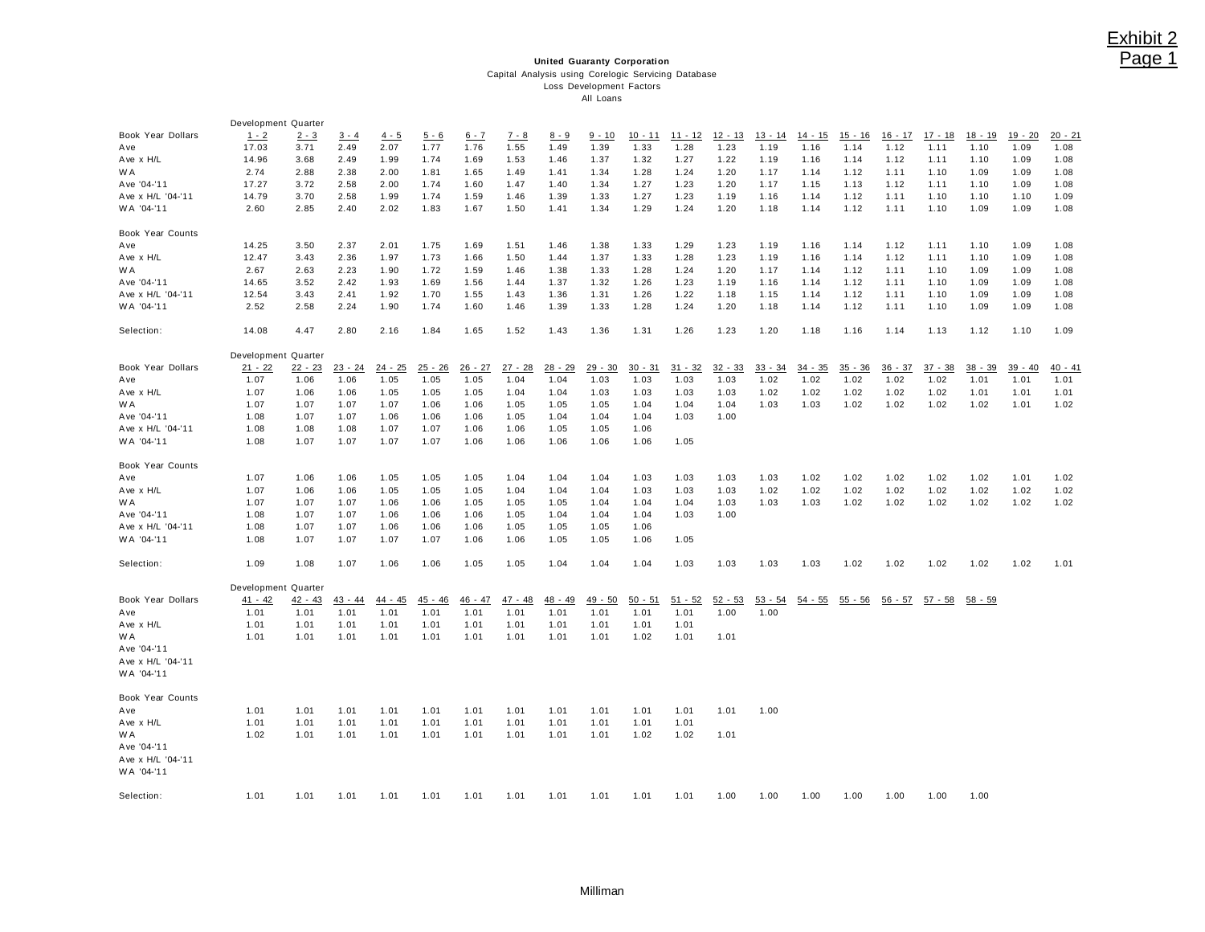Exhibit 2
Page 1

**United Guaranty Corporation**
Capital Analysis using Corelogic Servicing Database
Loss Development Factors
All Loans

| | Development Quarter | | | | | | | | | | | | | | | | | | | |
|---|---|---|---|---|---|---|---|---|---|---|---|---|---|---|---|---|---|---|---|---|
| Book Year Dollars | 1 - 2 | 2 - 3 | 3 - 4 | 4 - 5 | 5 - 6 | 6 - 7 | 7 - 8 | 8 - 9 | 9 - 10 | 10 - 11 | 11 - 12 | 12 - 13 | 13 - 14 | 14 - 15 | 15 - 16 | 16 - 17 | 17 - 18 | 18 - 19 | 19 - 20 | 20 - 21 |
| Ave | 17.03 | 3.71 | 2.49 | 2.07 | 1.77 | 1.76 | 1.55 | 1.49 | 1.39 | 1.33 | 1.28 | 1.23 | 1.19 | 1.16 | 1.14 | 1.12 | 1.11 | 1.10 | 1.09 | 1.08 |
| Ave x H/L | 14.96 | 3.68 | 2.49 | 1.99 | 1.74 | 1.69 | 1.53 | 1.46 | 1.37 | 1.32 | 1.27 | 1.22 | 1.19 | 1.16 | 1.14 | 1.12 | 1.11 | 1.10 | 1.09 | 1.08 |
| WA | 2.74 | 2.88 | 2.38 | 2.00 | 1.81 | 1.65 | 1.49 | 1.41 | 1.34 | 1.28 | 1.24 | 1.20 | 1.17 | 1.14 | 1.12 | 1.11 | 1.10 | 1.09 | 1.09 | 1.08 |
| Ave '04-'11 | 17.27 | 3.72 | 2.58 | 2.00 | 1.74 | 1.60 | 1.47 | 1.40 | 1.34 | 1.27 | 1.23 | 1.20 | 1.17 | 1.15 | 1.13 | 1.12 | 1.11 | 1.10 | 1.09 | 1.08 |
| Ave x H/L '04-'11 | 14.79 | 3.70 | 2.58 | 1.99 | 1.74 | 1.59 | 1.46 | 1.39 | 1.33 | 1.27 | 1.23 | 1.19 | 1.16 | 1.14 | 1.12 | 1.11 | 1.10 | 1.10 | 1.10 | 1.09 |
| WA '04-'11 | 2.60 | 2.85 | 2.40 | 2.02 | 1.83 | 1.67 | 1.50 | 1.41 | 1.34 | 1.29 | 1.24 | 1.20 | 1.18 | 1.14 | 1.12 | 1.11 | 1.10 | 1.09 | 1.09 | 1.08 |
| | | | | | | | | | | | | | | | | | | | | |
| Book Year Counts | | | | | | | | | | | | | | | | | | | | |
| Ave | 14.25 | 3.50 | 2.37 | 2.01 | 1.75 | 1.69 | 1.51 | 1.46 | 1.38 | 1.33 | 1.29 | 1.23 | 1.19 | 1.16 | 1.14 | 1.12 | 1.11 | 1.10 | 1.09 | 1.08 |
| Ave x H/L | 12.47 | 3.43 | 2.36 | 1.97 | 1.73 | 1.66 | 1.50 | 1.44 | 1.37 | 1.33 | 1.28 | 1.23 | 1.19 | 1.16 | 1.14 | 1.12 | 1.11 | 1.10 | 1.09 | 1.08 |
| WA | 2.67 | 2.63 | 2.23 | 1.90 | 1.72 | 1.59 | 1.46 | 1.38 | 1.33 | 1.28 | 1.24 | 1.20 | 1.17 | 1.14 | 1.12 | 1.11 | 1.10 | 1.09 | 1.09 | 1.08 |
| Ave '04-'11 | 14.65 | 3.52 | 2.42 | 1.93 | 1.69 | 1.56 | 1.44 | 1.37 | 1.32 | 1.26 | 1.23 | 1.19 | 1.16 | 1.14 | 1.12 | 1.11 | 1.10 | 1.09 | 1.09 | 1.08 |
| Ave x H/L '04-'11 | 12.54 | 3.43 | 2.41 | 1.92 | 1.70 | 1.55 | 1.43 | 1.36 | 1.31 | 1.26 | 1.22 | 1.18 | 1.15 | 1.14 | 1.12 | 1.11 | 1.09 | 1.09 | 1.09 | 1.08 |
| WA '04-'11 | 2.52 | 2.58 | 2.24 | 1.90 | 1.74 | 1.60 | 1.46 | 1.39 | 1.33 | 1.28 | 1.24 | 1.20 | 1.18 | 1.14 | 1.12 | 1.11 | 1.10 | 1.09 | 1.09 | 1.08 |
| | | | | | | | | | | | | | | | | | | | | |
| Selection: | 14.08 | 4.47 | 2.80 | 2.16 | 1.84 | 1.65 | 1.52 | 1.43 | 1.36 | 1.31 | 1.26 | 1.23 | 1.20 | 1.18 | 1.16 | 1.14 | 1.13 | 1.12 | 1.10 | 1.09 |

| | Development Quarter | | | | | | | | | | | | | | | | | | | |
|---|---|---|---|---|---|---|---|---|---|---|---|---|---|---|---|---|---|---|---|---|
| Book Year Dollars | 21 - 22 | 22 - 23 | 23 - 24 | 24 - 25 | 25 - 26 | 26 - 27 | 27 - 28 | 28 - 29 | 29 - 30 | 30 - 31 | 31 - 32 | 32 - 33 | 33 - 34 | 34 - 35 | 35 - 36 | 36 - 37 | 37 - 38 | 38 - 39 | 39 - 40 | 40 - 41 |
| Ave | 1.07 | 1.06 | 1.06 | 1.05 | 1.05 | 1.05 | 1.04 | 1.04 | 1.03 | 1.03 | 1.03 | 1.03 | 1.02 | 1.02 | 1.02 | 1.02 | 1.02 | 1.01 | 1.01 | 1.01 |
| Ave x H/L | 1.07 | 1.06 | 1.06 | 1.05 | 1.05 | 1.05 | 1.04 | 1.04 | 1.03 | 1.03 | 1.03 | 1.03 | 1.02 | 1.02 | 1.02 | 1.02 | 1.02 | 1.01 | 1.01 | 1.01 |
| WA | 1.07 | 1.07 | 1.07 | 1.07 | 1.06 | 1.06 | 1.05 | 1.05 | 1.05 | 1.04 | 1.04 | 1.04 | 1.03 | 1.03 | 1.02 | 1.02 | 1.02 | 1.02 | 1.01 | 1.02 |
| Ave '04-'11 | 1.08 | 1.07 | 1.07 | 1.06 | 1.06 | 1.06 | 1.05 | 1.04 | 1.04 | 1.04 | 1.03 | 1.00 | | | | | | | | |
| Ave x H/L '04-'11 | 1.08 | 1.08 | 1.08 | 1.07 | 1.07 | 1.06 | 1.06 | 1.05 | 1.05 | 1.06 | | | | | | | | | | |
| WA '04-'11 | 1.08 | 1.07 | 1.07 | 1.07 | 1.07 | 1.06 | 1.06 | 1.06 | 1.06 | 1.06 | 1.05 | | | | | | | | | |
| | | | | | | | | | | | | | | | | | | | | |
| Book Year Counts | | | | | | | | | | | | | | | | | | | | |
| Ave | 1.07 | 1.06 | 1.06 | 1.05 | 1.05 | 1.05 | 1.04 | 1.04 | 1.04 | 1.03 | 1.03 | 1.03 | 1.03 | 1.02 | 1.02 | 1.02 | 1.02 | 1.02 | 1.01 | 1.02 |
| Ave x H/L | 1.07 | 1.06 | 1.06 | 1.05 | 1.05 | 1.05 | 1.04 | 1.04 | 1.04 | 1.03 | 1.03 | 1.03 | 1.02 | 1.02 | 1.02 | 1.02 | 1.02 | 1.02 | 1.02 | 1.02 |
| WA | 1.07 | 1.07 | 1.07 | 1.06 | 1.06 | 1.05 | 1.05 | 1.05 | 1.04 | 1.04 | 1.04 | 1.03 | 1.03 | 1.03 | 1.02 | 1.02 | 1.02 | 1.02 | 1.02 | 1.02 |
| Ave '04-'11 | 1.08 | 1.07 | 1.07 | 1.06 | 1.06 | 1.06 | 1.05 | 1.04 | 1.04 | 1.04 | 1.03 | 1.00 | | | | | | | | |
| Ave x H/L '04-'11 | 1.08 | 1.07 | 1.07 | 1.06 | 1.06 | 1.06 | 1.05 | 1.05 | 1.05 | 1.06 | | | | | | | | | | |
| WA '04-'11 | 1.08 | 1.07 | 1.07 | 1.07 | 1.07 | 1.06 | 1.06 | 1.05 | 1.05 | 1.06 | 1.05 | | | | | | | | | |
| | | | | | | | | | | | | | | | | | | | | |
| Selection: | 1.09 | 1.08 | 1.07 | 1.06 | 1.06 | 1.05 | 1.05 | 1.04 | 1.04 | 1.04 | 1.03 | 1.03 | 1.03 | 1.03 | 1.02 | 1.02 | 1.02 | 1.02 | 1.02 | 1.01 |

| | Development Quarter | | | | | | | | | | | | | | | | | |
|---|---|---|---|---|---|---|---|---|---|---|---|---|---|---|---|---|---|---|
| Book Year Dollars | 41 - 42 | 42 - 43 | 43 - 44 | 44 - 45 | 45 - 46 | 46 - 47 | 47 - 48 | 48 - 49 | 49 - 50 | 50 - 51 | 51 - 52 | 52 - 53 | 53 - 54 | 54 - 55 | 55 - 56 | 56 - 57 | 57 - 58 | 58 - 59 |
| Ave | 1.01 | 1.01 | 1.01 | 1.01 | 1.01 | 1.01 | 1.01 | 1.01 | 1.01 | 1.01 | 1.01 | 1.00 | 1.00 | | | | | |
| Ave x H/L | 1.01 | 1.01 | 1.01 | 1.01 | 1.01 | 1.01 | 1.01 | 1.01 | 1.01 | 1.01 | 1.01 | | | | | | | |
| WA | 1.01 | 1.01 | 1.01 | 1.01 | 1.01 | 1.01 | 1.01 | 1.01 | 1.01 | 1.02 | 1.01 | 1.01 | | | | | | |
| Ave '04-'11 | | | | | | | | | | | | | | | | | | |
| Ave x H/L '04-'11 | | | | | | | | | | | | | | | | | | |
| WA '04-'11 | | | | | | | | | | | | | | | | | | |
| | | | | | | | | | | | | | | | | | | |
| Book Year Counts | | | | | | | | | | | | | | | | | | |
| Ave | 1.01 | 1.01 | 1.01 | 1.01 | 1.01 | 1.01 | 1.01 | 1.01 | 1.01 | 1.01 | 1.01 | 1.01 | 1.00 | | | | | |
| Ave x H/L | 1.01 | 1.01 | 1.01 | 1.01 | 1.01 | 1.01 | 1.01 | 1.01 | 1.01 | 1.01 | 1.01 | | | | | | | |
| WA | 1.02 | 1.01 | 1.01 | 1.01 | 1.01 | 1.01 | 1.01 | 1.01 | 1.01 | 1.02 | 1.02 | 1.01 | | | | | | |
| Ave '04-'11 | | | | | | | | | | | | | | | | | | |
| Ave x H/L '04-'11 | | | | | | | | | | | | | | | | | | |
| WA '04-'11 | | | | | | | | | | | | | | | | | | |
| | | | | | | | | | | | | | | | | | | |
| Selection: | 1.01 | 1.01 | 1.01 | 1.01 | 1.01 | 1.01 | 1.01 | 1.01 | 1.01 | 1.01 | 1.01 | 1.00 | 1.00 | 1.00 | 1.00 | 1.00 | 1.00 | 1.00 |

Milliman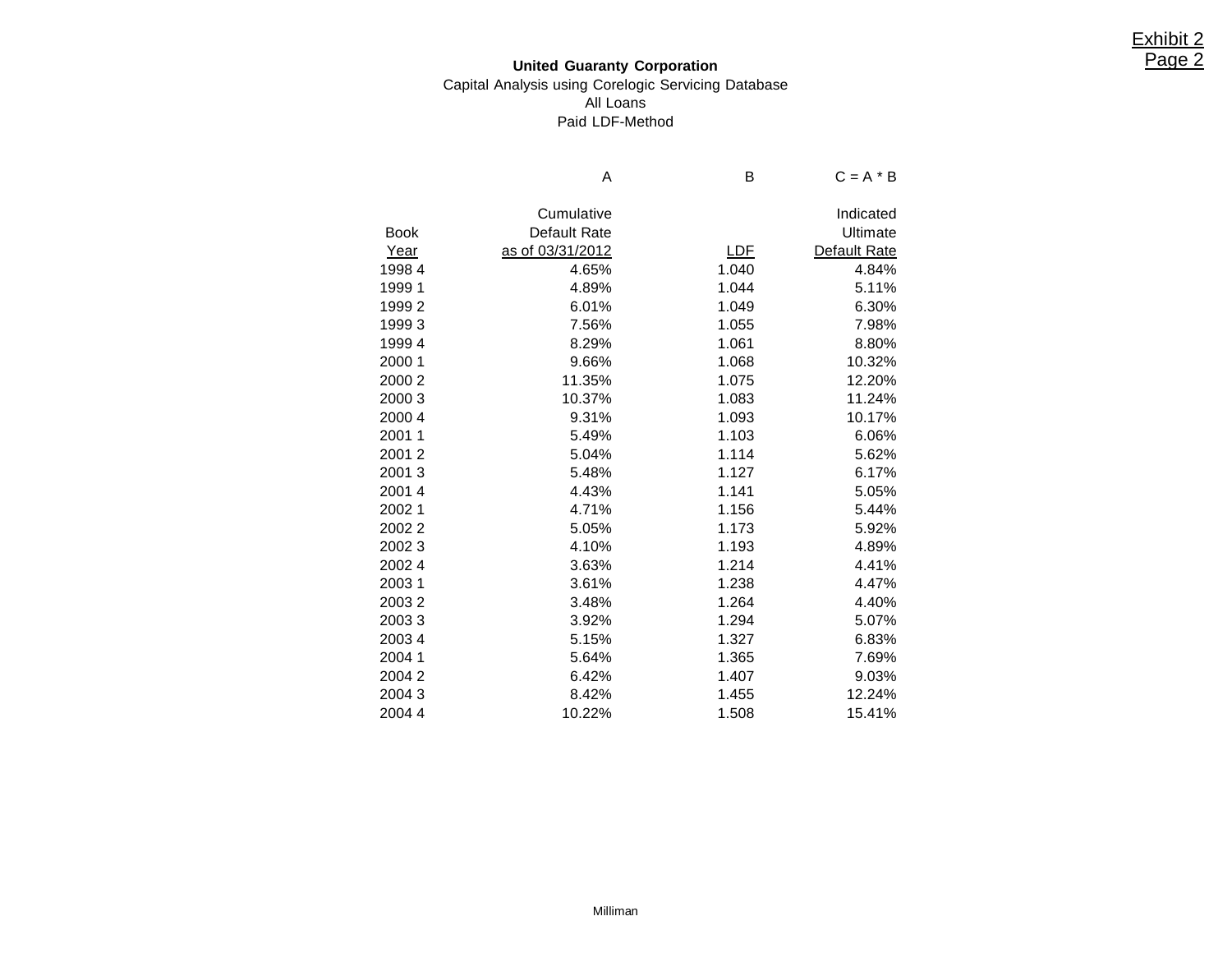Exhibit 2
Page 2

**United Guaranty Corporation**
Capital Analysis using Corelogic Servicing Database
All Loans
Paid LDF-Method

| | A | B | C = A * B |
|---|---|---|---|
| Book Year | Cumulative Default Rate as of 03/31/2012 | LDF | Indicated Ultimate Default Rate |
| 1998 4 | 4.65% | 1.040 | 4.84% |
| 1999 1 | 4.89% | 1.044 | 5.11% |
| 1999 2 | 6.01% | 1.049 | 6.30% |
| 1999 3 | 7.56% | 1.055 | 7.98% |
| 1999 4 | 8.29% | 1.061 | 8.80% |
| 2000 1 | 9.66% | 1.068 | 10.32% |
| 2000 2 | 11.35% | 1.075 | 12.20% |
| 2000 3 | 10.37% | 1.083 | 11.24% |
| 2000 4 | 9.31% | 1.093 | 10.17% |
| 2001 1 | 5.49% | 1.103 | 6.06% |
| 2001 2 | 5.04% | 1.114 | 5.62% |
| 2001 3 | 5.48% | 1.127 | 6.17% |
| 2001 4 | 4.43% | 1.141 | 5.05% |
| 2002 1 | 4.71% | 1.156 | 5.44% |
| 2002 2 | 5.05% | 1.173 | 5.92% |
| 2002 3 | 4.10% | 1.193 | 4.89% |
| 2002 4 | 3.63% | 1.214 | 4.41% |
| 2003 1 | 3.61% | 1.238 | 4.47% |
| 2003 2 | 3.48% | 1.264 | 4.40% |
| 2003 3 | 3.92% | 1.294 | 5.07% |
| 2003 4 | 5.15% | 1.327 | 6.83% |
| 2004 1 | 5.64% | 1.365 | 7.69% |
| 2004 2 | 6.42% | 1.407 | 9.03% |
| 2004 3 | 8.42% | 1.455 | 12.24% |
| 2004 4 | 10.22% | 1.508 | 15.41% |

Milliman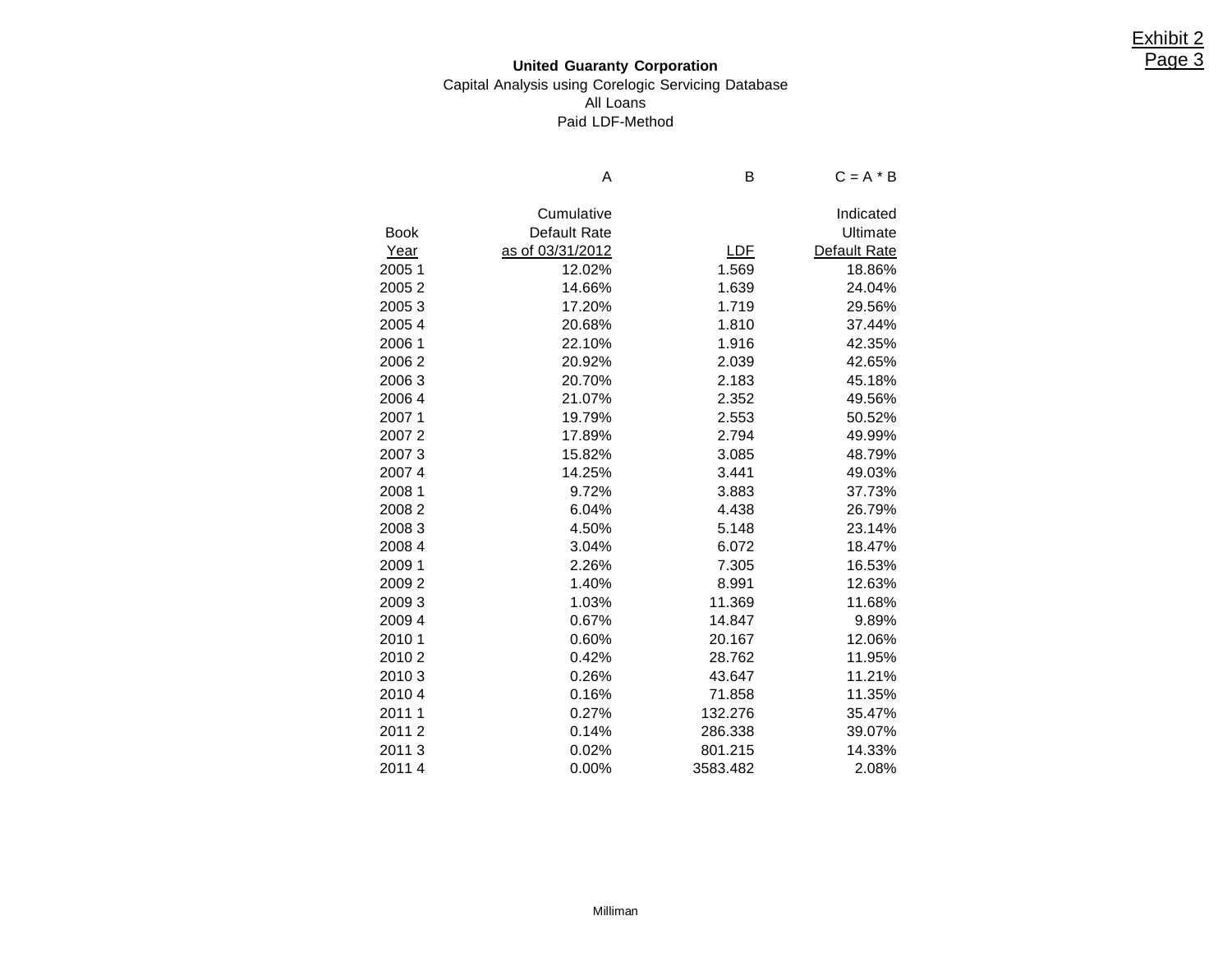Exhibit 2
Page 3

**United Guaranty Corporation**

Capital Analysis using Corelogic Servicing Database

All Loans

Paid LDF-Method

| | A | B | C = A * B |
|---|---|---|---|
| Book Year | Cumulative Default Rate as of 03/31/2012 | LDF | Indicated Ultimate Default Rate |
| 2005 1 | 12.02% | 1.569 | 18.86% |
| 2005 2 | 14.66% | 1.639 | 24.04% |
| 2005 3 | 17.20% | 1.719 | 29.56% |
| 2005 4 | 20.68% | 1.810 | 37.44% |
| 2006 1 | 22.10% | 1.916 | 42.35% |
| 2006 2 | 20.92% | 2.039 | 42.65% |
| 2006 3 | 20.70% | 2.183 | 45.18% |
| 2006 4 | 21.07% | 2.352 | 49.56% |
| 2007 1 | 19.79% | 2.553 | 50.52% |
| 2007 2 | 17.89% | 2.794 | 49.99% |
| 2007 3 | 15.82% | 3.085 | 48.79% |
| 2007 4 | 14.25% | 3.441 | 49.03% |
| 2008 1 | 9.72% | 3.883 | 37.73% |
| 2008 2 | 6.04% | 4.438 | 26.79% |
| 2008 3 | 4.50% | 5.148 | 23.14% |
| 2008 4 | 3.04% | 6.072 | 18.47% |
| 2009 1 | 2.26% | 7.305 | 16.53% |
| 2009 2 | 1.40% | 8.991 | 12.63% |
| 2009 3 | 1.03% | 11.369 | 11.68% |
| 2009 4 | 0.67% | 14.847 | 9.89% |
| 2010 1 | 0.60% | 20.167 | 12.06% |
| 2010 2 | 0.42% | 28.762 | 11.95% |
| 2010 3 | 0.26% | 43.647 | 11.21% |
| 2010 4 | 0.16% | 71.858 | 11.35% |
| 2011 1 | 0.27% | 132.276 | 35.47% |
| 2011 2 | 0.14% | 286.338 | 39.07% |
| 2011 3 | 0.02% | 801.215 | 14.33% |
| 2011 4 | 0.00% | 3583.482 | 2.08% |

Milliman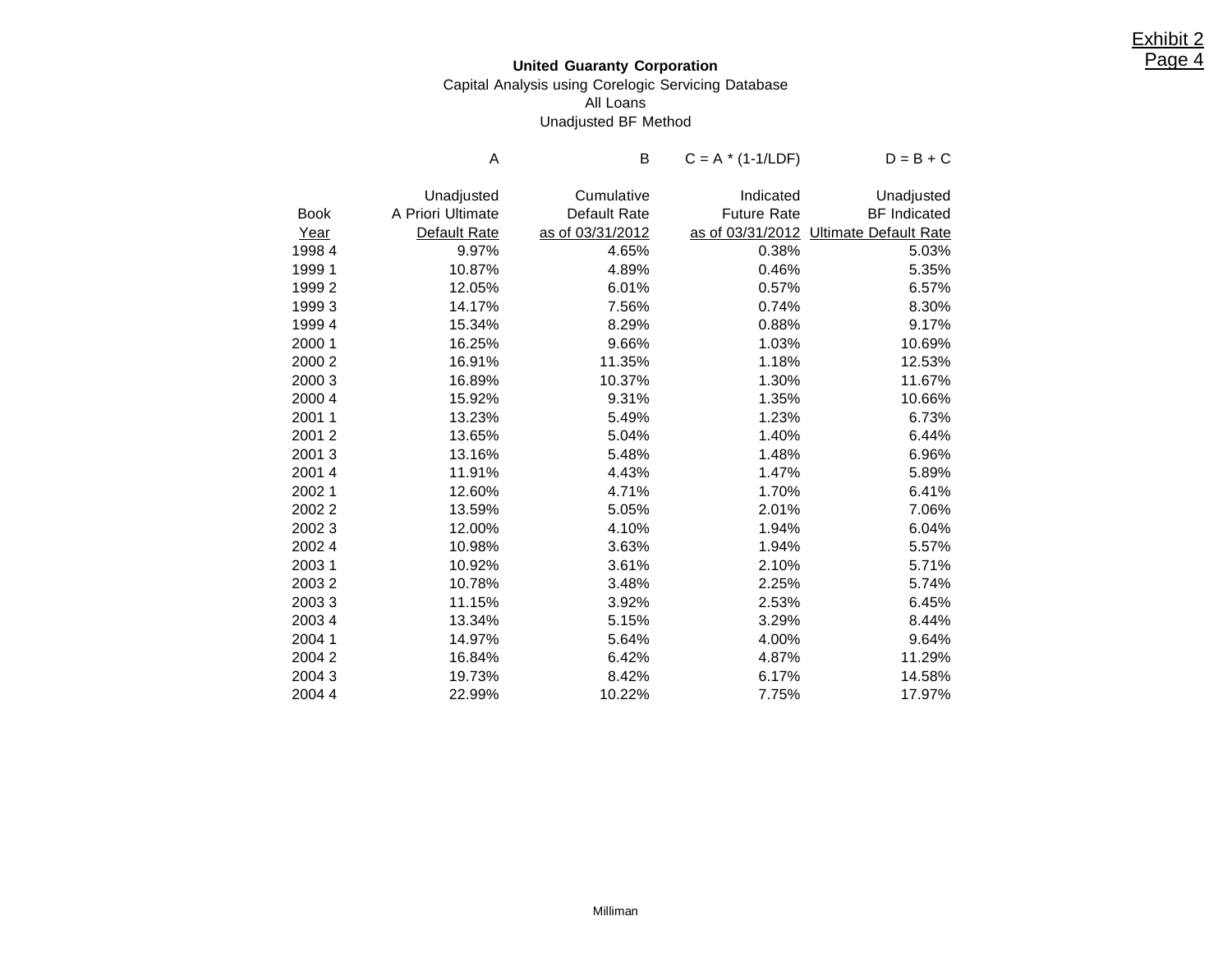Exhibit 2
Page 4

**United Guaranty Corporation**
Capital Analysis using Corelogic Servicing Database
All Loans
Unadjusted BF Method

| | A | B | C = A * (1-1/LDF) | D = B + C |
|---|---|---|---|---|
| Book Year | Unadjusted A Priori Ultimate Default Rate | Cumulative Default Rate as of 03/31/2012 | Indicated Future Rate as of 03/31/2012 | Unadjusted BF Indicated Ultimate Default Rate |
| 1998 4 | 9.97% | 4.65% | 0.38% | 5.03% |
| 1999 1 | 10.87% | 4.89% | 0.46% | 5.35% |
| 1999 2 | 12.05% | 6.01% | 0.57% | 6.57% |
| 1999 3 | 14.17% | 7.56% | 0.74% | 8.30% |
| 1999 4 | 15.34% | 8.29% | 0.88% | 9.17% |
| 2000 1 | 16.25% | 9.66% | 1.03% | 10.69% |
| 2000 2 | 16.91% | 11.35% | 1.18% | 12.53% |
| 2000 3 | 16.89% | 10.37% | 1.30% | 11.67% |
| 2000 4 | 15.92% | 9.31% | 1.35% | 10.66% |
| 2001 1 | 13.23% | 5.49% | 1.23% | 6.73% |
| 2001 2 | 13.65% | 5.04% | 1.40% | 6.44% |
| 2001 3 | 13.16% | 5.48% | 1.48% | 6.96% |
| 2001 4 | 11.91% | 4.43% | 1.47% | 5.89% |
| 2002 1 | 12.60% | 4.71% | 1.70% | 6.41% |
| 2002 2 | 13.59% | 5.05% | 2.01% | 7.06% |
| 2002 3 | 12.00% | 4.10% | 1.94% | 6.04% |
| 2002 4 | 10.98% | 3.63% | 1.94% | 5.57% |
| 2003 1 | 10.92% | 3.61% | 2.10% | 5.71% |
| 2003 2 | 10.78% | 3.48% | 2.25% | 5.74% |
| 2003 3 | 11.15% | 3.92% | 2.53% | 6.45% |
| 2003 4 | 13.34% | 5.15% | 3.29% | 8.44% |
| 2004 1 | 14.97% | 5.64% | 4.00% | 9.64% |
| 2004 2 | 16.84% | 6.42% | 4.87% | 11.29% |
| 2004 3 | 19.73% | 8.42% | 6.17% | 14.58% |
| 2004 4 | 22.99% | 10.22% | 7.75% | 17.97% |

Milliman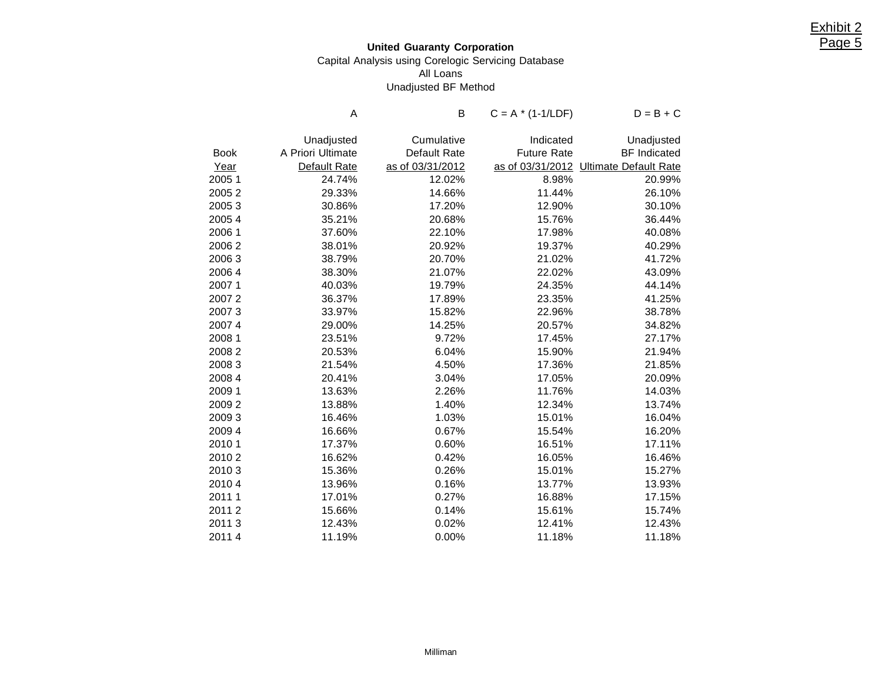Exhibit 2
Page 5

**United Guaranty Corporation**

Capital Analysis using Corelogic Servicing Database

All Loans

Unadjusted BF Method

| | A | B | C = A * (1-1/LDF) | D = B + C |
|---|---|---|---|---|
| Book Year | Unadjusted A Priori Ultimate Default Rate | Cumulative Default Rate as of 03/31/2012 | Indicated Future Rate as of 03/31/2012 | Unadjusted BF Indicated Ultimate Default Rate |
| 2005 1 | 24.74% | 12.02% | 8.98% | 20.99% |
| 2005 2 | 29.33% | 14.66% | 11.44% | 26.10% |
| 2005 3 | 30.86% | 17.20% | 12.90% | 30.10% |
| 2005 4 | 35.21% | 20.68% | 15.76% | 36.44% |
| 2006 1 | 37.60% | 22.10% | 17.98% | 40.08% |
| 2006 2 | 38.01% | 20.92% | 19.37% | 40.29% |
| 2006 3 | 38.79% | 20.70% | 21.02% | 41.72% |
| 2006 4 | 38.30% | 21.07% | 22.02% | 43.09% |
| 2007 1 | 40.03% | 19.79% | 24.35% | 44.14% |
| 2007 2 | 36.37% | 17.89% | 23.35% | 41.25% |
| 2007 3 | 33.97% | 15.82% | 22.96% | 38.78% |
| 2007 4 | 29.00% | 14.25% | 20.57% | 34.82% |
| 2008 1 | 23.51% | 9.72% | 17.45% | 27.17% |
| 2008 2 | 20.53% | 6.04% | 15.90% | 21.94% |
| 2008 3 | 21.54% | 4.50% | 17.36% | 21.85% |
| 2008 4 | 20.41% | 3.04% | 17.05% | 20.09% |
| 2009 1 | 13.63% | 2.26% | 11.76% | 14.03% |
| 2009 2 | 13.88% | 1.40% | 12.34% | 13.74% |
| 2009 3 | 16.46% | 1.03% | 15.01% | 16.04% |
| 2009 4 | 16.66% | 0.67% | 15.54% | 16.20% |
| 2010 1 | 17.37% | 0.60% | 16.51% | 17.11% |
| 2010 2 | 16.62% | 0.42% | 16.05% | 16.46% |
| 2010 3 | 15.36% | 0.26% | 15.01% | 15.27% |
| 2010 4 | 13.96% | 0.16% | 13.77% | 13.93% |
| 2011 1 | 17.01% | 0.27% | 16.88% | 17.15% |
| 2011 2 | 15.66% | 0.14% | 15.61% | 15.74% |
| 2011 3 | 12.43% | 0.02% | 12.41% | 12.43% |
| 2011 4 | 11.19% | 0.00% | 11.18% | 11.18% |

Milliman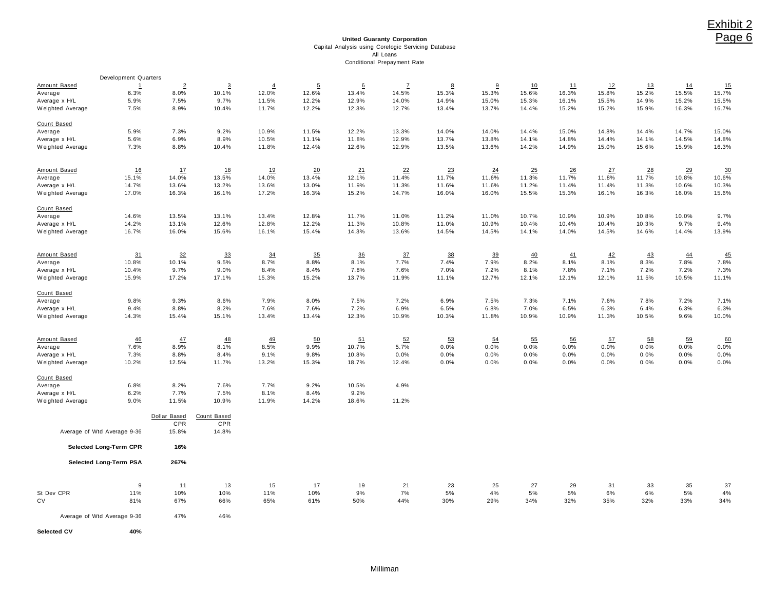Exhibit 2
Page 6

**United Guaranty Corporation**
Capital Analysis using Corelogic Servicing Database
All Loans
Conditional Prepayment Rate

Development Quarters

| Amount Based | 1 | 2 | 3 | 4 | 5 | 6 | 7 | 8 | 9 | 10 | 11 | 12 | 13 | 14 | 15 |
|---|---|---|---|---|---|---|---|---|---|---|---|---|---|---|---|
| Average | 6.3% | 8.0% | 10.1% | 12.0% | 12.6% | 13.4% | 14.5% | 15.3% | 15.3% | 15.6% | 16.3% | 15.8% | 15.2% | 15.5% | 15.7% |
| Average x H/L | 5.9% | 7.5% | 9.7% | 11.5% | 12.2% | 12.9% | 14.0% | 14.9% | 15.0% | 15.3% | 16.1% | 15.5% | 14.9% | 15.2% | 15.5% |
| Weighted Average | 7.5% | 8.9% | 10.4% | 11.7% | 12.2% | 12.3% | 12.7% | 13.4% | 13.7% | 14.4% | 15.2% | 15.2% | 15.9% | 16.3% | 16.7% |
| **Count Based** | | | | | | | | | | | | | | | |
| Average | 5.9% | 7.3% | 9.2% | 10.9% | 11.5% | 12.2% | 13.3% | 14.0% | 14.0% | 14.4% | 15.0% | 14.8% | 14.4% | 14.7% | 15.0% |
| Average x H/L | 5.6% | 6.9% | 8.9% | 10.5% | 11.1% | 11.8% | 12.9% | 13.7% | 13.8% | 14.1% | 14.8% | 14.4% | 14.1% | 14.5% | 14.8% |
| Weighted Average | 7.3% | 8.8% | 10.4% | 11.8% | 12.4% | 12.6% | 12.9% | 13.5% | 13.6% | 14.2% | 14.9% | 15.0% | 15.6% | 15.9% | 16.3% |

| Amount Based | 16 | 17 | 18 | 19 | 20 | 21 | 22 | 23 | 24 | 25 | 26 | 27 | 28 | 29 | 30 |
|---|---|---|---|---|---|---|---|---|---|---|---|---|---|---|---|
| Average | 15.1% | 14.0% | 13.5% | 14.0% | 13.4% | 12.1% | 11.4% | 11.7% | 11.6% | 11.3% | 11.7% | 11.8% | 11.7% | 10.8% | 10.6% |
| Average x H/L | 14.7% | 13.6% | 13.2% | 13.6% | 13.0% | 11.9% | 11.3% | 11.6% | 11.6% | 11.2% | 11.4% | 11.4% | 11.3% | 10.6% | 10.3% |
| Weighted Average | 17.0% | 16.3% | 16.1% | 17.2% | 16.3% | 15.2% | 14.7% | 16.0% | 16.0% | 15.5% | 15.3% | 16.1% | 16.3% | 16.0% | 15.6% |
| **Count Based** | | | | | | | | | | | | | | | |
| Average | 14.6% | 13.5% | 13.1% | 13.4% | 12.8% | 11.7% | 11.0% | 11.2% | 11.0% | 10.7% | 10.9% | 10.9% | 10.8% | 10.0% | 9.7% |
| Average x H/L | 14.2% | 13.1% | 12.6% | 12.8% | 12.2% | 11.3% | 10.8% | 11.0% | 10.9% | 10.4% | 10.4% | 10.4% | 10.3% | 9.7% | 9.4% |
| Weighted Average | 16.7% | 16.0% | 15.6% | 16.1% | 15.4% | 14.3% | 13.6% | 14.5% | 14.5% | 14.1% | 14.0% | 14.5% | 14.6% | 14.4% | 13.9% |

| Amount Based | 31 | 32 | 33 | 34 | 35 | 36 | 37 | 38 | 39 | 40 | 41 | 42 | 43 | 44 | 45 |
|---|---|---|---|---|---|---|---|---|---|---|---|---|---|---|---|
| Average | 10.8% | 10.1% | 9.5% | 8.7% | 8.8% | 8.1% | 7.7% | 7.4% | 7.9% | 8.2% | 8.1% | 8.1% | 8.3% | 7.8% | 7.8% |
| Average x H/L | 10.4% | 9.7% | 9.0% | 8.4% | 8.4% | 7.8% | 7.6% | 7.0% | 7.2% | 8.1% | 7.8% | 7.1% | 7.2% | 7.2% | 7.3% |
| Weighted Average | 15.9% | 17.2% | 17.1% | 15.3% | 15.2% | 13.7% | 11.9% | 11.1% | 12.7% | 12.1% | 12.1% | 12.1% | 11.5% | 10.5% | 11.1% |
| **Count Based** | | | | | | | | | | | | | | | |
| Average | 9.8% | 9.3% | 8.6% | 7.9% | 8.0% | 7.5% | 7.2% | 6.9% | 7.5% | 7.3% | 7.1% | 7.6% | 7.8% | 7.2% | 7.1% |
| Average x H/L | 9.4% | 8.8% | 8.2% | 7.6% | 7.6% | 7.2% | 6.9% | 6.5% | 6.8% | 7.0% | 6.5% | 6.3% | 6.4% | 6.3% | 6.3% |
| Weighted Average | 14.3% | 15.4% | 15.1% | 13.4% | 13.4% | 12.3% | 10.9% | 10.3% | 11.8% | 10.9% | 10.9% | 11.3% | 10.5% | 9.6% | 10.0% |

| Amount Based | 46 | 47 | 48 | 49 | 50 | 51 | 52 | 53 | 54 | 55 | 56 | 57 | 58 | 59 | 60 |
|---|---|---|---|---|---|---|---|---|---|---|---|---|---|---|---|
| Average | 7.6% | 8.9% | 8.1% | 8.5% | 9.9% | 10.7% | 5.7% | 0.0% | 0.0% | 0.0% | 0.0% | 0.0% | 0.0% | 0.0% | 0.0% |
| Average x H/L | 7.3% | 8.8% | 8.4% | 9.1% | 9.8% | 10.8% | 0.0% | 0.0% | 0.0% | 0.0% | 0.0% | 0.0% | 0.0% | 0.0% | 0.0% |
| Weighted Average | 10.2% | 12.5% | 11.7% | 13.2% | 15.3% | 18.7% | 12.4% | 0.0% | 0.0% | 0.0% | 0.0% | 0.0% | 0.0% | 0.0% | 0.0% |
| **Count Based** | | | | | | | | | | | | | | | |
| Average | 6.8% | 8.2% | 7.6% | 7.7% | 9.2% | 10.5% | 4.9% | | | | | | | | |
| Average x H/L | 6.2% | 7.7% | 7.5% | 8.1% | 8.4% | 9.2% | | | | | | | | | |
| Weighted Average | 9.0% | 11.5% | 10.9% | 11.9% | 14.2% | 18.6% | 11.2% | | | | | | | | |

| | Dollar Based CPR | Count Based CPR |
|---|---|---|
| Average of Wtd Average 9-36 | 15.8% | 14.8% |
| **Selected Long-Term CPR** | **16%** | |
| **Selected Long-Term PSA** | **267%** | |

| | 9 | 11 | 13 | 15 | 17 | 19 | 21 | 23 | 25 | 27 | 29 | 31 | 33 | 35 | 37 |
|---|---|---|---|---|---|---|---|---|---|---|---|---|---|---|---|
| St Dev CPR | 11% | 10% | 10% | 11% | 10% | 9% | 7% | 5% | 4% | 5% | 5% | 6% | 6% | 5% | 4% |
| CV | 81% | 67% | 66% | 65% | 61% | 50% | 44% | 30% | 29% | 34% | 32% | 35% | 32% | 33% | 34% |

| | | |
|---|---|---|
| Average of Wtd Average 9-36 | 47% | 46% |
| **Selected CV** | **40%** | |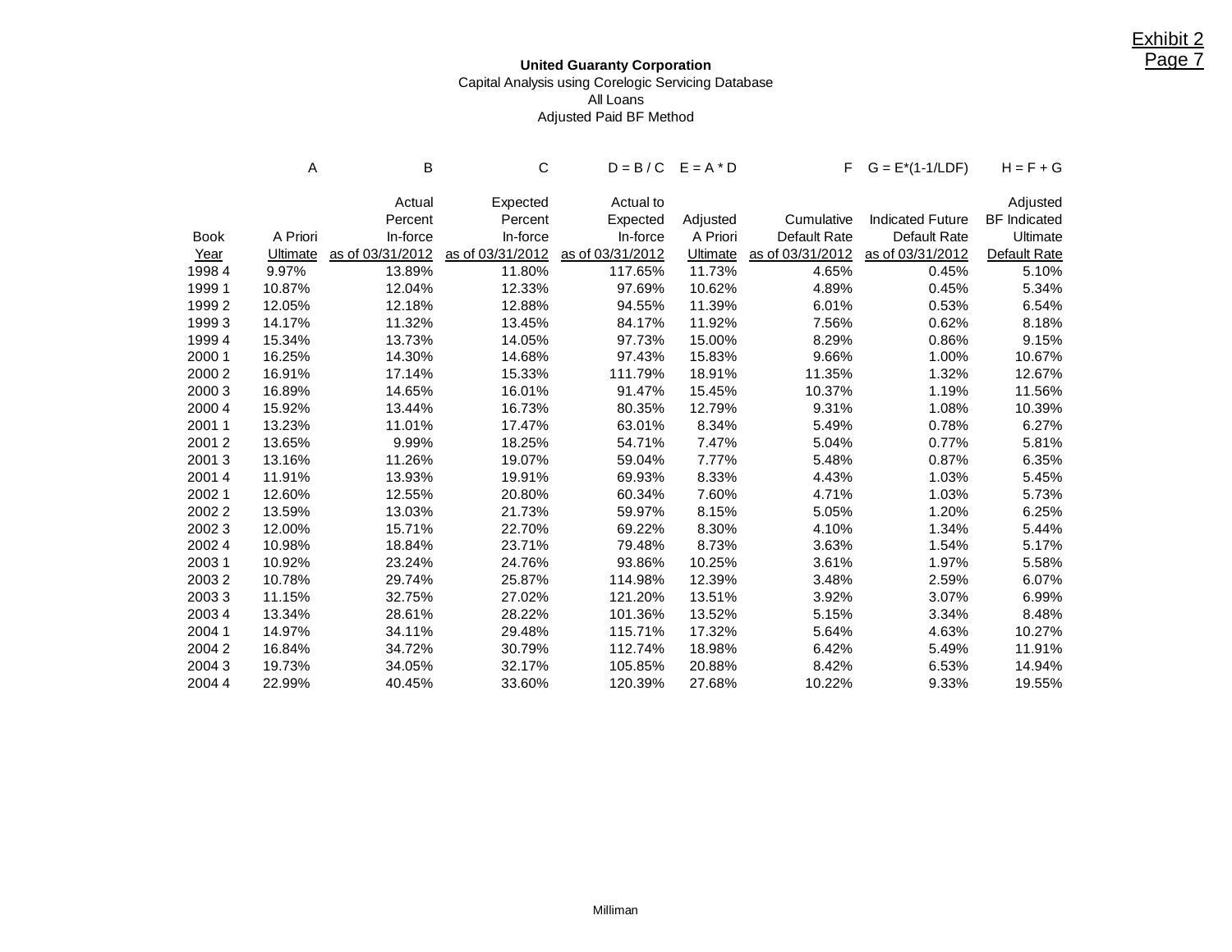Exhibit 2
Page 7

**United Guaranty Corporation**
Capital Analysis using Corelogic Servicing Database
All Loans
Adjusted Paid BF Method

| | A | B | C | D = B / C | E = A * D | F | G = E*(1-1/LDF) | H = F + G |
|---|---|---|---|---|---|---|---|---|
| Book Year | A Priori Ultimate | Actual Percent In-force as of 03/31/2012 | Expected Percent In-force as of 03/31/2012 | Actual to Expected In-force as of 03/31/2012 | Adjusted A Priori Ultimate | Cumulative Default Rate as of 03/31/2012 | Indicated Future Default Rate as of 03/31/2012 | Adjusted BF Indicated Ultimate Default Rate |
| 1998 4 | 9.97% | 13.89% | 11.80% | 117.65% | 11.73% | 4.65% | 0.45% | 5.10% |
| 1999 1 | 10.87% | 12.04% | 12.33% | 97.69% | 10.62% | 4.89% | 0.45% | 5.34% |
| 1999 2 | 12.05% | 12.18% | 12.88% | 94.55% | 11.39% | 6.01% | 0.53% | 6.54% |
| 1999 3 | 14.17% | 11.32% | 13.45% | 84.17% | 11.92% | 7.56% | 0.62% | 8.18% |
| 1999 4 | 15.34% | 13.73% | 14.05% | 97.73% | 15.00% | 8.29% | 0.86% | 9.15% |
| 2000 1 | 16.25% | 14.30% | 14.68% | 97.43% | 15.83% | 9.66% | 1.00% | 10.67% |
| 2000 2 | 16.91% | 17.14% | 15.33% | 111.79% | 18.91% | 11.35% | 1.32% | 12.67% |
| 2000 3 | 16.89% | 14.65% | 16.01% | 91.47% | 15.45% | 10.37% | 1.19% | 11.56% |
| 2000 4 | 15.92% | 13.44% | 16.73% | 80.35% | 12.79% | 9.31% | 1.08% | 10.39% |
| 2001 1 | 13.23% | 11.01% | 17.47% | 63.01% | 8.34% | 5.49% | 0.78% | 6.27% |
| 2001 2 | 13.65% | 9.99% | 18.25% | 54.71% | 7.47% | 5.04% | 0.77% | 5.81% |
| 2001 3 | 13.16% | 11.26% | 19.07% | 59.04% | 7.77% | 5.48% | 0.87% | 6.35% |
| 2001 4 | 11.91% | 13.93% | 19.91% | 69.93% | 8.33% | 4.43% | 1.03% | 5.45% |
| 2002 1 | 12.60% | 12.55% | 20.80% | 60.34% | 7.60% | 4.71% | 1.03% | 5.73% |
| 2002 2 | 13.59% | 13.03% | 21.73% | 59.97% | 8.15% | 5.05% | 1.20% | 6.25% |
| 2002 3 | 12.00% | 15.71% | 22.70% | 69.22% | 8.30% | 4.10% | 1.34% | 5.44% |
| 2002 4 | 10.98% | 18.84% | 23.71% | 79.48% | 8.73% | 3.63% | 1.54% | 5.17% |
| 2003 1 | 10.92% | 23.24% | 24.76% | 93.86% | 10.25% | 3.61% | 1.97% | 5.58% |
| 2003 2 | 10.78% | 29.74% | 25.87% | 114.98% | 12.39% | 3.48% | 2.59% | 6.07% |
| 2003 3 | 11.15% | 32.75% | 27.02% | 121.20% | 13.51% | 3.92% | 3.07% | 6.99% |
| 2003 4 | 13.34% | 28.61% | 28.22% | 101.36% | 13.52% | 5.15% | 3.34% | 8.48% |
| 2004 1 | 14.97% | 34.11% | 29.48% | 115.71% | 17.32% | 5.64% | 4.63% | 10.27% |
| 2004 2 | 16.84% | 34.72% | 30.79% | 112.74% | 18.98% | 6.42% | 5.49% | 11.91% |
| 2004 3 | 19.73% | 34.05% | 32.17% | 105.85% | 20.88% | 8.42% | 6.53% | 14.94% |
| 2004 4 | 22.99% | 40.45% | 33.60% | 120.39% | 27.68% | 10.22% | 9.33% | 19.55% |

Milliman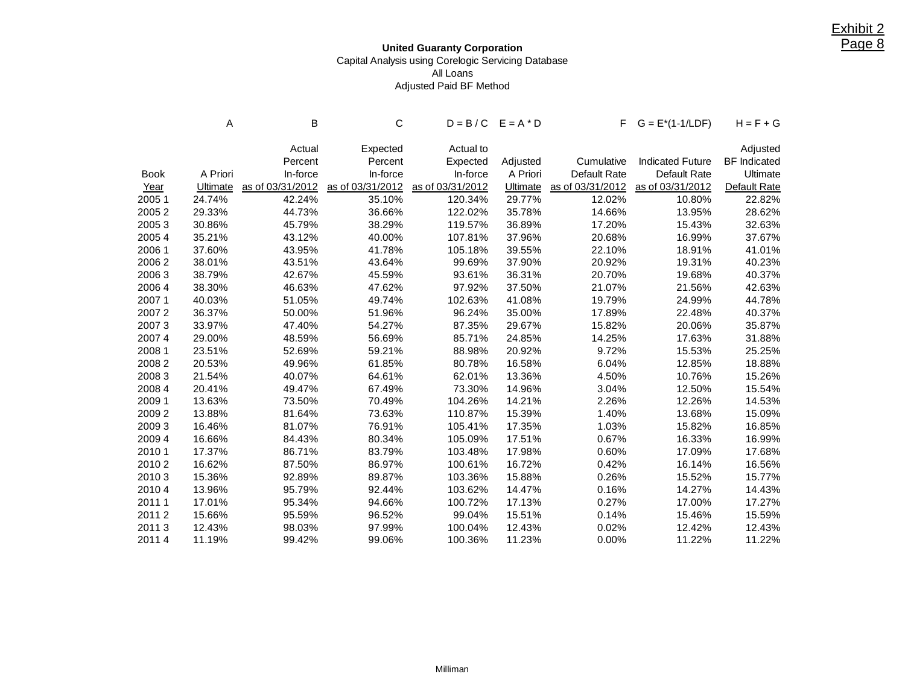Exhibit 2
Page 8

**United Guaranty Corporation**
Capital Analysis using Corelogic Servicing Database
All Loans
Adjusted Paid BF Method

| | A | B | C | D = B / C | E = A * D | F | G = E*(1-1/LDF) | H = F + G |
|---|---|---|---|---|---|---|---|---|
| Book Year | A Priori Ultimate | Actual Percent In-force as of 03/31/2012 | Expected Percent In-force as of 03/31/2012 | Actual to Expected In-force as of 03/31/2012 | Adjusted A Priori Ultimate | Cumulative Default Rate as of 03/31/2012 | Indicated Future Default Rate as of 03/31/2012 | Adjusted BF Indicated Ultimate Default Rate |
| 2005 1 | 24.74% | 42.24% | 35.10% | 120.34% | 29.77% | 12.02% | 10.80% | 22.82% |
| 2005 2 | 29.33% | 44.73% | 36.66% | 122.02% | 35.78% | 14.66% | 13.95% | 28.62% |
| 2005 3 | 30.86% | 45.79% | 38.29% | 119.57% | 36.89% | 17.20% | 15.43% | 32.63% |
| 2005 4 | 35.21% | 43.12% | 40.00% | 107.81% | 37.96% | 20.68% | 16.99% | 37.67% |
| 2006 1 | 37.60% | 43.95% | 41.78% | 105.18% | 39.55% | 22.10% | 18.91% | 41.01% |
| 2006 2 | 38.01% | 43.51% | 43.64% | 99.69% | 37.90% | 20.92% | 19.31% | 40.23% |
| 2006 3 | 38.79% | 42.67% | 45.59% | 93.61% | 36.31% | 20.70% | 19.68% | 40.37% |
| 2006 4 | 38.30% | 46.63% | 47.62% | 97.92% | 37.50% | 21.07% | 21.56% | 42.63% |
| 2007 1 | 40.03% | 51.05% | 49.74% | 102.63% | 41.08% | 19.79% | 24.99% | 44.78% |
| 2007 2 | 36.37% | 50.00% | 51.96% | 96.24% | 35.00% | 17.89% | 22.48% | 40.37% |
| 2007 3 | 33.97% | 47.40% | 54.27% | 87.35% | 29.67% | 15.82% | 20.06% | 35.87% |
| 2007 4 | 29.00% | 48.59% | 56.69% | 85.71% | 24.85% | 14.25% | 17.63% | 31.88% |
| 2008 1 | 23.51% | 52.69% | 59.21% | 88.98% | 20.92% | 9.72% | 15.53% | 25.25% |
| 2008 2 | 20.53% | 49.96% | 61.85% | 80.78% | 16.58% | 6.04% | 12.85% | 18.88% |
| 2008 3 | 21.54% | 40.07% | 64.61% | 62.01% | 13.36% | 4.50% | 10.76% | 15.26% |
| 2008 4 | 20.41% | 49.47% | 67.49% | 73.30% | 14.96% | 3.04% | 12.50% | 15.54% |
| 2009 1 | 13.63% | 73.50% | 70.49% | 104.26% | 14.21% | 2.26% | 12.26% | 14.53% |
| 2009 2 | 13.88% | 81.64% | 73.63% | 110.87% | 15.39% | 1.40% | 13.68% | 15.09% |
| 2009 3 | 16.46% | 81.07% | 76.91% | 105.41% | 17.35% | 1.03% | 15.82% | 16.85% |
| 2009 4 | 16.66% | 84.43% | 80.34% | 105.09% | 17.51% | 0.67% | 16.33% | 16.99% |
| 2010 1 | 17.37% | 86.71% | 83.79% | 103.48% | 17.98% | 0.60% | 17.09% | 17.68% |
| 2010 2 | 16.62% | 87.50% | 86.97% | 100.61% | 16.72% | 0.42% | 16.14% | 16.56% |
| 2010 3 | 15.36% | 92.89% | 89.87% | 103.36% | 15.88% | 0.26% | 15.52% | 15.77% |
| 2010 4 | 13.96% | 95.79% | 92.44% | 103.62% | 14.47% | 0.16% | 14.27% | 14.43% |
| 2011 1 | 17.01% | 95.34% | 94.66% | 100.72% | 17.13% | 0.27% | 17.00% | 17.27% |
| 2011 2 | 15.66% | 95.59% | 96.52% | 99.04% | 15.51% | 0.14% | 15.46% | 15.59% |
| 2011 3 | 12.43% | 98.03% | 97.99% | 100.04% | 12.43% | 0.02% | 12.42% | 12.43% |
| 2011 4 | 11.19% | 99.42% | 99.06% | 100.36% | 11.23% | 0.00% | 11.22% | 11.22% |

Milliman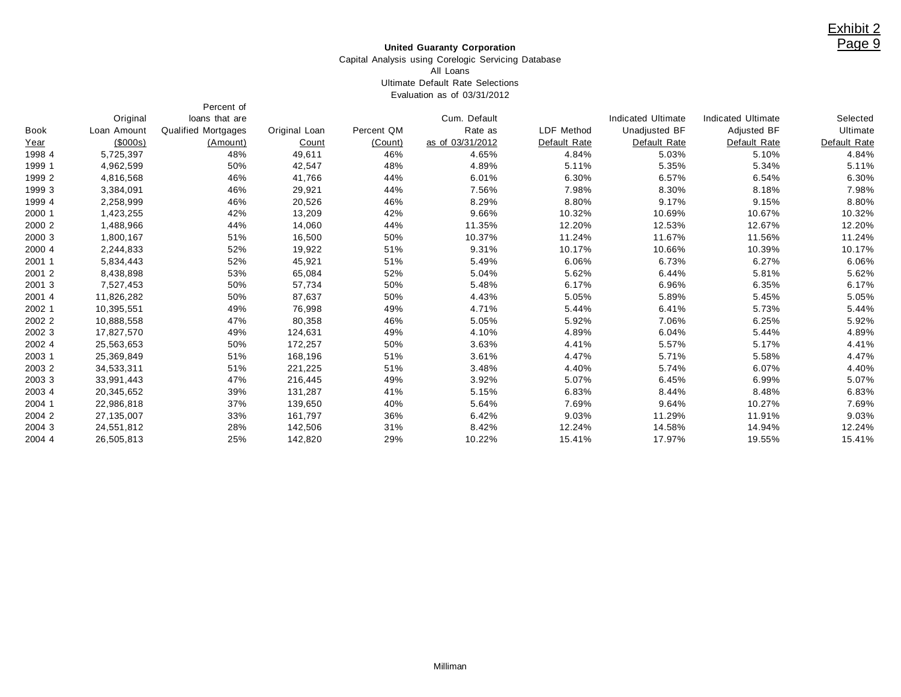Exhibit 2
Page 9

**United Guaranty Corporation**
Capital Analysis using Corelogic Servicing Database
All Loans
Ultimate Default Rate Selections
Evaluation as of 03/31/2012

| Book Year | Original Loan Amount ($000s) | Percent of loans that are Qualified Mortgages (Amount) | Original Loan Count | Percent QM (Count) | Cum. Default Rate as as of 03/31/2012 | LDF Method Default Rate | Indicated Ultimate Unadjusted BF Default Rate | Indicated Ultimate Adjusted BF Default Rate | Selected Ultimate Default Rate |
|---|---|---|---|---|---|---|---|---|---|
| 1998 4 | 5,725,397 | 48% | 49,611 | 46% | 4.65% | 4.84% | 5.03% | 5.10% | 4.84% |
| 1999 1 | 4,962,599 | 50% | 42,547 | 48% | 4.89% | 5.11% | 5.35% | 5.34% | 5.11% |
| 1999 2 | 4,816,568 | 46% | 41,766 | 44% | 6.01% | 6.30% | 6.57% | 6.54% | 6.30% |
| 1999 3 | 3,384,091 | 46% | 29,921 | 44% | 7.56% | 7.98% | 8.30% | 8.18% | 7.98% |
| 1999 4 | 2,258,999 | 46% | 20,526 | 46% | 8.29% | 8.80% | 9.17% | 9.15% | 8.80% |
| 2000 1 | 1,423,255 | 42% | 13,209 | 42% | 9.66% | 10.32% | 10.69% | 10.67% | 10.32% |
| 2000 2 | 1,488,966 | 44% | 14,060 | 44% | 11.35% | 12.20% | 12.53% | 12.67% | 12.20% |
| 2000 3 | 1,800,167 | 51% | 16,500 | 50% | 10.37% | 11.24% | 11.67% | 11.56% | 11.24% |
| 2000 4 | 2,244,833 | 52% | 19,922 | 51% | 9.31% | 10.17% | 10.66% | 10.39% | 10.17% |
| 2001 1 | 5,834,443 | 52% | 45,921 | 51% | 5.49% | 6.06% | 6.73% | 6.27% | 6.06% |
| 2001 2 | 8,438,898 | 53% | 65,084 | 52% | 5.04% | 5.62% | 6.44% | 5.81% | 5.62% |
| 2001 3 | 7,527,453 | 50% | 57,734 | 50% | 5.48% | 6.17% | 6.96% | 6.35% | 6.17% |
| 2001 4 | 11,826,282 | 50% | 87,637 | 50% | 4.43% | 5.05% | 5.89% | 5.45% | 5.05% |
| 2002 1 | 10,395,551 | 49% | 76,998 | 49% | 4.71% | 5.44% | 6.41% | 5.73% | 5.44% |
| 2002 2 | 10,888,558 | 47% | 80,358 | 46% | 5.05% | 5.92% | 7.06% | 6.25% | 5.92% |
| 2002 3 | 17,827,570 | 49% | 124,631 | 49% | 4.10% | 4.89% | 6.04% | 5.44% | 4.89% |
| 2002 4 | 25,563,653 | 50% | 172,257 | 50% | 3.63% | 4.41% | 5.57% | 5.17% | 4.41% |
| 2003 1 | 25,369,849 | 51% | 168,196 | 51% | 3.61% | 4.47% | 5.71% | 5.58% | 4.47% |
| 2003 2 | 34,533,311 | 51% | 221,225 | 51% | 3.48% | 4.40% | 5.74% | 6.07% | 4.40% |
| 2003 3 | 33,991,443 | 47% | 216,445 | 49% | 3.92% | 5.07% | 6.45% | 6.99% | 5.07% |
| 2003 4 | 20,345,652 | 39% | 131,287 | 41% | 5.15% | 6.83% | 8.44% | 8.48% | 6.83% |
| 2004 1 | 22,986,818 | 37% | 139,650 | 40% | 5.64% | 7.69% | 9.64% | 10.27% | 7.69% |
| 2004 2 | 27,135,007 | 33% | 161,797 | 36% | 6.42% | 9.03% | 11.29% | 11.91% | 9.03% |
| 2004 3 | 24,551,812 | 28% | 142,506 | 31% | 8.42% | 12.24% | 14.58% | 14.94% | 12.24% |
| 2004 4 | 26,505,813 | 25% | 142,820 | 29% | 10.22% | 15.41% | 17.97% | 19.55% | 15.41% |

Milliman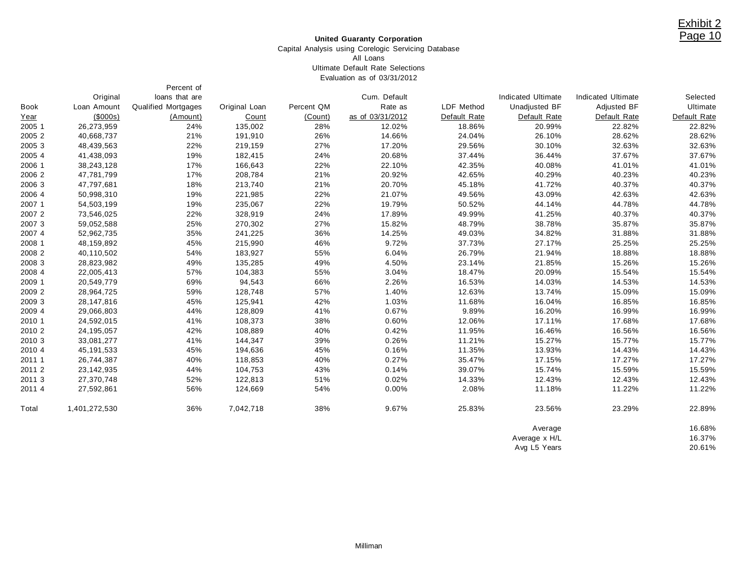Exhibit 2
Page 10

**United Guaranty Corporation**
Capital Analysis using Corelogic Servicing Database
All Loans
Ultimate Default Rate Selections
Evaluation as of 03/31/2012

| Book Year | Original Loan Amount ($000s) | Percent of loans that are Qualified Mortgages (Amount) | Original Loan Count | Percent QM (Count) | Cum. Default Rate as as of 03/31/2012 | LDF Method Default Rate | Indicated Ultimate Unadjusted BF Default Rate | Indicated Ultimate Adjusted BF Default Rate | Selected Ultimate Default Rate |
|---|---|---|---|---|---|---|---|---|---|
| 2005 1 | 26,273,959 | 24% | 135,002 | 28% | 12.02% | 18.86% | 20.99% | 22.82% | 22.82% |
| 2005 2 | 40,668,737 | 21% | 191,910 | 26% | 14.66% | 24.04% | 26.10% | 28.62% | 28.62% |
| 2005 3 | 48,439,563 | 22% | 219,159 | 27% | 17.20% | 29.56% | 30.10% | 32.63% | 32.63% |
| 2005 4 | 41,438,093 | 19% | 182,415 | 24% | 20.68% | 37.44% | 36.44% | 37.67% | 37.67% |
| 2006 1 | 38,243,128 | 17% | 166,643 | 22% | 22.10% | 42.35% | 40.08% | 41.01% | 41.01% |
| 2006 2 | 47,781,799 | 17% | 208,784 | 21% | 20.92% | 42.65% | 40.29% | 40.23% | 40.23% |
| 2006 3 | 47,797,681 | 18% | 213,740 | 21% | 20.70% | 45.18% | 41.72% | 40.37% | 40.37% |
| 2006 4 | 50,998,310 | 19% | 221,985 | 22% | 21.07% | 49.56% | 43.09% | 42.63% | 42.63% |
| 2007 1 | 54,503,199 | 19% | 235,067 | 22% | 19.79% | 50.52% | 44.14% | 44.78% | 44.78% |
| 2007 2 | 73,546,025 | 22% | 328,919 | 24% | 17.89% | 49.99% | 41.25% | 40.37% | 40.37% |
| 2007 3 | 59,052,588 | 25% | 270,302 | 27% | 15.82% | 48.79% | 38.78% | 35.87% | 35.87% |
| 2007 4 | 52,962,735 | 35% | 241,225 | 36% | 14.25% | 49.03% | 34.82% | 31.88% | 31.88% |
| 2008 1 | 48,159,892 | 45% | 215,990 | 46% | 9.72% | 37.73% | 27.17% | 25.25% | 25.25% |
| 2008 2 | 40,110,502 | 54% | 183,927 | 55% | 6.04% | 26.79% | 21.94% | 18.88% | 18.88% |
| 2008 3 | 28,823,982 | 49% | 135,285 | 49% | 4.50% | 23.14% | 21.85% | 15.26% | 15.26% |
| 2008 4 | 22,005,413 | 57% | 104,383 | 55% | 3.04% | 18.47% | 20.09% | 15.54% | 15.54% |
| 2009 1 | 20,549,779 | 69% | 94,543 | 66% | 2.26% | 16.53% | 14.03% | 14.53% | 14.53% |
| 2009 2 | 28,964,725 | 59% | 128,748 | 57% | 1.40% | 12.63% | 13.74% | 15.09% | 15.09% |
| 2009 3 | 28,147,816 | 45% | 125,941 | 42% | 1.03% | 11.68% | 16.04% | 16.85% | 16.85% |
| 2009 4 | 29,066,803 | 44% | 128,809 | 41% | 0.67% | 9.89% | 16.20% | 16.99% | 16.99% |
| 2010 1 | 24,592,015 | 41% | 108,373 | 38% | 0.60% | 12.06% | 17.11% | 17.68% | 17.68% |
| 2010 2 | 24,195,057 | 42% | 108,889 | 40% | 0.42% | 11.95% | 16.46% | 16.56% | 16.56% |
| 2010 3 | 33,081,277 | 41% | 144,347 | 39% | 0.26% | 11.21% | 15.27% | 15.77% | 15.77% |
| 2010 4 | 45,191,533 | 45% | 194,636 | 45% | 0.16% | 11.35% | 13.93% | 14.43% | 14.43% |
| 2011 1 | 26,744,387 | 40% | 118,853 | 40% | 0.27% | 35.47% | 17.15% | 17.27% | 17.27% |
| 2011 2 | 23,142,935 | 44% | 104,753 | 43% | 0.14% | 39.07% | 15.74% | 15.59% | 15.59% |
| 2011 3 | 27,370,748 | 52% | 122,813 | 51% | 0.02% | 14.33% | 12.43% | 12.43% | 12.43% |
| 2011 4 | 27,592,861 | 56% | 124,669 | 54% | 0.00% | 2.08% | 11.18% | 11.22% | 11.22% |
| Total | 1,401,272,530 | 36% | 7,042,718 | 38% | 9.67% | 25.83% | 23.56% | 23.29% | 22.89% |
| | | | | | | | Average | | 16.68% |
| | | | | | | | Average x H/L | | 16.37% |
| | | | | | | | Avg L5 Years | | 20.61% |

Milliman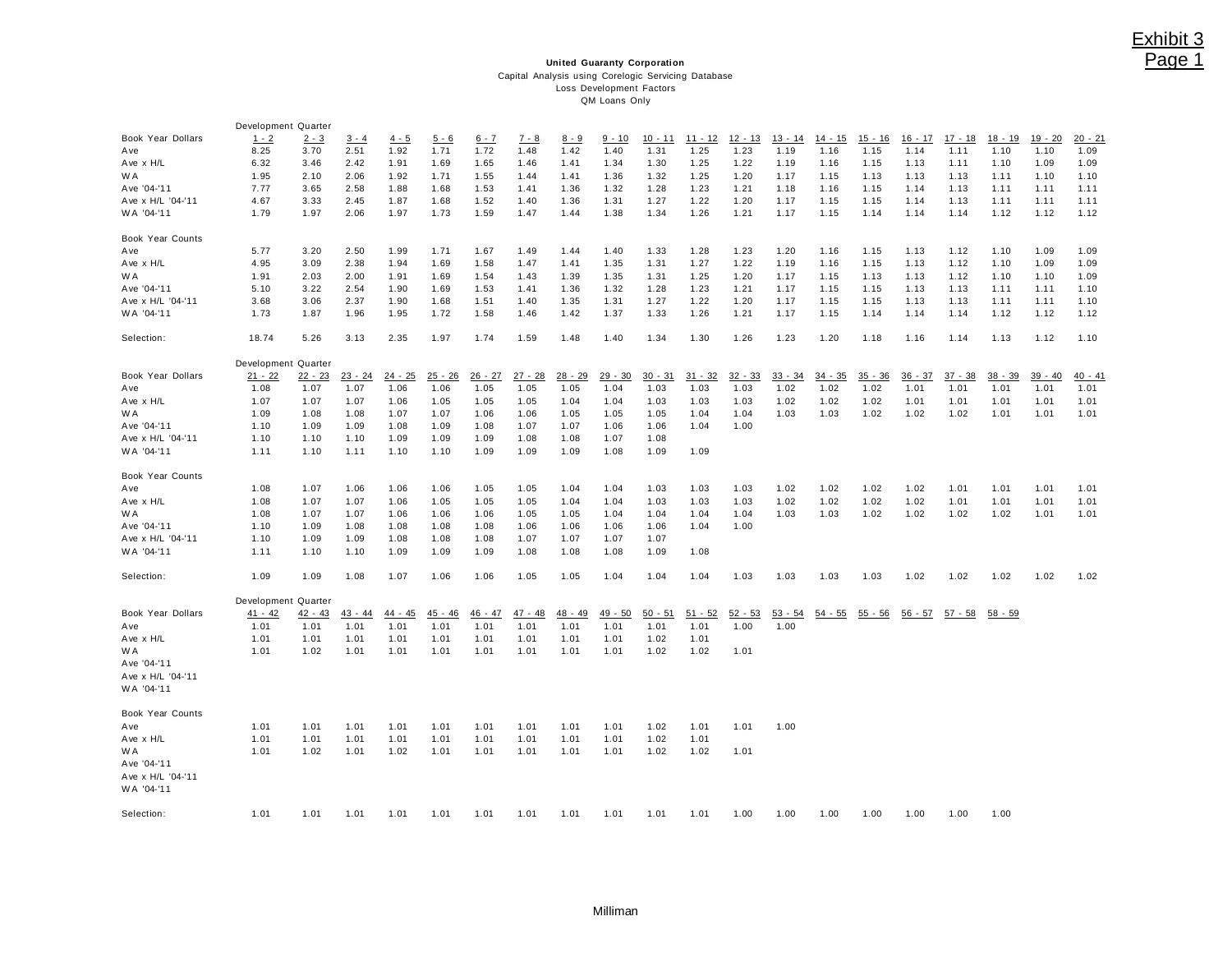Exhibit 3
Page 1

**United Guaranty Corporation**
Capital Analysis using Corelogic Servicing Database
Loss Development Factors
QM Loans Only

| Development Quarter | 1 - 2 | 2 - 3 | 3 - 4 | 4 - 5 | 5 - 6 | 6 - 7 | 7 - 8 | 8 - 9 | 9 - 10 | 10 - 11 | 11 - 12 | 12 - 13 | 13 - 14 | 14 - 15 | 15 - 16 | 16 - 17 | 17 - 18 | 18 - 19 | 19 - 20 | 20 - 21 |
|---|---|---|---|---|---|---|---|---|---|---|---|---|---|---|---|---|---|---|---|---|
| **Book Year Dollars** | | | | | | | | | | | | | | | | | | | | |
| Ave | 8.25 | 3.70 | 2.51 | 1.92 | 1.71 | 1.72 | 1.48 | 1.42 | 1.40 | 1.31 | 1.25 | 1.23 | 1.19 | 1.16 | 1.15 | 1.14 | 1.11 | 1.10 | 1.10 | 1.09 |
| Ave x H/L | 6.32 | 3.46 | 2.42 | 1.91 | 1.69 | 1.65 | 1.46 | 1.41 | 1.34 | 1.30 | 1.25 | 1.22 | 1.19 | 1.16 | 1.15 | 1.13 | 1.11 | 1.10 | 1.09 | 1.09 |
| WA | 1.95 | 2.10 | 2.06 | 1.92 | 1.71 | 1.55 | 1.44 | 1.41 | 1.36 | 1.32 | 1.25 | 1.20 | 1.17 | 1.15 | 1.13 | 1.13 | 1.13 | 1.11 | 1.10 | 1.10 |
| Ave '04-'11 | 7.77 | 3.65 | 2.58 | 1.88 | 1.68 | 1.53 | 1.41 | 1.36 | 1.32 | 1.28 | 1.23 | 1.21 | 1.18 | 1.16 | 1.15 | 1.14 | 1.13 | 1.11 | 1.11 | 1.11 |
| Ave x H/L '04-'11 | 4.67 | 3.33 | 2.45 | 1.87 | 1.68 | 1.52 | 1.40 | 1.36 | 1.31 | 1.27 | 1.22 | 1.20 | 1.17 | 1.15 | 1.15 | 1.14 | 1.13 | 1.11 | 1.11 | 1.11 |
| WA '04-'11 | 1.79 | 1.97 | 2.06 | 1.97 | 1.73 | 1.59 | 1.47 | 1.44 | 1.38 | 1.34 | 1.26 | 1.21 | 1.17 | 1.15 | 1.14 | 1.14 | 1.14 | 1.12 | 1.12 | 1.12 |
| **Book Year Counts** | | | | | | | | | | | | | | | | | | | | |
| Ave | 5.77 | 3.20 | 2.50 | 1.99 | 1.71 | 1.67 | 1.49 | 1.44 | 1.40 | 1.33 | 1.28 | 1.23 | 1.20 | 1.16 | 1.15 | 1.13 | 1.12 | 1.10 | 1.09 | 1.09 |
| Ave x H/L | 4.95 | 3.09 | 2.38 | 1.94 | 1.69 | 1.58 | 1.47 | 1.41 | 1.35 | 1.31 | 1.27 | 1.22 | 1.19 | 1.16 | 1.15 | 1.13 | 1.12 | 1.10 | 1.09 | 1.09 |
| WA | 1.91 | 2.03 | 2.00 | 1.91 | 1.69 | 1.54 | 1.43 | 1.39 | 1.35 | 1.31 | 1.25 | 1.20 | 1.17 | 1.15 | 1.13 | 1.13 | 1.12 | 1.10 | 1.10 | 1.09 |
| Ave '04-'11 | 5.10 | 3.22 | 2.54 | 1.90 | 1.69 | 1.53 | 1.41 | 1.36 | 1.32 | 1.28 | 1.23 | 1.21 | 1.17 | 1.15 | 1.15 | 1.13 | 1.13 | 1.11 | 1.11 | 1.10 |
| Ave x H/L '04-'11 | 3.68 | 3.06 | 2.37 | 1.90 | 1.68 | 1.51 | 1.40 | 1.35 | 1.31 | 1.27 | 1.22 | 1.20 | 1.17 | 1.15 | 1.15 | 1.13 | 1.13 | 1.11 | 1.11 | 1.10 |
| WA '04-'11 | 1.73 | 1.87 | 1.96 | 1.95 | 1.72 | 1.58 | 1.46 | 1.42 | 1.37 | 1.33 | 1.26 | 1.21 | 1.17 | 1.15 | 1.14 | 1.14 | 1.14 | 1.12 | 1.12 | 1.12 |
| Selection: | 18.74 | 5.26 | 3.13 | 2.35 | 1.97 | 1.74 | 1.59 | 1.48 | 1.40 | 1.34 | 1.30 | 1.26 | 1.23 | 1.20 | 1.18 | 1.16 | 1.14 | 1.13 | 1.12 | 1.10 |

| Development Quarter | 21 - 22 | 22 - 23 | 23 - 24 | 24 - 25 | 25 - 26 | 26 - 27 | 27 - 28 | 28 - 29 | 29 - 30 | 30 - 31 | 31 - 32 | 32 - 33 | 33 - 34 | 34 - 35 | 35 - 36 | 36 - 37 | 37 - 38 | 38 - 39 | 39 - 40 | 40 - 41 |
|---|---|---|---|---|---|---|---|---|---|---|---|---|---|---|---|---|---|---|---|---|
| **Book Year Dollars** | | | | | | | | | | | | | | | | | | | | |
| Ave | 1.08 | 1.07 | 1.07 | 1.06 | 1.06 | 1.05 | 1.05 | 1.05 | 1.04 | 1.03 | 1.03 | 1.03 | 1.02 | 1.02 | 1.02 | 1.01 | 1.01 | 1.01 | 1.01 | 1.01 |
| Ave x H/L | 1.07 | 1.07 | 1.07 | 1.06 | 1.05 | 1.05 | 1.05 | 1.04 | 1.04 | 1.03 | 1.03 | 1.03 | 1.02 | 1.02 | 1.02 | 1.01 | 1.01 | 1.01 | 1.01 | 1.01 |
| WA | 1.09 | 1.08 | 1.08 | 1.07 | 1.07 | 1.06 | 1.06 | 1.05 | 1.05 | 1.05 | 1.04 | 1.04 | 1.03 | 1.03 | 1.02 | 1.02 | 1.02 | 1.01 | 1.01 | 1.01 |
| Ave '04-'11 | 1.10 | 1.09 | 1.09 | 1.08 | 1.09 | 1.08 | 1.07 | 1.07 | 1.06 | 1.06 | 1.04 | 1.00 | | | | | | | | |
| Ave x H/L '04-'11 | 1.10 | 1.10 | 1.10 | 1.09 | 1.09 | 1.09 | 1.08 | 1.08 | 1.07 | 1.08 | | | | | | | | | | |
| WA '04-'11 | 1.11 | 1.10 | 1.11 | 1.10 | 1.10 | 1.09 | 1.09 | 1.09 | 1.08 | 1.09 | 1.09 | | | | | | | | | |
| **Book Year Counts** | | | | | | | | | | | | | | | | | | | | |
| Ave | 1.08 | 1.07 | 1.06 | 1.06 | 1.06 | 1.05 | 1.05 | 1.04 | 1.04 | 1.03 | 1.03 | 1.03 | 1.02 | 1.02 | 1.02 | 1.02 | 1.01 | 1.01 | 1.01 | 1.01 |
| Ave x H/L | 1.08 | 1.07 | 1.07 | 1.06 | 1.05 | 1.05 | 1.05 | 1.04 | 1.04 | 1.03 | 1.03 | 1.03 | 1.02 | 1.02 | 1.02 | 1.02 | 1.01 | 1.01 | 1.01 | 1.01 |
| WA | 1.08 | 1.07 | 1.07 | 1.06 | 1.06 | 1.06 | 1.05 | 1.05 | 1.04 | 1.04 | 1.04 | 1.04 | 1.03 | 1.03 | 1.02 | 1.02 | 1.02 | 1.02 | 1.01 | 1.01 |
| Ave '04-'11 | 1.10 | 1.09 | 1.08 | 1.08 | 1.08 | 1.08 | 1.06 | 1.06 | 1.06 | 1.06 | 1.04 | 1.00 | | | | | | | | |
| Ave x H/L '04-'11 | 1.10 | 1.09 | 1.09 | 1.08 | 1.08 | 1.08 | 1.07 | 1.07 | 1.07 | 1.07 | | | | | | | | | | |
| WA '04-'11 | 1.11 | 1.10 | 1.10 | 1.09 | 1.09 | 1.09 | 1.08 | 1.08 | 1.08 | 1.09 | 1.08 | | | | | | | | | |
| Selection: | 1.09 | 1.09 | 1.08 | 1.07 | 1.06 | 1.06 | 1.05 | 1.05 | 1.04 | 1.04 | 1.04 | 1.03 | 1.03 | 1.03 | 1.03 | 1.02 | 1.02 | 1.02 | 1.02 | 1.02 |

| Development Quarter | 41 - 42 | 42 - 43 | 43 - 44 | 44 - 45 | 45 - 46 | 46 - 47 | 47 - 48 | 48 - 49 | 49 - 50 | 50 - 51 | 51 - 52 | 52 - 53 | 53 - 54 | 54 - 55 | 55 - 56 | 56 - 57 | 57 - 58 | 58 - 59 |
|---|---|---|---|---|---|---|---|---|---|---|---|---|---|---|---|---|---|---|
| **Book Year Dollars** | | | | | | | | | | | | | | | | | | |
| Ave | 1.01 | 1.01 | 1.01 | 1.01 | 1.01 | 1.01 | 1.01 | 1.01 | 1.01 | 1.01 | 1.01 | 1.00 | 1.00 | | | | | |
| Ave x H/L | 1.01 | 1.01 | 1.01 | 1.01 | 1.01 | 1.01 | 1.01 | 1.01 | 1.01 | 1.02 | 1.01 | | | | | | | |
| WA | 1.01 | 1.02 | 1.01 | 1.01 | 1.01 | 1.01 | 1.01 | 1.01 | 1.01 | 1.02 | 1.02 | 1.01 | | | | | | |
| Ave '04-'11 | | | | | | | | | | | | | | | | | | |
| Ave x H/L '04-'11 | | | | | | | | | | | | | | | | | | |
| WA '04-'11 | | | | | | | | | | | | | | | | | | |
| **Book Year Counts** | | | | | | | | | | | | | | | | | | |
| Ave | 1.01 | 1.01 | 1.01 | 1.01 | 1.01 | 1.01 | 1.01 | 1.01 | 1.01 | 1.02 | 1.01 | 1.01 | 1.00 | | | | | |
| Ave x H/L | 1.01 | 1.01 | 1.01 | 1.01 | 1.01 | 1.01 | 1.01 | 1.01 | 1.01 | 1.02 | 1.01 | | | | | | | |
| WA | 1.01 | 1.02 | 1.01 | 1.02 | 1.01 | 1.01 | 1.01 | 1.01 | 1.01 | 1.02 | 1.02 | 1.01 | | | | | | |
| Ave '04-'11 | | | | | | | | | | | | | | | | | | |
| Ave x H/L '04-'11 | | | | | | | | | | | | | | | | | | |
| WA '04-'11 | | | | | | | | | | | | | | | | | | |
| Selection: | 1.01 | 1.01 | 1.01 | 1.01 | 1.01 | 1.01 | 1.01 | 1.01 | 1.01 | 1.01 | 1.01 | 1.00 | 1.00 | 1.00 | 1.00 | 1.00 | 1.00 | 1.00 |

Milliman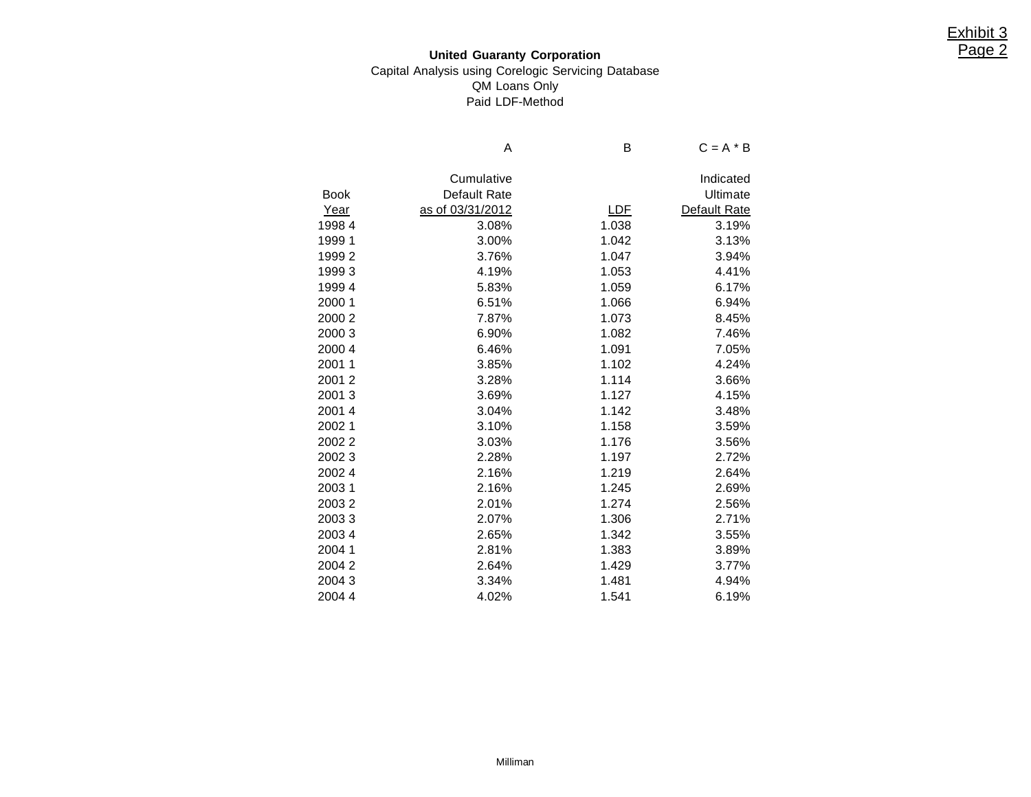Exhibit 3
Page 2

**United Guaranty Corporation**
Capital Analysis using Corelogic Servicing Database
QM Loans Only
Paid LDF-Method

| | A | B | C = A * B |
|---|---|---|---|
| Book Year | Cumulative Default Rate as of 03/31/2012 | LDF | Indicated Ultimate Default Rate |
| 1998 4 | 3.08% | 1.038 | 3.19% |
| 1999 1 | 3.00% | 1.042 | 3.13% |
| 1999 2 | 3.76% | 1.047 | 3.94% |
| 1999 3 | 4.19% | 1.053 | 4.41% |
| 1999 4 | 5.83% | 1.059 | 6.17% |
| 2000 1 | 6.51% | 1.066 | 6.94% |
| 2000 2 | 7.87% | 1.073 | 8.45% |
| 2000 3 | 6.90% | 1.082 | 7.46% |
| 2000 4 | 6.46% | 1.091 | 7.05% |
| 2001 1 | 3.85% | 1.102 | 4.24% |
| 2001 2 | 3.28% | 1.114 | 3.66% |
| 2001 3 | 3.69% | 1.127 | 4.15% |
| 2001 4 | 3.04% | 1.142 | 3.48% |
| 2002 1 | 3.10% | 1.158 | 3.59% |
| 2002 2 | 3.03% | 1.176 | 3.56% |
| 2002 3 | 2.28% | 1.197 | 2.72% |
| 2002 4 | 2.16% | 1.219 | 2.64% |
| 2003 1 | 2.16% | 1.245 | 2.69% |
| 2003 2 | 2.01% | 1.274 | 2.56% |
| 2003 3 | 2.07% | 1.306 | 2.71% |
| 2003 4 | 2.65% | 1.342 | 3.55% |
| 2004 1 | 2.81% | 1.383 | 3.89% |
| 2004 2 | 2.64% | 1.429 | 3.77% |
| 2004 3 | 3.34% | 1.481 | 4.94% |
| 2004 4 | 4.02% | 1.541 | 6.19% |

Milliman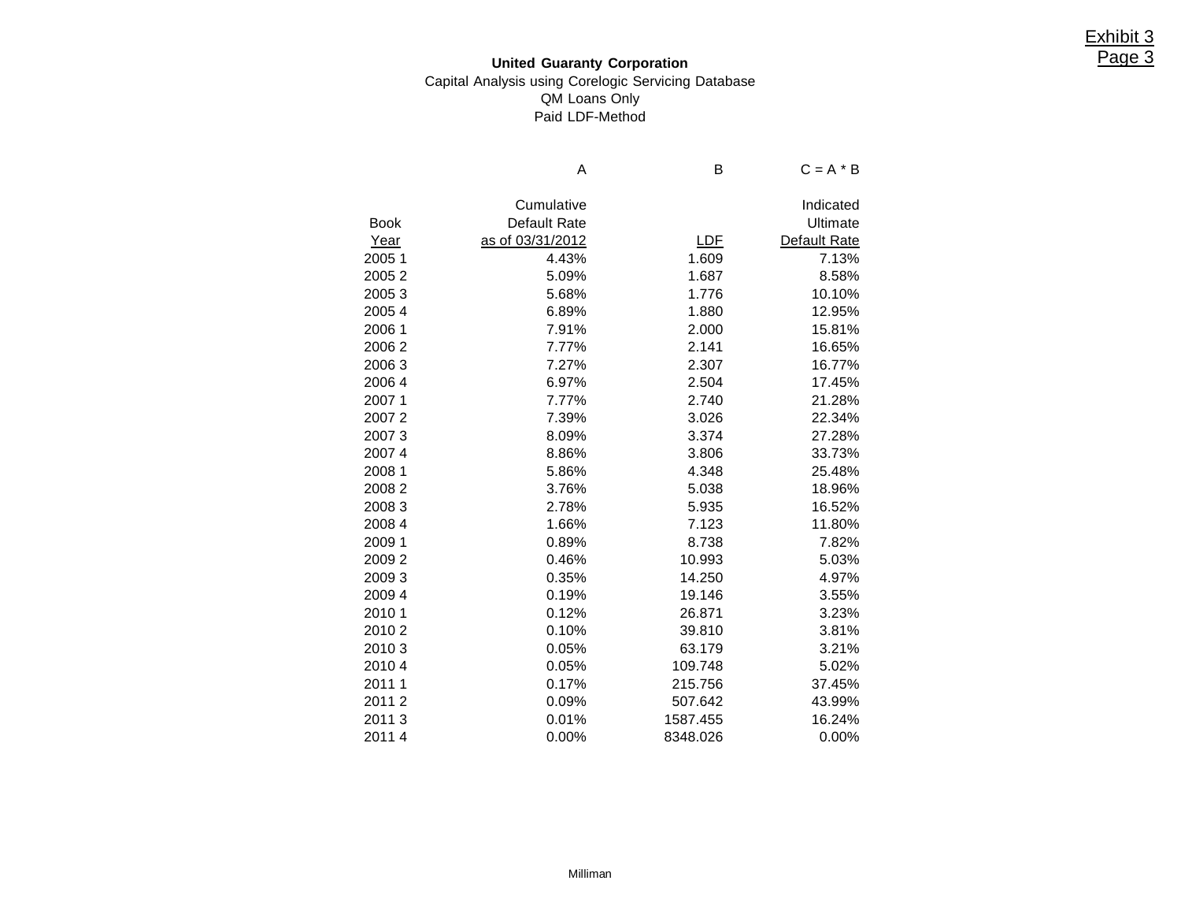Exhibit 3
Page 3

**United Guaranty Corporation**

Capital Analysis using Corelogic Servicing Database

QM Loans Only

Paid LDF-Method

| | A | B | C = A * B |
|---|---|---|---|
| Book Year | Cumulative Default Rate as of 03/31/2012 | LDF | Indicated Ultimate Default Rate |
| 2005 1 | 4.43% | 1.609 | 7.13% |
| 2005 2 | 5.09% | 1.687 | 8.58% |
| 2005 3 | 5.68% | 1.776 | 10.10% |
| 2005 4 | 6.89% | 1.880 | 12.95% |
| 2006 1 | 7.91% | 2.000 | 15.81% |
| 2006 2 | 7.77% | 2.141 | 16.65% |
| 2006 3 | 7.27% | 2.307 | 16.77% |
| 2006 4 | 6.97% | 2.504 | 17.45% |
| 2007 1 | 7.77% | 2.740 | 21.28% |
| 2007 2 | 7.39% | 3.026 | 22.34% |
| 2007 3 | 8.09% | 3.374 | 27.28% |
| 2007 4 | 8.86% | 3.806 | 33.73% |
| 2008 1 | 5.86% | 4.348 | 25.48% |
| 2008 2 | 3.76% | 5.038 | 18.96% |
| 2008 3 | 2.78% | 5.935 | 16.52% |
| 2008 4 | 1.66% | 7.123 | 11.80% |
| 2009 1 | 0.89% | 8.738 | 7.82% |
| 2009 2 | 0.46% | 10.993 | 5.03% |
| 2009 3 | 0.35% | 14.250 | 4.97% |
| 2009 4 | 0.19% | 19.146 | 3.55% |
| 2010 1 | 0.12% | 26.871 | 3.23% |
| 2010 2 | 0.10% | 39.810 | 3.81% |
| 2010 3 | 0.05% | 63.179 | 3.21% |
| 2010 4 | 0.05% | 109.748 | 5.02% |
| 2011 1 | 0.17% | 215.756 | 37.45% |
| 2011 2 | 0.09% | 507.642 | 43.99% |
| 2011 3 | 0.01% | 1587.455 | 16.24% |
| 2011 4 | 0.00% | 8348.026 | 0.00% |

Milliman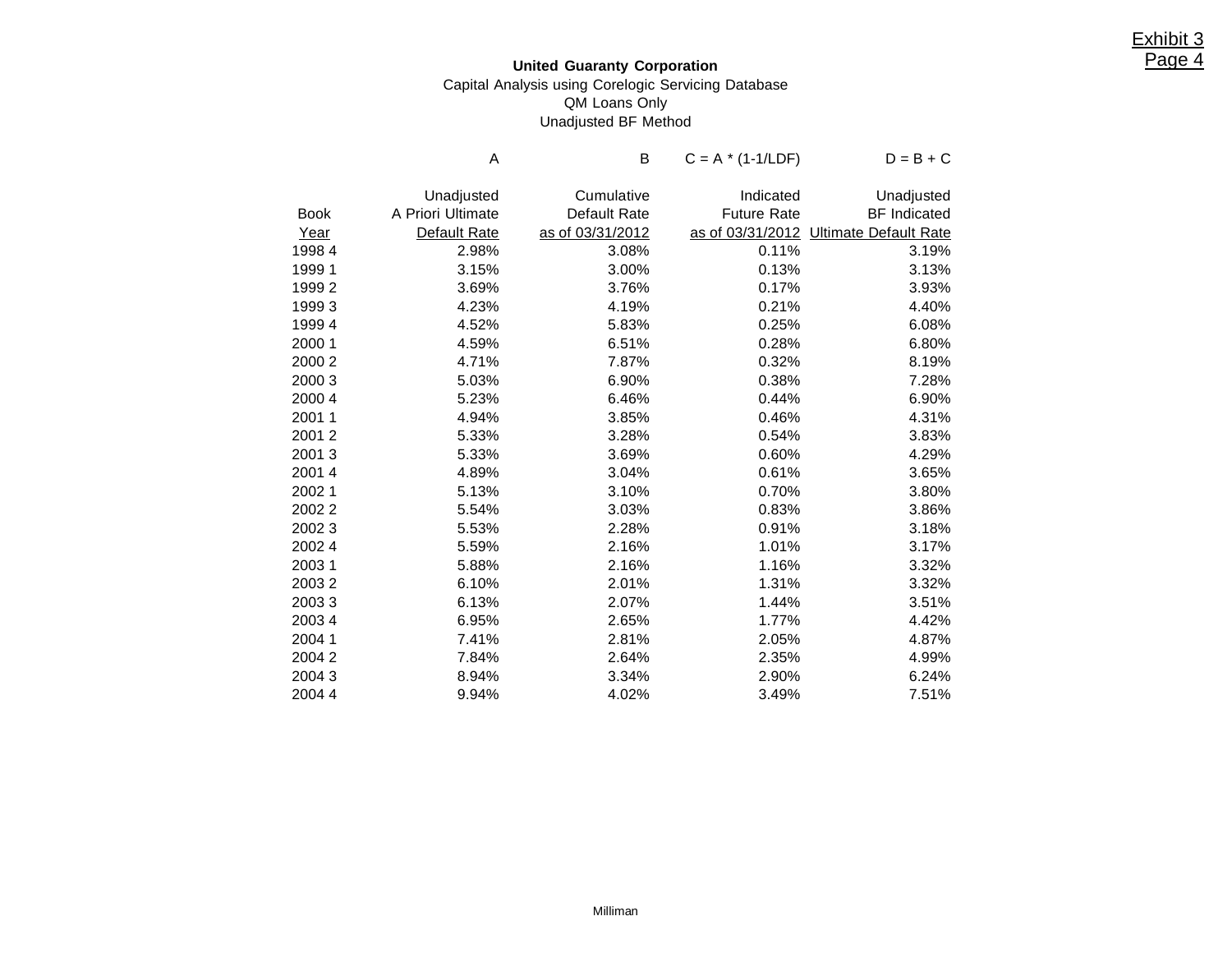Exhibit 3
Page 4

**United Guaranty Corporation**
Capital Analysis using Corelogic Servicing Database
QM Loans Only
Unadjusted BF Method

| | A | B | C = A * (1-1/LDF) | D = B + C |
|---|---|---|---|---|
| Book Year | Unadjusted A Priori Ultimate Default Rate | Cumulative Default Rate as of 03/31/2012 | Indicated Future Rate as of 03/31/2012 | Unadjusted BF Indicated Ultimate Default Rate |
| 1998 4 | 2.98% | 3.08% | 0.11% | 3.19% |
| 1999 1 | 3.15% | 3.00% | 0.13% | 3.13% |
| 1999 2 | 3.69% | 3.76% | 0.17% | 3.93% |
| 1999 3 | 4.23% | 4.19% | 0.21% | 4.40% |
| 1999 4 | 4.52% | 5.83% | 0.25% | 6.08% |
| 2000 1 | 4.59% | 6.51% | 0.28% | 6.80% |
| 2000 2 | 4.71% | 7.87% | 0.32% | 8.19% |
| 2000 3 | 5.03% | 6.90% | 0.38% | 7.28% |
| 2000 4 | 5.23% | 6.46% | 0.44% | 6.90% |
| 2001 1 | 4.94% | 3.85% | 0.46% | 4.31% |
| 2001 2 | 5.33% | 3.28% | 0.54% | 3.83% |
| 2001 3 | 5.33% | 3.69% | 0.60% | 4.29% |
| 2001 4 | 4.89% | 3.04% | 0.61% | 3.65% |
| 2002 1 | 5.13% | 3.10% | 0.70% | 3.80% |
| 2002 2 | 5.54% | 3.03% | 0.83% | 3.86% |
| 2002 3 | 5.53% | 2.28% | 0.91% | 3.18% |
| 2002 4 | 5.59% | 2.16% | 1.01% | 3.17% |
| 2003 1 | 5.88% | 2.16% | 1.16% | 3.32% |
| 2003 2 | 6.10% | 2.01% | 1.31% | 3.32% |
| 2003 3 | 6.13% | 2.07% | 1.44% | 3.51% |
| 2003 4 | 6.95% | 2.65% | 1.77% | 4.42% |
| 2004 1 | 7.41% | 2.81% | 2.05% | 4.87% |
| 2004 2 | 7.84% | 2.64% | 2.35% | 4.99% |
| 2004 3 | 8.94% | 3.34% | 2.90% | 6.24% |
| 2004 4 | 9.94% | 4.02% | 3.49% | 7.51% |

Milliman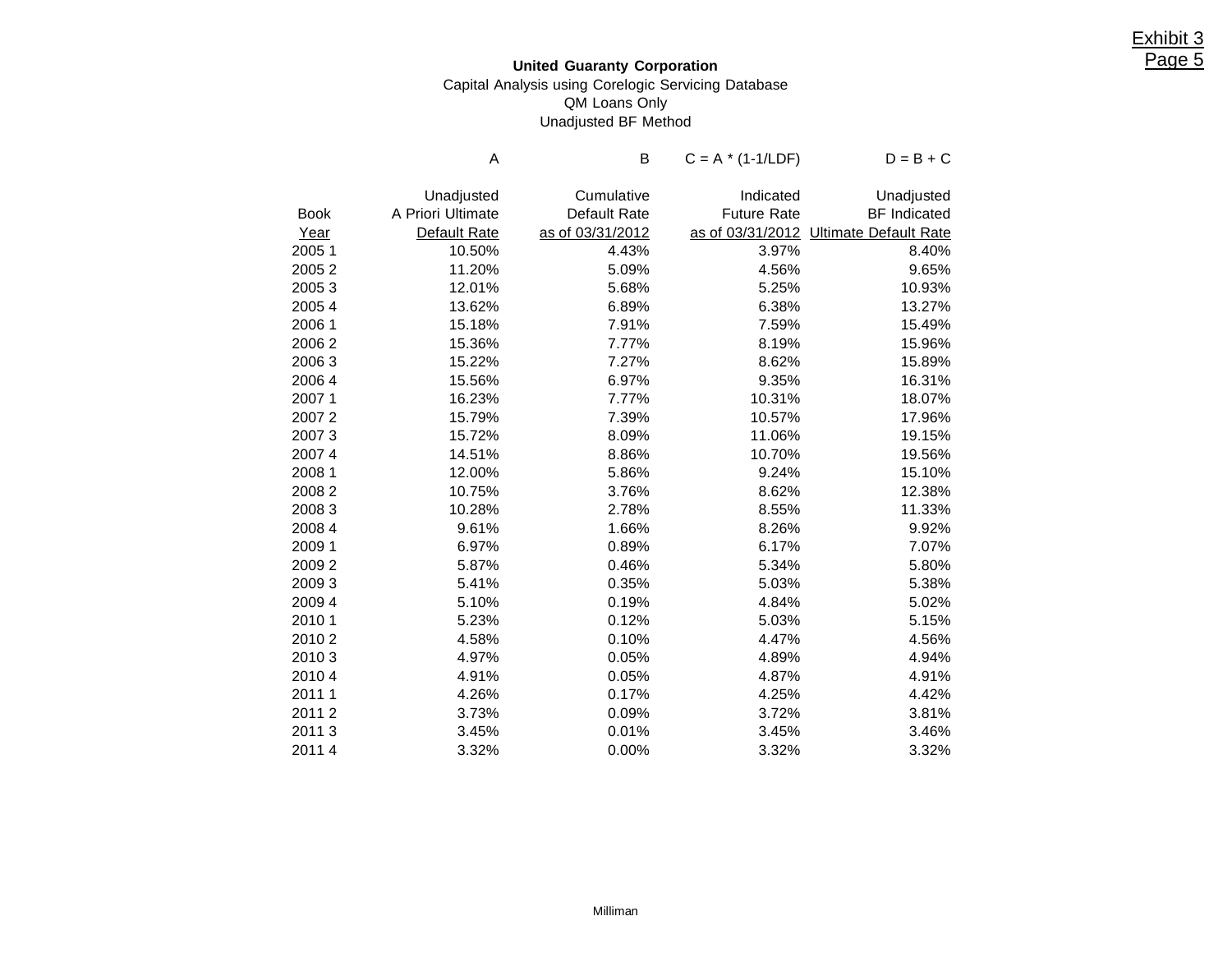Exhibit 3
Page 5

**United Guaranty Corporation**

Capital Analysis using Corelogic Servicing Database

QM Loans Only

Unadjusted BF Method

| | A | B | C = A * (1-1/LDF) | D = B + C |
|---|---|---|---|---|
| Book Year | Unadjusted A Priori Ultimate Default Rate | Cumulative Default Rate as of 03/31/2012 | Indicated Future Rate as of 03/31/2012 | Unadjusted BF Indicated Ultimate Default Rate |
| 2005 1 | 10.50% | 4.43% | 3.97% | 8.40% |
| 2005 2 | 11.20% | 5.09% | 4.56% | 9.65% |
| 2005 3 | 12.01% | 5.68% | 5.25% | 10.93% |
| 2005 4 | 13.62% | 6.89% | 6.38% | 13.27% |
| 2006 1 | 15.18% | 7.91% | 7.59% | 15.49% |
| 2006 2 | 15.36% | 7.77% | 8.19% | 15.96% |
| 2006 3 | 15.22% | 7.27% | 8.62% | 15.89% |
| 2006 4 | 15.56% | 6.97% | 9.35% | 16.31% |
| 2007 1 | 16.23% | 7.77% | 10.31% | 18.07% |
| 2007 2 | 15.79% | 7.39% | 10.57% | 17.96% |
| 2007 3 | 15.72% | 8.09% | 11.06% | 19.15% |
| 2007 4 | 14.51% | 8.86% | 10.70% | 19.56% |
| 2008 1 | 12.00% | 5.86% | 9.24% | 15.10% |
| 2008 2 | 10.75% | 3.76% | 8.62% | 12.38% |
| 2008 3 | 10.28% | 2.78% | 8.55% | 11.33% |
| 2008 4 | 9.61% | 1.66% | 8.26% | 9.92% |
| 2009 1 | 6.97% | 0.89% | 6.17% | 7.07% |
| 2009 2 | 5.87% | 0.46% | 5.34% | 5.80% |
| 2009 3 | 5.41% | 0.35% | 5.03% | 5.38% |
| 2009 4 | 5.10% | 0.19% | 4.84% | 5.02% |
| 2010 1 | 5.23% | 0.12% | 5.03% | 5.15% |
| 2010 2 | 4.58% | 0.10% | 4.47% | 4.56% |
| 2010 3 | 4.97% | 0.05% | 4.89% | 4.94% |
| 2010 4 | 4.91% | 0.05% | 4.87% | 4.91% |
| 2011 1 | 4.26% | 0.17% | 4.25% | 4.42% |
| 2011 2 | 3.73% | 0.09% | 3.72% | 3.81% |
| 2011 3 | 3.45% | 0.01% | 3.45% | 3.46% |
| 2011 4 | 3.32% | 0.00% | 3.32% | 3.32% |

Milliman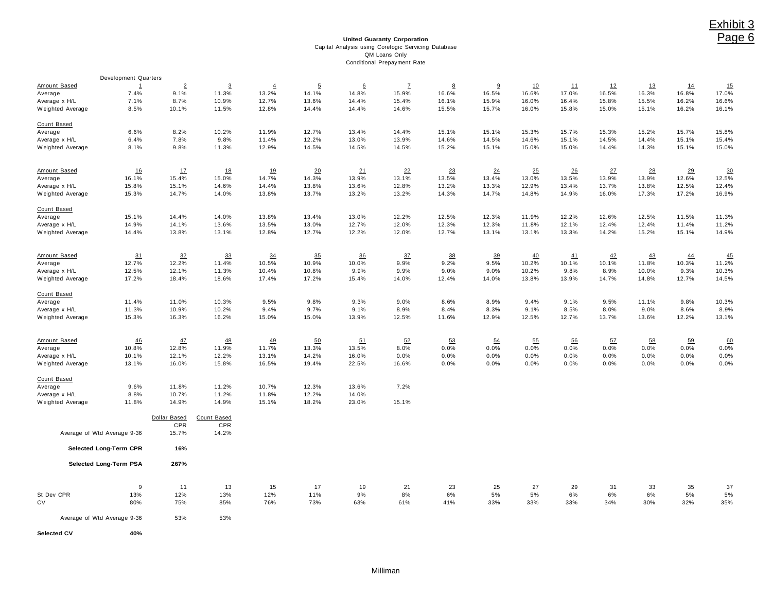Exhibit 3
Page 6

**United Guaranty Corporation**
Capital Analysis using Corelogic Servicing Database
QM Loans Only
Conditional Prepayment Rate

Development Quarters

| Amount Based | 1 | 2 | 3 | 4 | 5 | 6 | 7 | 8 | 9 | 10 | 11 | 12 | 13 | 14 | 15 |
|---|---|---|---|---|---|---|---|---|---|---|---|---|---|---|---|
| Average | 7.4% | 9.1% | 11.3% | 13.2% | 14.1% | 14.8% | 15.9% | 16.6% | 16.5% | 16.6% | 17.0% | 16.5% | 16.3% | 16.8% | 17.0% |
| Average x H/L | 7.1% | 8.7% | 10.9% | 12.7% | 13.6% | 14.4% | 15.4% | 16.1% | 15.9% | 16.0% | 16.4% | 15.8% | 15.5% | 16.2% | 16.6% |
| Weighted Average | 8.5% | 10.1% | 11.5% | 12.8% | 14.4% | 14.4% | 14.6% | 15.5% | 15.7% | 16.0% | 15.8% | 15.0% | 15.1% | 16.2% | 16.1% |
| **Count Based** | | | | | | | | | | | | | | | |
| Average | 6.6% | 8.2% | 10.2% | 11.9% | 12.7% | 13.4% | 14.4% | 15.1% | 15.1% | 15.3% | 15.7% | 15.3% | 15.2% | 15.7% | 15.8% |
| Average x H/L | 6.4% | 7.8% | 9.8% | 11.4% | 12.2% | 13.0% | 13.9% | 14.6% | 14.5% | 14.6% | 15.1% | 14.5% | 14.4% | 15.1% | 15.4% |
| Weighted Average | 8.1% | 9.8% | 11.3% | 12.9% | 14.5% | 14.5% | 14.5% | 15.2% | 15.1% | 15.0% | 15.0% | 14.4% | 14.3% | 15.1% | 15.0% |

| Amount Based | 16 | 17 | 18 | 19 | 20 | 21 | 22 | 23 | 24 | 25 | 26 | 27 | 28 | 29 | 30 |
|---|---|---|---|---|---|---|---|---|---|---|---|---|---|---|---|
| Average | 16.1% | 15.4% | 15.0% | 14.7% | 14.3% | 13.9% | 13.1% | 13.5% | 13.4% | 13.0% | 13.5% | 13.9% | 13.9% | 12.6% | 12.5% |
| Average x H/L | 15.8% | 15.1% | 14.6% | 14.4% | 13.8% | 13.6% | 12.8% | 13.2% | 13.3% | 12.9% | 13.4% | 13.7% | 13.8% | 12.5% | 12.4% |
| Weighted Average | 15.3% | 14.7% | 14.0% | 13.8% | 13.7% | 13.2% | 13.2% | 14.3% | 14.7% | 14.8% | 14.9% | 16.0% | 17.3% | 17.2% | 16.9% |
| **Count Based** | | | | | | | | | | | | | | | |
| Average | 15.1% | 14.4% | 14.0% | 13.8% | 13.4% | 13.0% | 12.2% | 12.5% | 12.3% | 11.9% | 12.2% | 12.6% | 12.5% | 11.5% | 11.3% |
| Average x H/L | 14.9% | 14.1% | 13.6% | 13.5% | 13.0% | 12.7% | 12.0% | 12.3% | 12.3% | 11.8% | 12.1% | 12.4% | 12.4% | 11.4% | 11.2% |
| Weighted Average | 14.4% | 13.8% | 13.1% | 12.8% | 12.7% | 12.2% | 12.0% | 12.7% | 13.1% | 13.1% | 13.3% | 14.2% | 15.2% | 15.1% | 14.9% |

| Amount Based | 31 | 32 | 33 | 34 | 35 | 36 | 37 | 38 | 39 | 40 | 41 | 42 | 43 | 44 | 45 |
|---|---|---|---|---|---|---|---|---|---|---|---|---|---|---|---|
| Average | 12.7% | 12.2% | 11.4% | 10.5% | 10.9% | 10.0% | 9.9% | 9.2% | 9.5% | 10.2% | 10.1% | 10.1% | 11.8% | 10.3% | 11.2% |
| Average x H/L | 12.5% | 12.1% | 11.3% | 10.4% | 10.8% | 9.9% | 9.9% | 9.0% | 9.0% | 10.2% | 9.8% | 8.9% | 10.0% | 9.3% | 10.3% |
| Weighted Average | 17.2% | 18.4% | 18.6% | 17.4% | 17.2% | 15.4% | 14.0% | 12.4% | 14.0% | 13.8% | 13.9% | 14.7% | 14.8% | 12.7% | 14.5% |
| **Count Based** | | | | | | | | | | | | | | | |
| Average | 11.4% | 11.0% | 10.3% | 9.5% | 9.8% | 9.3% | 9.0% | 8.6% | 8.9% | 9.4% | 9.1% | 9.5% | 11.1% | 9.8% | 10.3% |
| Average x H/L | 11.3% | 10.9% | 10.2% | 9.4% | 9.7% | 9.1% | 8.9% | 8.4% | 8.3% | 9.1% | 8.5% | 8.0% | 9.0% | 8.6% | 8.9% |
| Weighted Average | 15.3% | 16.3% | 16.2% | 15.0% | 15.0% | 13.9% | 12.5% | 11.6% | 12.9% | 12.5% | 12.7% | 13.7% | 13.6% | 12.2% | 13.1% |

| Amount Based | 46 | 47 | 48 | 49 | 50 | 51 | 52 | 53 | 54 | 55 | 56 | 57 | 58 | 59 | 60 |
|---|---|---|---|---|---|---|---|---|---|---|---|---|---|---|---|
| Average | 10.8% | 12.8% | 11.9% | 11.7% | 13.3% | 13.5% | 8.0% | 0.0% | 0.0% | 0.0% | 0.0% | 0.0% | 0.0% | 0.0% | 0.0% |
| Average x H/L | 10.1% | 12.1% | 12.2% | 13.1% | 14.2% | 16.0% | 0.0% | 0.0% | 0.0% | 0.0% | 0.0% | 0.0% | 0.0% | 0.0% | 0.0% |
| Weighted Average | 13.1% | 16.0% | 15.8% | 16.5% | 19.4% | 22.5% | 16.6% | 0.0% | 0.0% | 0.0% | 0.0% | 0.0% | 0.0% | 0.0% | 0.0% |
| **Count Based** | | | | | | | | | | | | | | | |
| Average | 9.6% | 11.8% | 11.2% | 10.7% | 12.3% | 13.6% | 7.2% | | | | | | | | |
| Average x H/L | 8.8% | 10.7% | 11.2% | 11.8% | 12.2% | 14.0% | | | | | | | | | |
| Weighted Average | 11.8% | 14.9% | 14.9% | 15.1% | 18.2% | 23.0% | 15.1% | | | | | | | | |

| | Dollar Based CPR | Count Based CPR |
|---|---|---|
| Average of Wtd Average 9-36 | 15.7% | 14.2% |
| **Selected Long-Term CPR** | **16%** | |
| **Selected Long-Term PSA** | **267%** | |

| | 9 | 11 | 13 | 15 | 17 | 19 | 21 | 23 | 25 | 27 | 29 | 31 | 33 | 35 | 37 |
|---|---|---|---|---|---|---|---|---|---|---|---|---|---|---|---|
| St Dev CPR | 13% | 12% | 13% | 12% | 11% | 9% | 8% | 6% | 5% | 5% | 6% | 6% | 6% | 5% | 5% |
| CV | 80% | 75% | 85% | 76% | 73% | 63% | 61% | 41% | 33% | 33% | 33% | 34% | 30% | 32% | 35% |

| | | |
|---|---|---|
| Average of Wtd Average 9-36 | 53% | 53% |
| **Selected CV** | **40%** | |

Milliman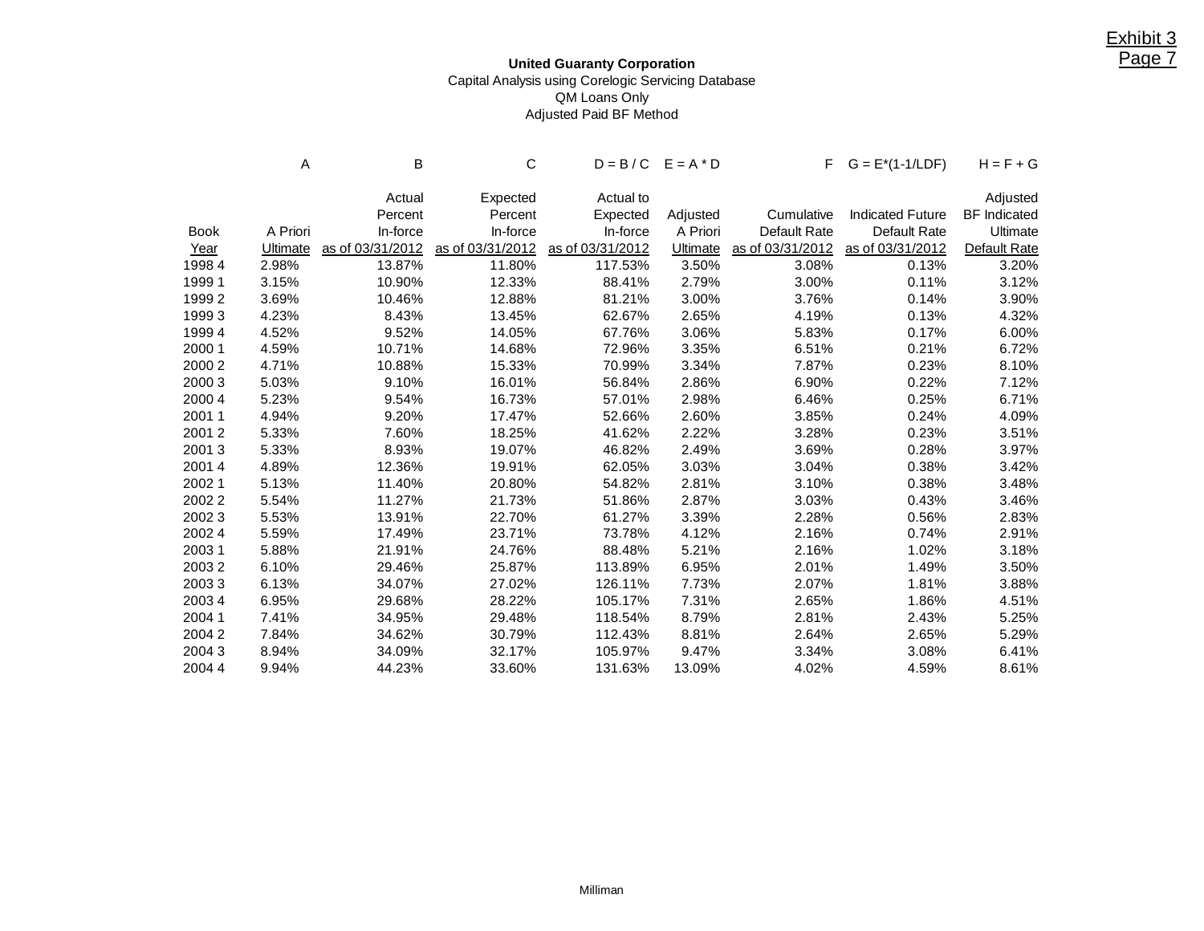Exhibit 3
Page 7

**United Guaranty Corporation**
Capital Analysis using Corelogic Servicing Database
QM Loans Only
Adjusted Paid BF Method

| | A | B | C | D = B / C | E = A * D | F | G = E*(1-1/LDF) | H = F + G |
|---|---|---|---|---|---|---|---|---|
| Book Year | A Priori Ultimate | Actual Percent In-force as of 03/31/2012 | Expected Percent In-force as of 03/31/2012 | Actual to Expected In-force as of 03/31/2012 | Adjusted A Priori Ultimate | Cumulative Default Rate as of 03/31/2012 | Indicated Future Default Rate as of 03/31/2012 | Adjusted BF Indicated Ultimate Default Rate |
| 1998 4 | 2.98% | 13.87% | 11.80% | 117.53% | 3.50% | 3.08% | 0.13% | 3.20% |
| 1999 1 | 3.15% | 10.90% | 12.33% | 88.41% | 2.79% | 3.00% | 0.11% | 3.12% |
| 1999 2 | 3.69% | 10.46% | 12.88% | 81.21% | 3.00% | 3.76% | 0.14% | 3.90% |
| 1999 3 | 4.23% | 8.43% | 13.45% | 62.67% | 2.65% | 4.19% | 0.13% | 4.32% |
| 1999 4 | 4.52% | 9.52% | 14.05% | 67.76% | 3.06% | 5.83% | 0.17% | 6.00% |
| 2000 1 | 4.59% | 10.71% | 14.68% | 72.96% | 3.35% | 6.51% | 0.21% | 6.72% |
| 2000 2 | 4.71% | 10.88% | 15.33% | 70.99% | 3.34% | 7.87% | 0.23% | 8.10% |
| 2000 3 | 5.03% | 9.10% | 16.01% | 56.84% | 2.86% | 6.90% | 0.22% | 7.12% |
| 2000 4 | 5.23% | 9.54% | 16.73% | 57.01% | 2.98% | 6.46% | 0.25% | 6.71% |
| 2001 1 | 4.94% | 9.20% | 17.47% | 52.66% | 2.60% | 3.85% | 0.24% | 4.09% |
| 2001 2 | 5.33% | 7.60% | 18.25% | 41.62% | 2.22% | 3.28% | 0.23% | 3.51% |
| 2001 3 | 5.33% | 8.93% | 19.07% | 46.82% | 2.49% | 3.69% | 0.28% | 3.97% |
| 2001 4 | 4.89% | 12.36% | 19.91% | 62.05% | 3.03% | 3.04% | 0.38% | 3.42% |
| 2002 1 | 5.13% | 11.40% | 20.80% | 54.82% | 2.81% | 3.10% | 0.38% | 3.48% |
| 2002 2 | 5.54% | 11.27% | 21.73% | 51.86% | 2.87% | 3.03% | 0.43% | 3.46% |
| 2002 3 | 5.53% | 13.91% | 22.70% | 61.27% | 3.39% | 2.28% | 0.56% | 2.83% |
| 2002 4 | 5.59% | 17.49% | 23.71% | 73.78% | 4.12% | 2.16% | 0.74% | 2.91% |
| 2003 1 | 5.88% | 21.91% | 24.76% | 88.48% | 5.21% | 2.16% | 1.02% | 3.18% |
| 2003 2 | 6.10% | 29.46% | 25.87% | 113.89% | 6.95% | 2.01% | 1.49% | 3.50% |
| 2003 3 | 6.13% | 34.07% | 27.02% | 126.11% | 7.73% | 2.07% | 1.81% | 3.88% |
| 2003 4 | 6.95% | 29.68% | 28.22% | 105.17% | 7.31% | 2.65% | 1.86% | 4.51% |
| 2004 1 | 7.41% | 34.95% | 29.48% | 118.54% | 8.79% | 2.81% | 2.43% | 5.25% |
| 2004 2 | 7.84% | 34.62% | 30.79% | 112.43% | 8.81% | 2.64% | 2.65% | 5.29% |
| 2004 3 | 8.94% | 34.09% | 32.17% | 105.97% | 9.47% | 3.34% | 3.08% | 6.41% |
| 2004 4 | 9.94% | 44.23% | 33.60% | 131.63% | 13.09% | 4.02% | 4.59% | 8.61% |

Milliman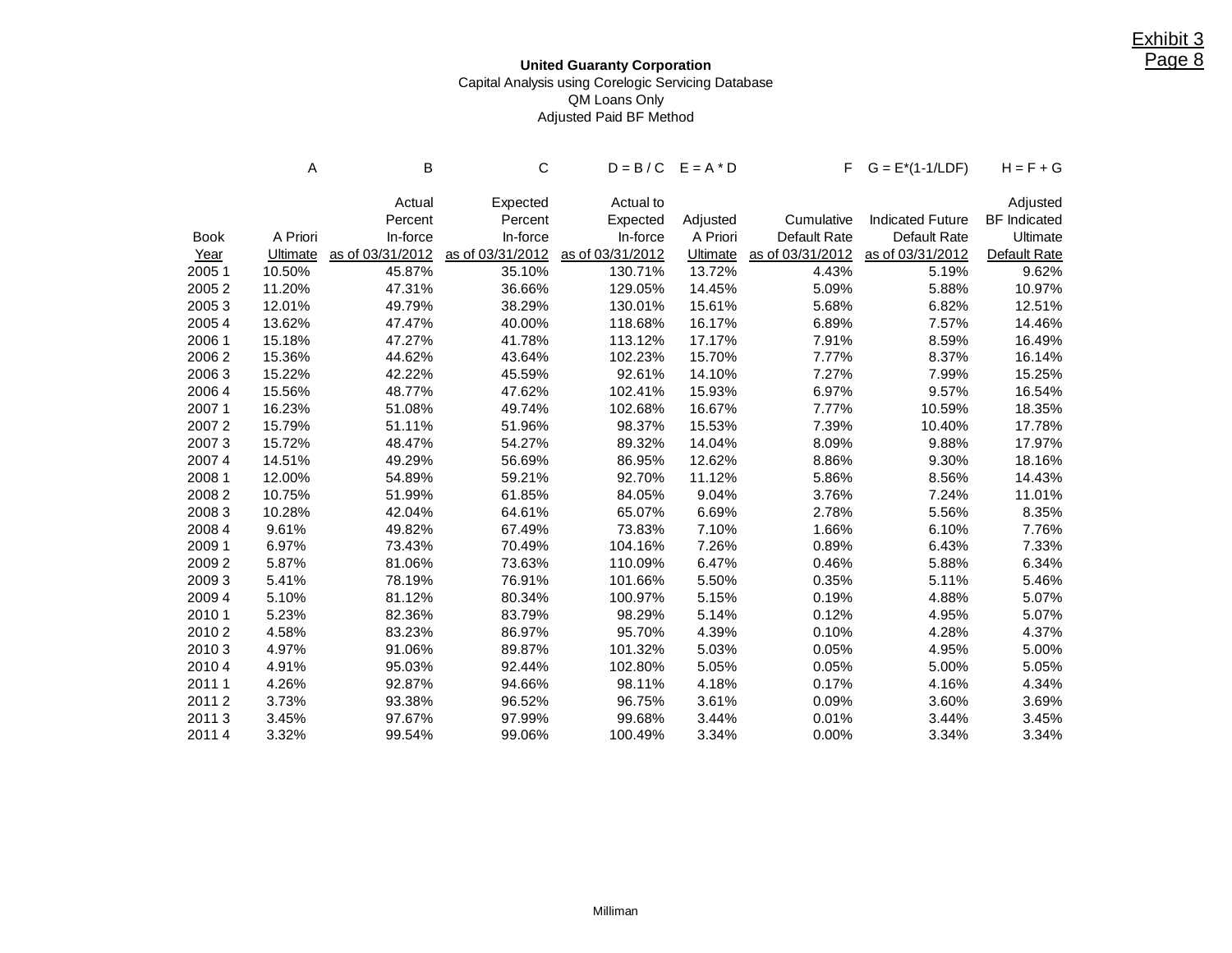Exhibit 3
Page 8

**United Guaranty Corporation**
Capital Analysis using Corelogic Servicing Database
QM Loans Only
Adjusted Paid BF Method

| | A | B | C | D = B / C | E = A * D | F | G = E*(1-1/LDF) | H = F + G |
|---|---|---|---|---|---|---|---|---|
| Book Year | A Priori Ultimate | Actual Percent In-force as of 03/31/2012 | Expected Percent In-force as of 03/31/2012 | Actual to Expected In-force as of 03/31/2012 | Adjusted A Priori Ultimate | Cumulative Default Rate as of 03/31/2012 | Indicated Future Default Rate as of 03/31/2012 | Adjusted BF Indicated Ultimate Default Rate |
| 2005 1 | 10.50% | 45.87% | 35.10% | 130.71% | 13.72% | 4.43% | 5.19% | 9.62% |
| 2005 2 | 11.20% | 47.31% | 36.66% | 129.05% | 14.45% | 5.09% | 5.88% | 10.97% |
| 2005 3 | 12.01% | 49.79% | 38.29% | 130.01% | 15.61% | 5.68% | 6.82% | 12.51% |
| 2005 4 | 13.62% | 47.47% | 40.00% | 118.68% | 16.17% | 6.89% | 7.57% | 14.46% |
| 2006 1 | 15.18% | 47.27% | 41.78% | 113.12% | 17.17% | 7.91% | 8.59% | 16.49% |
| 2006 2 | 15.36% | 44.62% | 43.64% | 102.23% | 15.70% | 7.77% | 8.37% | 16.14% |
| 2006 3 | 15.22% | 42.22% | 45.59% | 92.61% | 14.10% | 7.27% | 7.99% | 15.25% |
| 2006 4 | 15.56% | 48.77% | 47.62% | 102.41% | 15.93% | 6.97% | 9.57% | 16.54% |
| 2007 1 | 16.23% | 51.08% | 49.74% | 102.68% | 16.67% | 7.77% | 10.59% | 18.35% |
| 2007 2 | 15.79% | 51.11% | 51.96% | 98.37% | 15.53% | 7.39% | 10.40% | 17.78% |
| 2007 3 | 15.72% | 48.47% | 54.27% | 89.32% | 14.04% | 8.09% | 9.88% | 17.97% |
| 2007 4 | 14.51% | 49.29% | 56.69% | 86.95% | 12.62% | 8.86% | 9.30% | 18.16% |
| 2008 1 | 12.00% | 54.89% | 59.21% | 92.70% | 11.12% | 5.86% | 8.56% | 14.43% |
| 2008 2 | 10.75% | 51.99% | 61.85% | 84.05% | 9.04% | 3.76% | 7.24% | 11.01% |
| 2008 3 | 10.28% | 42.04% | 64.61% | 65.07% | 6.69% | 2.78% | 5.56% | 8.35% |
| 2008 4 | 9.61% | 49.82% | 67.49% | 73.83% | 7.10% | 1.66% | 6.10% | 7.76% |
| 2009 1 | 6.97% | 73.43% | 70.49% | 104.16% | 7.26% | 0.89% | 6.43% | 7.33% |
| 2009 2 | 5.87% | 81.06% | 73.63% | 110.09% | 6.47% | 0.46% | 5.88% | 6.34% |
| 2009 3 | 5.41% | 78.19% | 76.91% | 101.66% | 5.50% | 0.35% | 5.11% | 5.46% |
| 2009 4 | 5.10% | 81.12% | 80.34% | 100.97% | 5.15% | 0.19% | 4.88% | 5.07% |
| 2010 1 | 5.23% | 82.36% | 83.79% | 98.29% | 5.14% | 0.12% | 4.95% | 5.07% |
| 2010 2 | 4.58% | 83.23% | 86.97% | 95.70% | 4.39% | 0.10% | 4.28% | 4.37% |
| 2010 3 | 4.97% | 91.06% | 89.87% | 101.32% | 5.03% | 0.05% | 4.95% | 5.00% |
| 2010 4 | 4.91% | 95.03% | 92.44% | 102.80% | 5.05% | 0.05% | 5.00% | 5.05% |
| 2011 1 | 4.26% | 92.87% | 94.66% | 98.11% | 4.18% | 0.17% | 4.16% | 4.34% |
| 2011 2 | 3.73% | 93.38% | 96.52% | 96.75% | 3.61% | 0.09% | 3.60% | 3.69% |
| 2011 3 | 3.45% | 97.67% | 97.99% | 99.68% | 3.44% | 0.01% | 3.44% | 3.45% |
| 2011 4 | 3.32% | 99.54% | 99.06% | 100.49% | 3.34% | 0.00% | 3.34% | 3.34% |

Milliman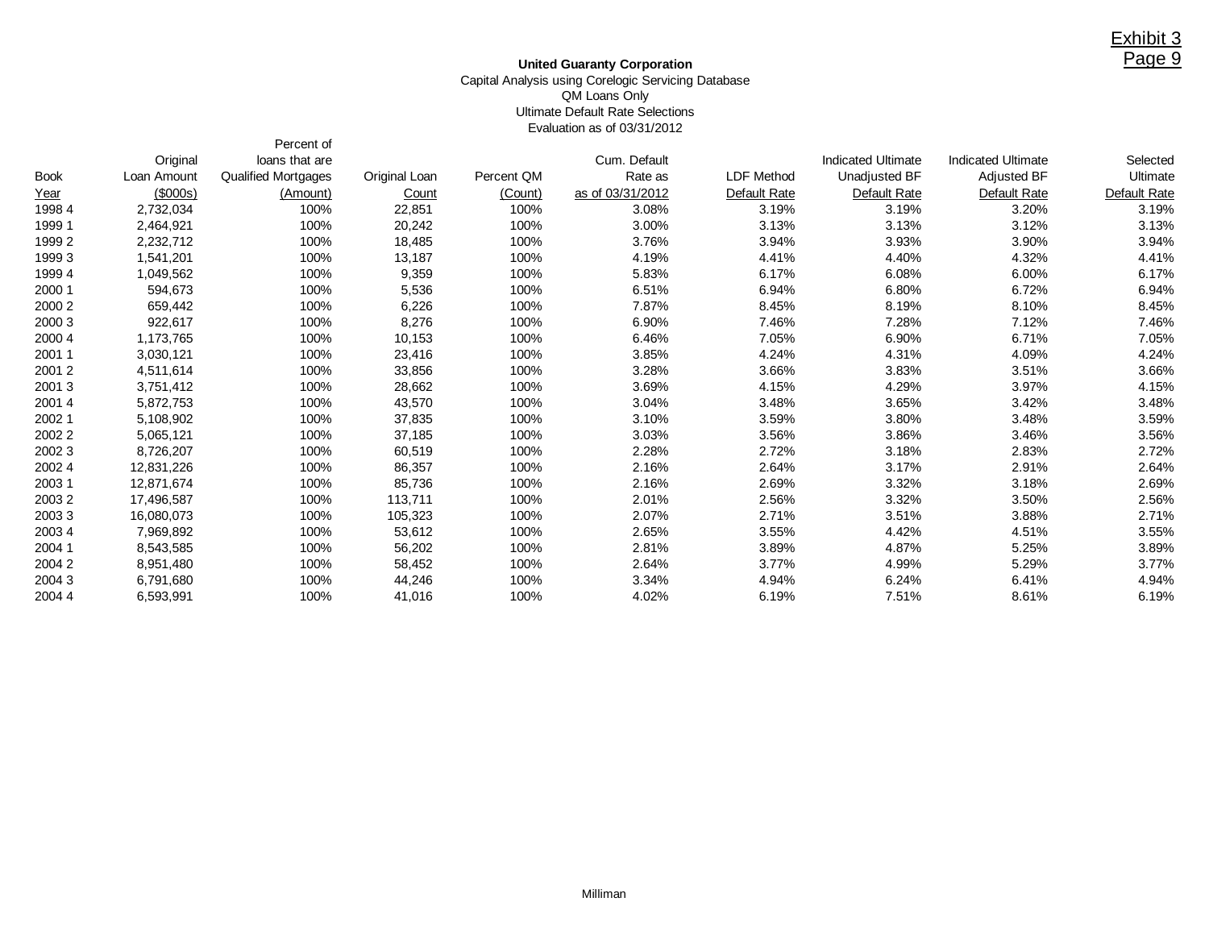Exhibit 3
Page 9

**United Guaranty Corporation**
Capital Analysis using Corelogic Servicing Database
QM Loans Only
Ultimate Default Rate Selections
Evaluation as of 03/31/2012

| Book Year | Original Loan Amount ($000s) | Percent of loans that are Qualified Mortgages (Amount) | Original Loan Count | Percent QM (Count) | Cum. Default Rate as as of 03/31/2012 | LDF Method Default Rate | Indicated Ultimate Unadjusted BF Default Rate | Indicated Ultimate Adjusted BF Default Rate | Selected Ultimate Default Rate |
|---|---|---|---|---|---|---|---|---|---|
| 1998 4 | 2,732,034 | 100% | 22,851 | 100% | 3.08% | 3.19% | 3.19% | 3.20% | 3.19% |
| 1999 1 | 2,464,921 | 100% | 20,242 | 100% | 3.00% | 3.13% | 3.13% | 3.12% | 3.13% |
| 1999 2 | 2,232,712 | 100% | 18,485 | 100% | 3.76% | 3.94% | 3.93% | 3.90% | 3.94% |
| 1999 3 | 1,541,201 | 100% | 13,187 | 100% | 4.19% | 4.41% | 4.40% | 4.32% | 4.41% |
| 1999 4 | 1,049,562 | 100% | 9,359 | 100% | 5.83% | 6.17% | 6.08% | 6.00% | 6.17% |
| 2000 1 | 594,673 | 100% | 5,536 | 100% | 6.51% | 6.94% | 6.80% | 6.72% | 6.94% |
| 2000 2 | 659,442 | 100% | 6,226 | 100% | 7.87% | 8.45% | 8.19% | 8.10% | 8.45% |
| 2000 3 | 922,617 | 100% | 8,276 | 100% | 6.90% | 7.46% | 7.28% | 7.12% | 7.46% |
| 2000 4 | 1,173,765 | 100% | 10,153 | 100% | 6.46% | 7.05% | 6.90% | 6.71% | 7.05% |
| 2001 1 | 3,030,121 | 100% | 23,416 | 100% | 3.85% | 4.24% | 4.31% | 4.09% | 4.24% |
| 2001 2 | 4,511,614 | 100% | 33,856 | 100% | 3.28% | 3.66% | 3.83% | 3.51% | 3.66% |
| 2001 3 | 3,751,412 | 100% | 28,662 | 100% | 3.69% | 4.15% | 4.29% | 3.97% | 4.15% |
| 2001 4 | 5,872,753 | 100% | 43,570 | 100% | 3.04% | 3.48% | 3.65% | 3.42% | 3.48% |
| 2002 1 | 5,108,902 | 100% | 37,835 | 100% | 3.10% | 3.59% | 3.80% | 3.48% | 3.59% |
| 2002 2 | 5,065,121 | 100% | 37,185 | 100% | 3.03% | 3.56% | 3.86% | 3.46% | 3.56% |
| 2002 3 | 8,726,207 | 100% | 60,519 | 100% | 2.28% | 2.72% | 3.18% | 2.83% | 2.72% |
| 2002 4 | 12,831,226 | 100% | 86,357 | 100% | 2.16% | 2.64% | 3.17% | 2.91% | 2.64% |
| 2003 1 | 12,871,674 | 100% | 85,736 | 100% | 2.16% | 2.69% | 3.32% | 3.18% | 2.69% |
| 2003 2 | 17,496,587 | 100% | 113,711 | 100% | 2.01% | 2.56% | 3.32% | 3.50% | 2.56% |
| 2003 3 | 16,080,073 | 100% | 105,323 | 100% | 2.07% | 2.71% | 3.51% | 3.88% | 2.71% |
| 2003 4 | 7,969,892 | 100% | 53,612 | 100% | 2.65% | 3.55% | 4.42% | 4.51% | 3.55% |
| 2004 1 | 8,543,585 | 100% | 56,202 | 100% | 2.81% | 3.89% | 4.87% | 5.25% | 3.89% |
| 2004 2 | 8,951,480 | 100% | 58,452 | 100% | 2.64% | 3.77% | 4.99% | 5.29% | 3.77% |
| 2004 3 | 6,791,680 | 100% | 44,246 | 100% | 3.34% | 4.94% | 6.24% | 6.41% | 4.94% |
| 2004 4 | 6,593,991 | 100% | 41,016 | 100% | 4.02% | 6.19% | 7.51% | 8.61% | 6.19% |

Milliman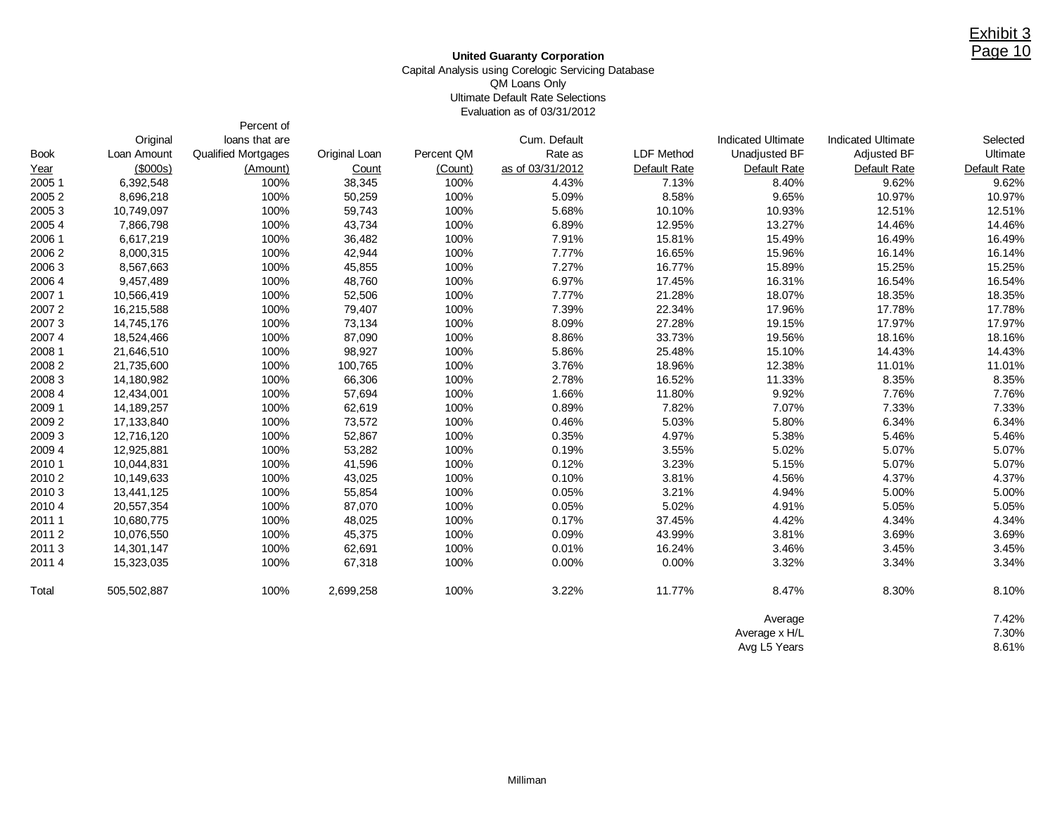Exhibit 3
Page 10

**United Guaranty Corporation**
Capital Analysis using Corelogic Servicing Database
QM Loans Only
Ultimate Default Rate Selections
Evaluation as of 03/31/2012

| Book Year | Original Loan Amount ($000s) | Percent of loans that are Qualified Mortgages (Amount) | Original Loan Count | Percent QM (Count) | Cum. Default Rate as as of 03/31/2012 | LDF Method Default Rate | Indicated Ultimate Unadjusted BF Default Rate | Indicated Ultimate Adjusted BF Default Rate | Selected Ultimate Default Rate |
|---|---|---|---|---|---|---|---|---|---|
| 2005 1 | 6,392,548 | 100% | 38,345 | 100% | 4.43% | 7.13% | 8.40% | 9.62% | 9.62% |
| 2005 2 | 8,696,218 | 100% | 50,259 | 100% | 5.09% | 8.58% | 9.65% | 10.97% | 10.97% |
| 2005 3 | 10,749,097 | 100% | 59,743 | 100% | 5.68% | 10.10% | 10.93% | 12.51% | 12.51% |
| 2005 4 | 7,866,798 | 100% | 43,734 | 100% | 6.89% | 12.95% | 13.27% | 14.46% | 14.46% |
| 2006 1 | 6,617,219 | 100% | 36,482 | 100% | 7.91% | 15.81% | 15.49% | 16.49% | 16.49% |
| 2006 2 | 8,000,315 | 100% | 42,944 | 100% | 7.77% | 16.65% | 15.96% | 16.14% | 16.14% |
| 2006 3 | 8,567,663 | 100% | 45,855 | 100% | 7.27% | 16.77% | 15.89% | 15.25% | 15.25% |
| 2006 4 | 9,457,489 | 100% | 48,760 | 100% | 6.97% | 17.45% | 16.31% | 16.54% | 16.54% |
| 2007 1 | 10,566,419 | 100% | 52,506 | 100% | 7.77% | 21.28% | 18.07% | 18.35% | 18.35% |
| 2007 2 | 16,215,588 | 100% | 79,407 | 100% | 7.39% | 22.34% | 17.96% | 17.78% | 17.78% |
| 2007 3 | 14,745,176 | 100% | 73,134 | 100% | 8.09% | 27.28% | 19.15% | 17.97% | 17.97% |
| 2007 4 | 18,524,466 | 100% | 87,090 | 100% | 8.86% | 33.73% | 19.56% | 18.16% | 18.16% |
| 2008 1 | 21,646,510 | 100% | 98,927 | 100% | 5.86% | 25.48% | 15.10% | 14.43% | 14.43% |
| 2008 2 | 21,735,600 | 100% | 100,765 | 100% | 3.76% | 18.96% | 12.38% | 11.01% | 11.01% |
| 2008 3 | 14,180,982 | 100% | 66,306 | 100% | 2.78% | 16.52% | 11.33% | 8.35% | 8.35% |
| 2008 4 | 12,434,001 | 100% | 57,694 | 100% | 1.66% | 11.80% | 9.92% | 7.76% | 7.76% |
| 2009 1 | 14,189,257 | 100% | 62,619 | 100% | 0.89% | 7.82% | 7.07% | 7.33% | 7.33% |
| 2009 2 | 17,133,840 | 100% | 73,572 | 100% | 0.46% | 5.03% | 5.80% | 6.34% | 6.34% |
| 2009 3 | 12,716,120 | 100% | 52,867 | 100% | 0.35% | 4.97% | 5.38% | 5.46% | 5.46% |
| 2009 4 | 12,925,881 | 100% | 53,282 | 100% | 0.19% | 3.55% | 5.02% | 5.07% | 5.07% |
| 2010 1 | 10,044,831 | 100% | 41,596 | 100% | 0.12% | 3.23% | 5.15% | 5.07% | 5.07% |
| 2010 2 | 10,149,633 | 100% | 43,025 | 100% | 0.10% | 3.81% | 4.56% | 4.37% | 4.37% |
| 2010 3 | 13,441,125 | 100% | 55,854 | 100% | 0.05% | 3.21% | 4.94% | 5.00% | 5.00% |
| 2010 4 | 20,557,354 | 100% | 87,070 | 100% | 0.05% | 5.02% | 4.91% | 5.05% | 5.05% |
| 2011 1 | 10,680,775 | 100% | 48,025 | 100% | 0.17% | 37.45% | 4.42% | 4.34% | 4.34% |
| 2011 2 | 10,076,550 | 100% | 45,375 | 100% | 0.09% | 43.99% | 3.81% | 3.69% | 3.69% |
| 2011 3 | 14,301,147 | 100% | 62,691 | 100% | 0.01% | 16.24% | 3.46% | 3.45% | 3.45% |
| 2011 4 | 15,323,035 | 100% | 67,318 | 100% | 0.00% | 0.00% | 3.32% | 3.34% | 3.34% |
| | | | | | | | | | |
| Total | 505,502,887 | 100% | 2,699,258 | 100% | 3.22% | 11.77% | 8.47% | 8.30% | 8.10% |
| | | | | | | | | | |
| | | | | | | | Average | | 7.42% |
| | | | | | | | Average x H/L | | 7.30% |
| | | | | | | | Avg L5 Years | | 8.61% |

Milliman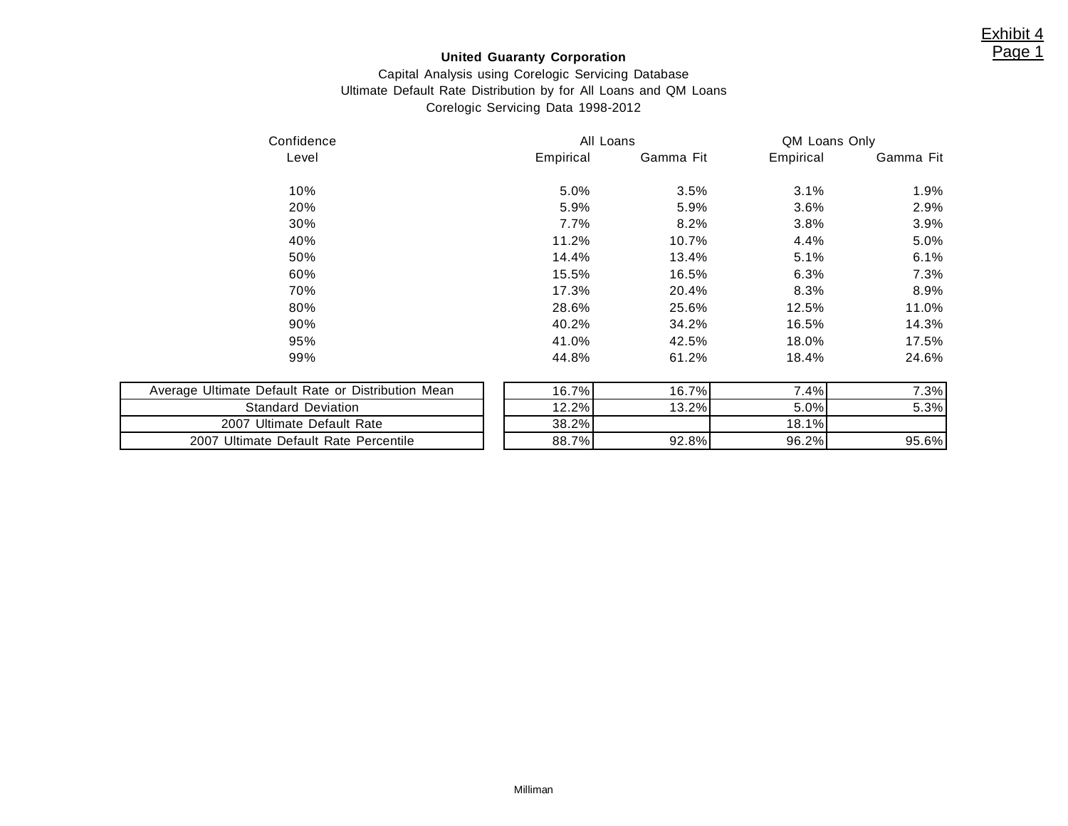Exhibit 4
Page 1

**United Guaranty Corporation**

Capital Analysis using Corelogic Servicing Database

Ultimate Default Rate Distribution by for All Loans and QM Loans

Corelogic Servicing Data 1998-2012

| Confidence Level | All Loans | | QM Loans Only | |
|---|---|---|---|---|
| | Empirical | Gamma Fit | Empirical | Gamma Fit |
| 10% | 5.0% | 3.5% | 3.1% | 1.9% |
| 20% | 5.9% | 5.9% | 3.6% | 2.9% |
| 30% | 7.7% | 8.2% | 3.8% | 3.9% |
| 40% | 11.2% | 10.7% | 4.4% | 5.0% |
| 50% | 14.4% | 13.4% | 5.1% | 6.1% |
| 60% | 15.5% | 16.5% | 6.3% | 7.3% |
| 70% | 17.3% | 20.4% | 8.3% | 8.9% |
| 80% | 28.6% | 25.6% | 12.5% | 11.0% |
| 90% | 40.2% | 34.2% | 16.5% | 14.3% |
| 95% | 41.0% | 42.5% | 18.0% | 17.5% |
| 99% | 44.8% | 61.2% | 18.4% | 24.6% |
| Average Ultimate Default Rate or Distribution Mean | 16.7% | 16.7% | 7.4% | 7.3% |
| Standard Deviation | 12.2% | 13.2% | 5.0% | 5.3% |
| 2007 Ultimate Default Rate | 38.2% | | 18.1% | |
| 2007 Ultimate Default Rate Percentile | 88.7% | 92.8% | 96.2% | 95.6% |

Milliman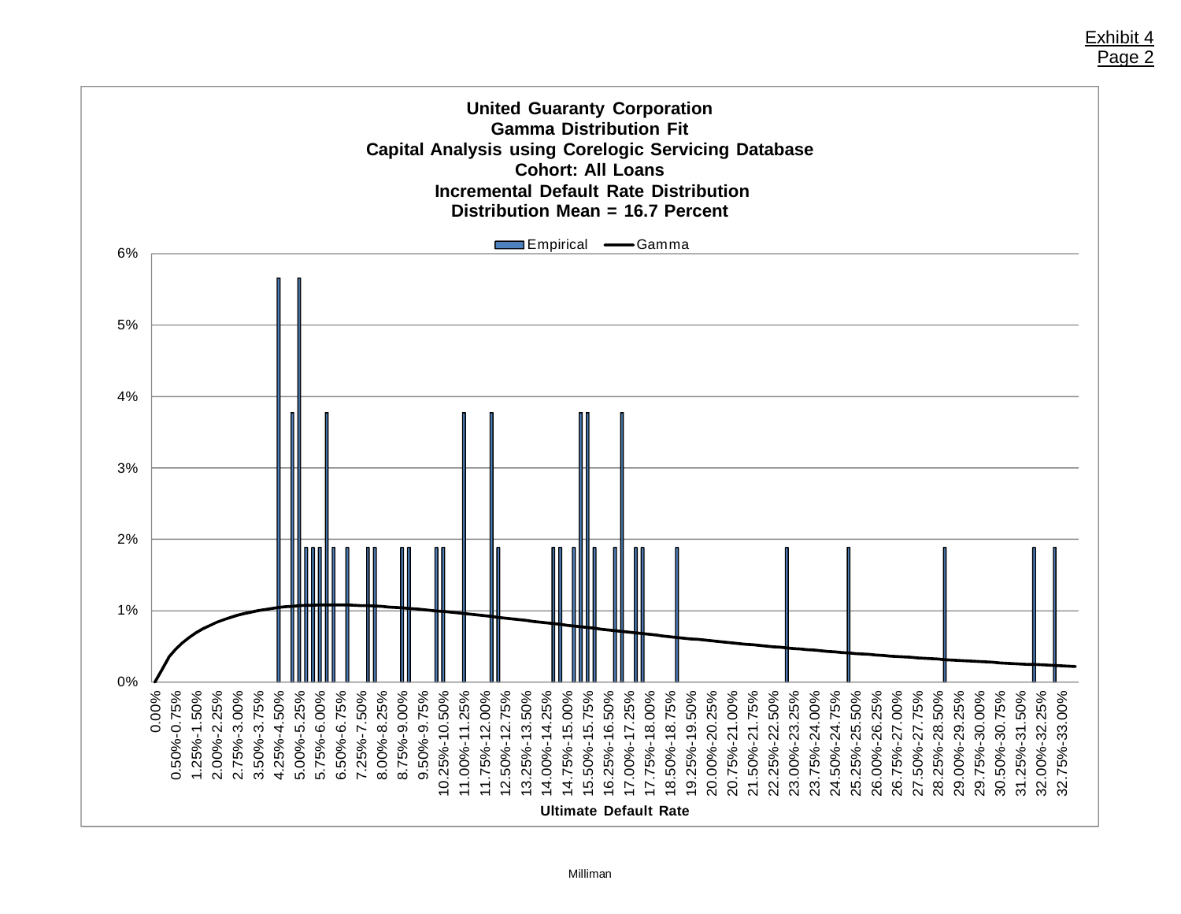Exhibit 4
Page 2

**United Guaranty Corporation**
**Gamma Distribution Fit**
**Capital Analysis using Corelogic Servicing Database**
**Cohort: All Loans**
**Incremental Default Rate Distribution**
**Distribution Mean = 16.7 Percent**

Legend: Empirical, Gamma

Y-axis: 0%, 1%, 2%, 3%, 4%, 5%, 6%

X-axis: 0.00%, 0.50%-0.75%, 1.25%-1.50%, 2.00%-2.25%, 2.75%-3.00%, 3.50%-3.75%, 4.25%-4.50%, 5.00%-5.25%, 5.75%-6.00%, 6.50%-6.75%, 7.25%-7.50%, 8.00%-8.25%, 8.75%-9.00%, 9.50%-9.75%, 10.25%-10.50%, 11.00%-11.25%, 11.75%-12.00%, 12.50%-12.75%, 13.25%-13.50%, 14.00%-14.25%, 14.75%-15.00%, 15.50%-15.75%, 16.25%-16.50%, 17.00%-17.25%, 17.75%-18.00%, 18.50%-18.75%, 19.25%-19.50%, 20.00%-20.25%, 20.75%-21.00%, 21.50%-21.75%, 22.25%-22.50%, 23.00%-23.25%, 23.75%-24.00%, 24.50%-24.75%, 25.25%-25.50%, 26.00%-26.25%, 26.75%-27.00%, 27.50%-27.75%, 28.25%-28.50%, 29.00%-29.25%, 29.75%-30.00%, 30.50%-30.75%, 31.25%-31.50%, 32.00%-32.25%, 32.75%-33.00%

**Ultimate Default Rate**

Milliman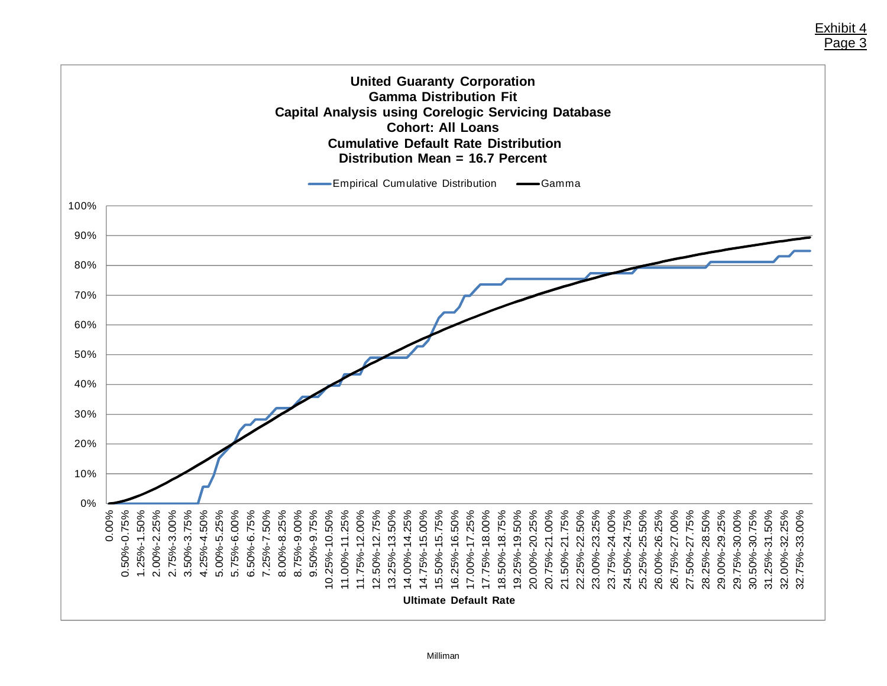Exhibit 4
Page 3

**United Guaranty Corporation**
**Gamma Distribution Fit**
**Capital Analysis using Corelogic Servicing Database**
**Cohort: All Loans**
**Cumulative Default Rate Distribution**
**Distribution Mean = 16.7 Percent**

Empirical Cumulative Distribution — Gamma

100%
90%
80%
70%
60%
50%
40%
30%
20%
10%
0%

0.00% 0.50%-0.75% 1.25%-1.50% 2.00%-2.25% 2.75%-3.00% 3.50%-3.75% 4.25%-4.50% 5.00%-5.25% 5.75%-6.00% 6.50%-6.75% 7.25%-7.50% 8.00%-8.25% 8.75%-9.00% 9.50%-9.75% 10.25%-10.50% 11.00%-11.25% 11.75%-12.00% 12.50%-12.75% 13.25%-13.50% 14.00%-14.25% 14.75%-15.00% 15.50%-15.75% 16.25%-16.50% 17.00%-17.25% 17.75%-18.00% 18.50%-18.75% 19.25%-19.50% 20.00%-20.25% 20.75%-21.00% 21.50%-21.75% 22.25%-22.50% 23.00%-23.25% 23.75%-24.00% 24.50%-24.75% 25.25%-25.50% 26.00%-26.25% 26.75%-27.00% 27.50%-27.75% 28.25%-28.50% 29.00%-29.25% 29.75%-30.00% 30.50%-30.75% 31.25%-31.50% 32.00%-32.25% 32.75%-33.00%

**Ultimate Default Rate**

Milliman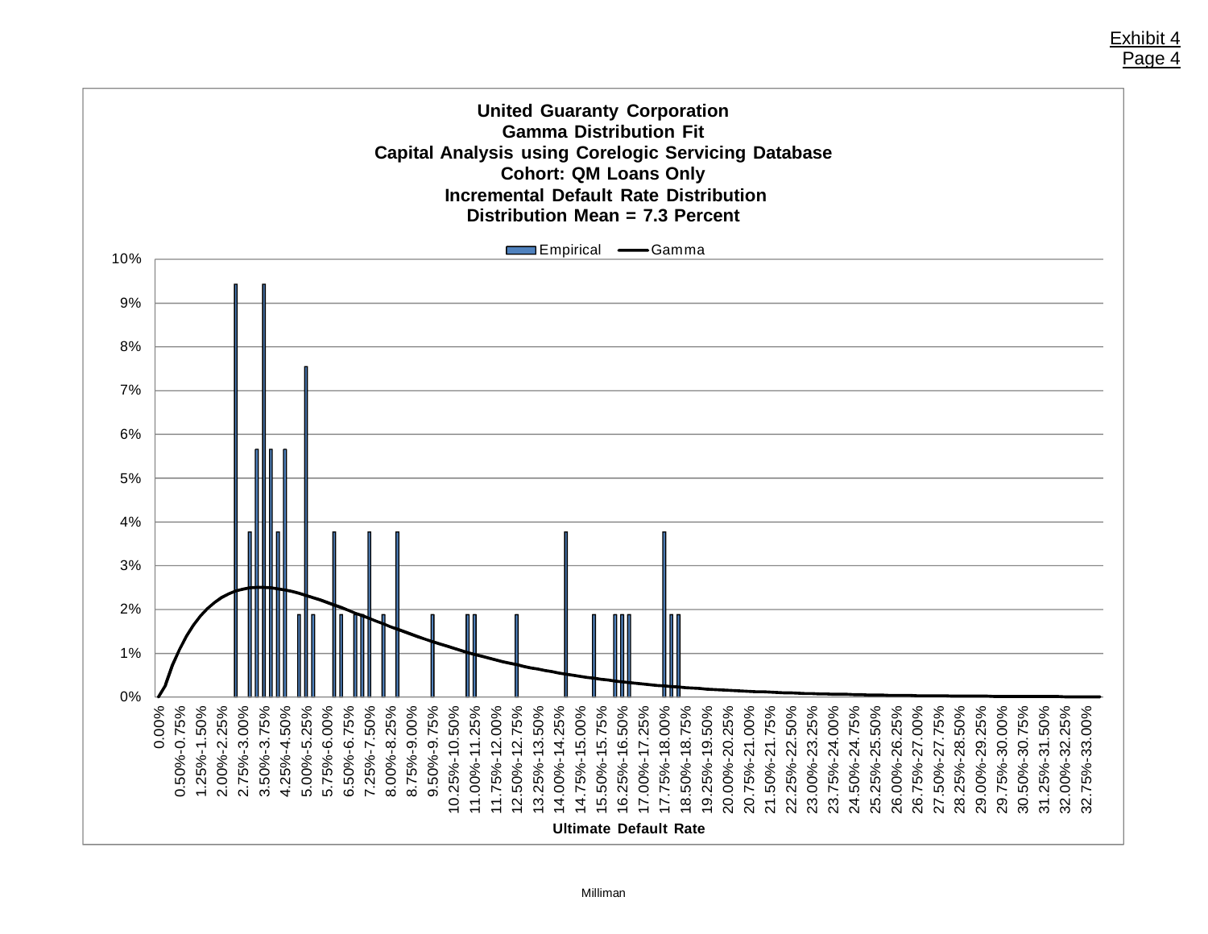Exhibit 4
Page 4

**United Guaranty Corporation**
**Gamma Distribution Fit**
**Capital Analysis using Corelogic Servicing Database**
**Cohort: QM Loans Only**
**Incremental Default Rate Distribution**
**Distribution Mean = 7.3 Percent**

Empirical — Gamma

10%
9%
8%
7%
6%
5%
4%
3%
2%
1%
0%

0.00%, 0.50%-0.75%, 1.25%-1.50%, 2.00%-2.25%, 2.75%-3.00%, 3.50%-3.75%, 4.25%-4.50%, 5.00%-5.25%, 5.75%-6.00%, 6.50%-6.75%, 7.25%-7.50%, 8.00%-8.25%, 8.75%-9.00%, 9.50%-9.75%, 10.25%-10.50%, 11.00%-11.25%, 11.75%-12.00%, 12.50%-12.75%, 13.25%-13.50%, 14.00%-14.25%, 14.75%-15.00%, 15.50%-15.75%, 16.25%-16.50%, 17.00%-17.25%, 17.75%-18.00%, 18.50%-18.75%, 19.25%-19.50%, 20.00%-20.25%, 20.75%-21.00%, 21.50%-21.75%, 22.25%-22.50%, 23.00%-23.25%, 23.75%-24.00%, 24.50%-24.75%, 25.25%-25.50%, 26.00%-26.25%, 26.75%-27.00%, 27.50%-27.75%, 28.25%-28.50%, 29.00%-29.25%, 29.75%-30.00%, 30.50%-30.75%, 31.25%-31.50%, 32.00%-32.25%, 32.75%-33.00%

**Ultimate Default Rate**

Milliman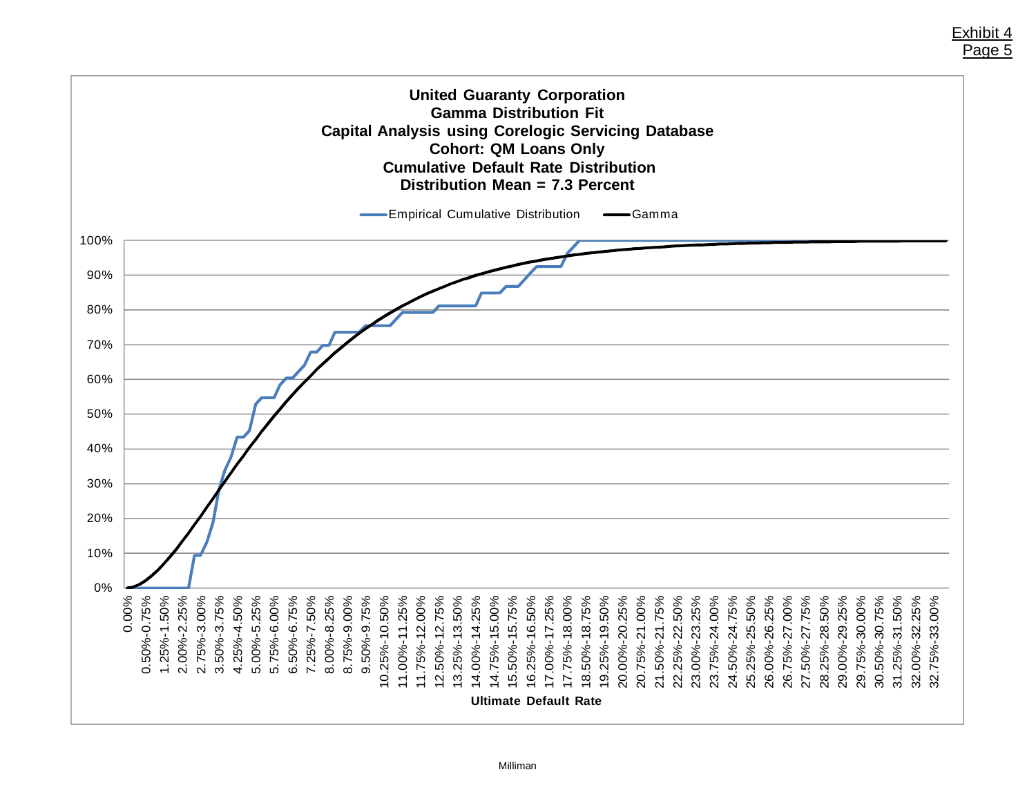Exhibit 4
Page 5

**United Guaranty Corporation**
**Gamma Distribution Fit**
**Capital Analysis using Corelogic Servicing Database**
**Cohort: QM Loans Only**
**Cumulative Default Rate Distribution**
**Distribution Mean = 7.3 Percent**

Legend: Empirical Cumulative Distribution; Gamma

Y-axis: 0%, 10%, 20%, 30%, 40%, 50%, 60%, 70%, 80%, 90%, 100%

X-axis: Ultimate Default Rate — 0.00%, 0.50%-0.75%, 1.25%-1.50%, 2.00%-2.25%, 2.75%-3.00%, 3.50%-3.75%, 4.25%-4.50%, 5.00%-5.25%, 5.75%-6.00%, 6.50%-6.75%, 7.25%-7.50%, 8.00%-8.25%, 8.75%-9.00%, 9.50%-9.75%, 10.25%-10.50%, 11.00%-11.25%, 11.75%-12.00%, 12.50%-12.75%, 13.25%-13.50%, 14.00%-14.25%, 14.75%-15.00%, 15.50%-15.75%, 16.25%-16.50%, 17.00%-17.25%, 17.75%-18.00%, 18.50%-18.75%, 19.25%-19.50%, 20.00%-20.25%, 20.75%-21.00%, 21.50%-21.75%, 22.25%-22.50%, 23.00%-23.25%, 23.75%-24.00%, 24.50%-24.75%, 25.25%-25.50%, 26.00%-26.25%, 26.75%-27.00%, 27.50%-27.75%, 28.25%-28.50%, 29.00%-29.25%, 29.75%-30.00%, 30.50%-30.75%, 31.25%-31.50%, 32.00%-32.25%, 32.75%-33.00%

Milliman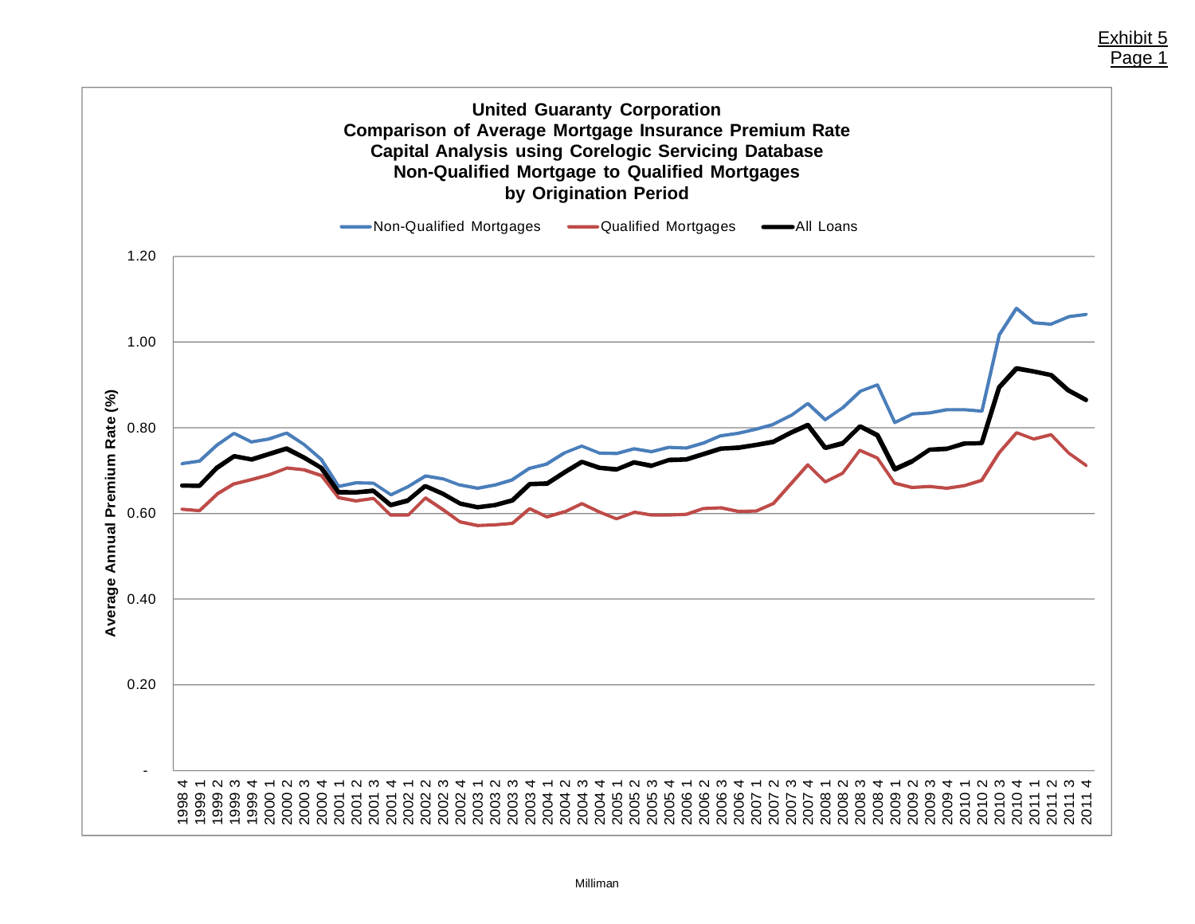Exhibit 5
Page 1

**United Guaranty Corporation**
**Comparison of Average Mortgage Insurance Premium Rate**
**Capital Analysis using Corelogic Servicing Database**
**Non-Qualified Mortgage to Qualified Mortgages**
**by Origination Period**

Legend: Non-Qualified Mortgages | Qualified Mortgages | All Loans

Y-axis: Average Annual Premium Rate (%) — -, 0.20, 0.40, 0.60, 0.80, 1.00, 1.20

X-axis: 1998 4, 1999 1, 1999 2, 1999 3, 1999 4, 2000 1, 2000 2, 2000 3, 2000 4, 2001 1, 2001 2, 2001 3, 2001 4, 2002 1, 2002 2, 2002 3, 2002 4, 2003 1, 2003 2, 2003 3, 2003 4, 2004 1, 2004 2, 2004 3, 2004 4, 2005 1, 2005 2, 2005 3, 2005 4, 2006 1, 2006 2, 2006 3, 2006 4, 2007 1, 2007 2, 2007 3, 2007 4, 2008 1, 2008 2, 2008 3, 2008 4, 2009 1, 2009 2, 2009 3, 2009 4, 2010 1, 2010 2, 2010 3, 2010 4, 2011 1, 2011 2, 2011 3, 2011 4

Milliman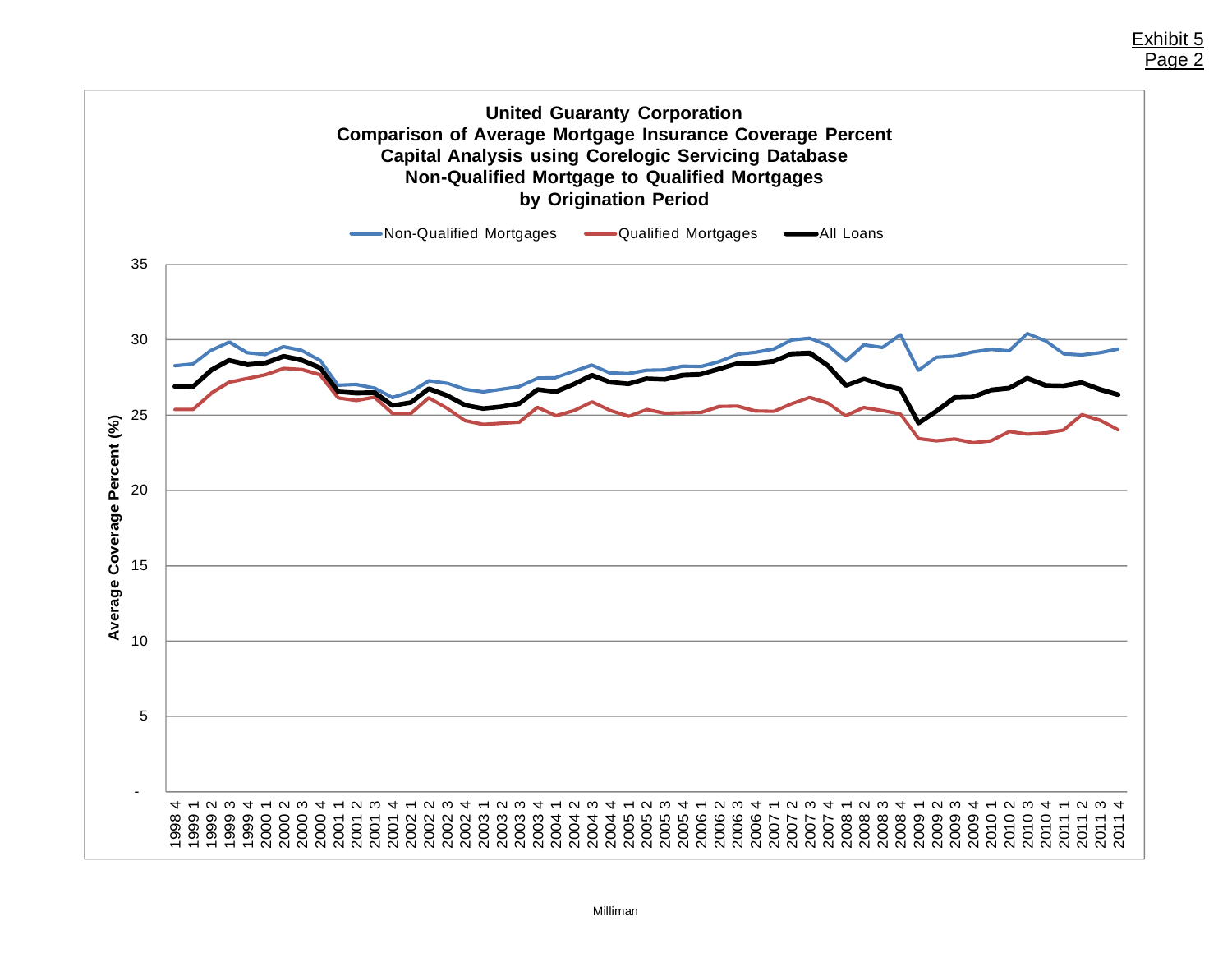Exhibit 5
Page 2

**United Guaranty Corporation**
**Comparison of Average Mortgage Insurance Coverage Percent**
**Capital Analysis using Corelogic Servicing Database**
**Non-Qualified Mortgage to Qualified Mortgages**
**by Origination Period**

Non-Qualified Mortgages — Qualified Mortgages — All Loans

Average Coverage Percent (%)

35, 30, 25, 20, 15, 10, 5, -

1998 4, 1999 1, 1999 2, 1999 3, 1999 4, 2000 1, 2000 2, 2000 3, 2000 4, 2001 1, 2001 2, 2001 3, 2001 4, 2002 1, 2002 2, 2002 3, 2002 4, 2003 1, 2003 2, 2003 3, 2003 4, 2004 1, 2004 2, 2004 3, 2004 4, 2005 1, 2005 2, 2005 3, 2005 4, 2006 1, 2006 2, 2006 3, 2006 4, 2007 1, 2007 2, 2007 3, 2007 4, 2008 1, 2008 2, 2008 3, 2008 4, 2009 1, 2009 2, 2009 3, 2009 4, 2010 1, 2010 2, 2010 3, 2010 4, 2011 1, 2011 2, 2011 3, 2011 4

Milliman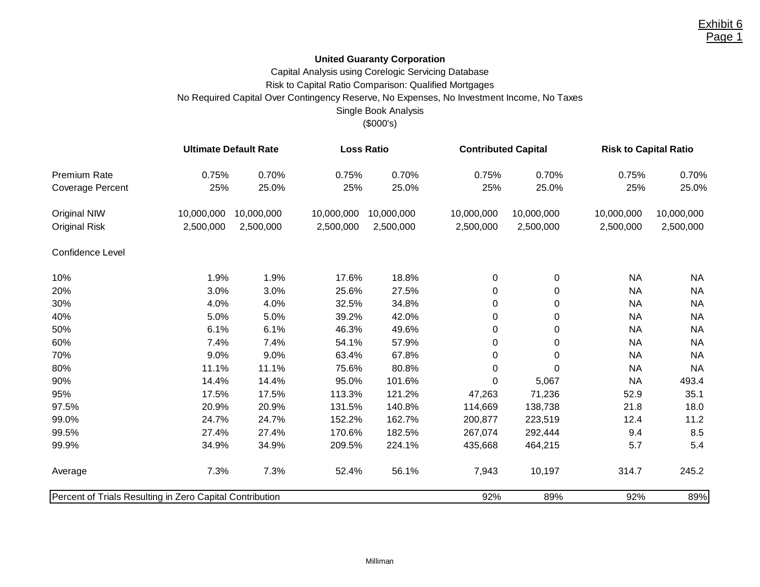Exhibit 6
Page 1

**United Guaranty Corporation**

Capital Analysis using Corelogic Servicing Database

Risk to Capital Ratio Comparison: Qualified Mortgages

No Required Capital Over Contingency Reserve, No Expenses, No Investment Income, No Taxes

Single Book Analysis

($000's)

| | Ultimate Default Rate | | Loss Ratio | | Contributed Capital | | Risk to Capital Ratio | |
|---|---|---|---|---|---|---|---|---|
| Premium Rate | 0.75% | 0.70% | 0.75% | 0.70% | 0.75% | 0.70% | 0.75% | 0.70% |
| Coverage Percent | 25% | 25.0% | 25% | 25.0% | 25% | 25.0% | 25% | 25.0% |
| Original NIW | 10,000,000 | 10,000,000 | 10,000,000 | 10,000,000 | 10,000,000 | 10,000,000 | 10,000,000 | 10,000,000 |
| Original Risk | 2,500,000 | 2,500,000 | 2,500,000 | 2,500,000 | 2,500,000 | 2,500,000 | 2,500,000 | 2,500,000 |
| Confidence Level | | | | | | | | |
| 10% | 1.9% | 1.9% | 17.6% | 18.8% | 0 | 0 | NA | NA |
| 20% | 3.0% | 3.0% | 25.6% | 27.5% | 0 | 0 | NA | NA |
| 30% | 4.0% | 4.0% | 32.5% | 34.8% | 0 | 0 | NA | NA |
| 40% | 5.0% | 5.0% | 39.2% | 42.0% | 0 | 0 | NA | NA |
| 50% | 6.1% | 6.1% | 46.3% | 49.6% | 0 | 0 | NA | NA |
| 60% | 7.4% | 7.4% | 54.1% | 57.9% | 0 | 0 | NA | NA |
| 70% | 9.0% | 9.0% | 63.4% | 67.8% | 0 | 0 | NA | NA |
| 80% | 11.1% | 11.1% | 75.6% | 80.8% | 0 | 0 | NA | NA |
| 90% | 14.4% | 14.4% | 95.0% | 101.6% | 0 | 5,067 | NA | 493.4 |
| 95% | 17.5% | 17.5% | 113.3% | 121.2% | 47,263 | 71,236 | 52.9 | 35.1 |
| 97.5% | 20.9% | 20.9% | 131.5% | 140.8% | 114,669 | 138,738 | 21.8 | 18.0 |
| 99.0% | 24.7% | 24.7% | 152.2% | 162.7% | 200,877 | 223,519 | 12.4 | 11.2 |
| 99.5% | 27.4% | 27.4% | 170.6% | 182.5% | 267,074 | 292,444 | 9.4 | 8.5 |
| 99.9% | 34.9% | 34.9% | 209.5% | 224.1% | 435,668 | 464,215 | 5.7 | 5.4 |
| Average | 7.3% | 7.3% | 52.4% | 56.1% | 7,943 | 10,197 | 314.7 | 245.2 |
| Percent of Trials Resulting in Zero Capital Contribution | | | | | 92% | 89% | 92% | 89% |

Milliman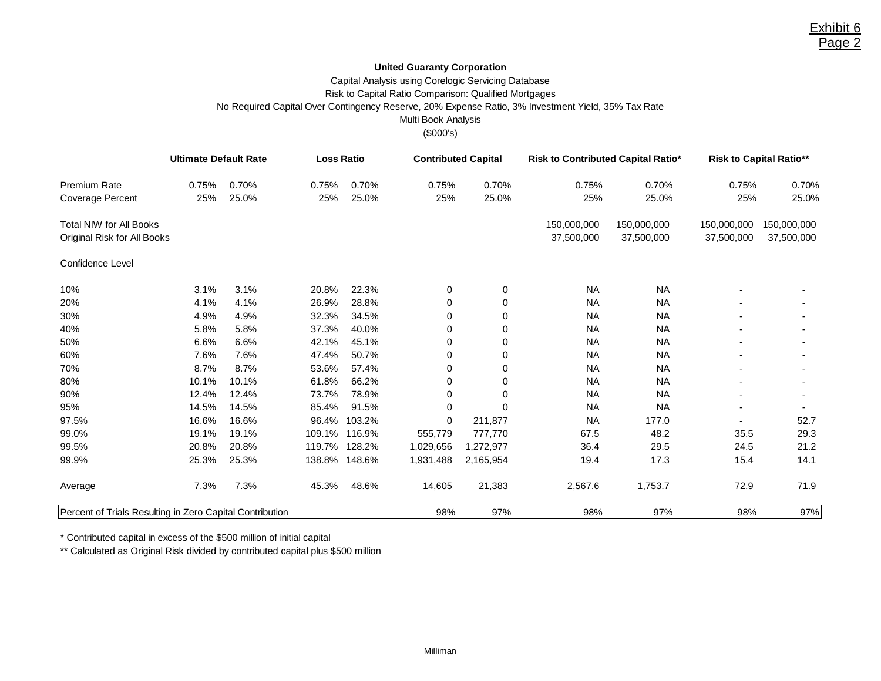Exhibit 6
Page 2

**United Guaranty Corporation**

Capital Analysis using Corelogic Servicing Database

Risk to Capital Ratio Comparison: Qualified Mortgages

No Required Capital Over Contingency Reserve, 20% Expense Ratio, 3% Investment Yield, 35% Tax Rate

Multi Book Analysis

($000's)

| | **Ultimate Default Rate** | | **Loss Ratio** | | **Contributed Capital** | | **Risk to Contributed Capital Ratio*** | | **Risk to Capital Ratio**** | |
|---|---|---|---|---|---|---|---|---|---|---|
| Premium Rate | 0.75% | 0.70% | 0.75% | 0.70% | 0.75% | 0.70% | 0.75% | 0.70% | 0.75% | 0.70% |
| Coverage Percent | 25% | 25.0% | 25% | 25.0% | 25% | 25.0% | 25% | 25.0% | 25% | 25.0% |
| Total NIW for All Books | | | | | | | 150,000,000 | 150,000,000 | 150,000,000 | 150,000,000 |
| Original Risk for All Books | | | | | | | 37,500,000 | 37,500,000 | 37,500,000 | 37,500,000 |
| Confidence Level | | | | | | | | | | |
| 10% | 3.1% | 3.1% | 20.8% | 22.3% | 0 | 0 | NA | NA | - | - |
| 20% | 4.1% | 4.1% | 26.9% | 28.8% | 0 | 0 | NA | NA | - | - |
| 30% | 4.9% | 4.9% | 32.3% | 34.5% | 0 | 0 | NA | NA | - | - |
| 40% | 5.8% | 5.8% | 37.3% | 40.0% | 0 | 0 | NA | NA | - | - |
| 50% | 6.6% | 6.6% | 42.1% | 45.1% | 0 | 0 | NA | NA | - | - |
| 60% | 7.6% | 7.6% | 47.4% | 50.7% | 0 | 0 | NA | NA | - | - |
| 70% | 8.7% | 8.7% | 53.6% | 57.4% | 0 | 0 | NA | NA | - | - |
| 80% | 10.1% | 10.1% | 61.8% | 66.2% | 0 | 0 | NA | NA | - | - |
| 90% | 12.4% | 12.4% | 73.7% | 78.9% | 0 | 0 | NA | NA | - | - |
| 95% | 14.5% | 14.5% | 85.4% | 91.5% | 0 | 0 | NA | NA | - | - |
| 97.5% | 16.6% | 16.6% | 96.4% | 103.2% | 0 | 211,877 | NA | 177.0 | - | 52.7 |
| 99.0% | 19.1% | 19.1% | 109.1% | 116.9% | 555,779 | 777,770 | 67.5 | 48.2 | 35.5 | 29.3 |
| 99.5% | 20.8% | 20.8% | 119.7% | 128.2% | 1,029,656 | 1,272,977 | 36.4 | 29.5 | 24.5 | 21.2 |
| 99.9% | 25.3% | 25.3% | 138.8% | 148.6% | 1,931,488 | 2,165,954 | 19.4 | 17.3 | 15.4 | 14.1 |
| Average | 7.3% | 7.3% | 45.3% | 48.6% | 14,605 | 21,383 | 2,567.6 | 1,753.7 | 72.9 | 71.9 |
| Percent of Trials Resulting in Zero Capital Contribution | | | | | 98% | 97% | 98% | 97% | 98% | 97% |

* Contributed capital in excess of the $500 million of initial capital

** Calculated as Original Risk divided by contributed capital plus $500 million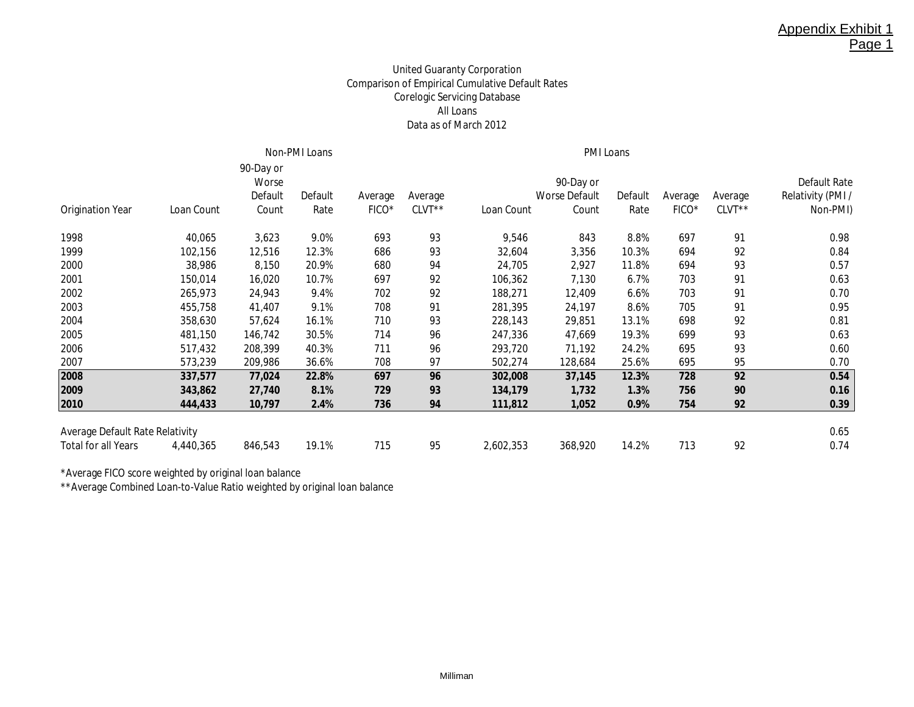Appendix Exhibit 1
Page 1

United Guaranty Corporation
Comparison of Empirical Cumulative Default Rates
Corelogic Servicing Database
All Loans
Data as of March 2012

| | Non-PMI Loans | | | | | PMI Loans | | | | | |
|---|---|---|---|---|---|---|---|---|---|---|---|
| Origination Year | Loan Count | 90-Day or Worse Default Count | Default Rate | Average FICO* | Average CLVT** | Loan Count | 90-Day or Worse Default Count | Default Rate | Average FICO* | Average CLVT** | Default Rate Relativity (PMI / Non-PMI) |
| 1998 | 40,065 | 3,623 | 9.0% | 693 | 93 | 9,546 | 843 | 8.8% | 697 | 91 | 0.98 |
| 1999 | 102,156 | 12,516 | 12.3% | 686 | 93 | 32,604 | 3,356 | 10.3% | 694 | 92 | 0.84 |
| 2000 | 38,986 | 8,150 | 20.9% | 680 | 94 | 24,705 | 2,927 | 11.8% | 694 | 93 | 0.57 |
| 2001 | 150,014 | 16,020 | 10.7% | 697 | 92 | 106,362 | 7,130 | 6.7% | 703 | 91 | 0.63 |
| 2002 | 265,973 | 24,943 | 9.4% | 702 | 92 | 188,271 | 12,409 | 6.6% | 703 | 91 | 0.70 |
| 2003 | 455,758 | 41,407 | 9.1% | 708 | 91 | 281,395 | 24,197 | 8.6% | 705 | 91 | 0.95 |
| 2004 | 358,630 | 57,624 | 16.1% | 710 | 93 | 228,143 | 29,851 | 13.1% | 698 | 92 | 0.81 |
| 2005 | 481,150 | 146,742 | 30.5% | 714 | 96 | 247,336 | 47,669 | 19.3% | 699 | 93 | 0.63 |
| 2006 | 517,432 | 208,399 | 40.3% | 711 | 96 | 293,720 | 71,192 | 24.2% | 695 | 93 | 0.60 |
| 2007 | 573,239 | 209,986 | 36.6% | 708 | 97 | 502,274 | 128,684 | 25.6% | 695 | 95 | 0.70 |
| **2008** | **337,577** | **77,024** | **22.8%** | **697** | **96** | **302,008** | **37,145** | **12.3%** | **728** | **92** | **0.54** |
| **2009** | **343,862** | **27,740** | **8.1%** | **729** | **93** | **134,179** | **1,732** | **1.3%** | **756** | **90** | **0.16** |
| **2010** | **444,433** | **10,797** | **2.4%** | **736** | **94** | **111,812** | **1,052** | **0.9%** | **754** | **92** | **0.39** |
| Average Default Rate Relativity | | | | | | | | | | | 0.65 |
| Total for all Years | 4,440,365 | 846,543 | 19.1% | 715 | 95 | 2,602,353 | 368,920 | 14.2% | 713 | 92 | 0.74 |

*Average FICO score weighted by original loan balance
**Average Combined Loan-to-Value Ratio weighted by original loan balance

Milliman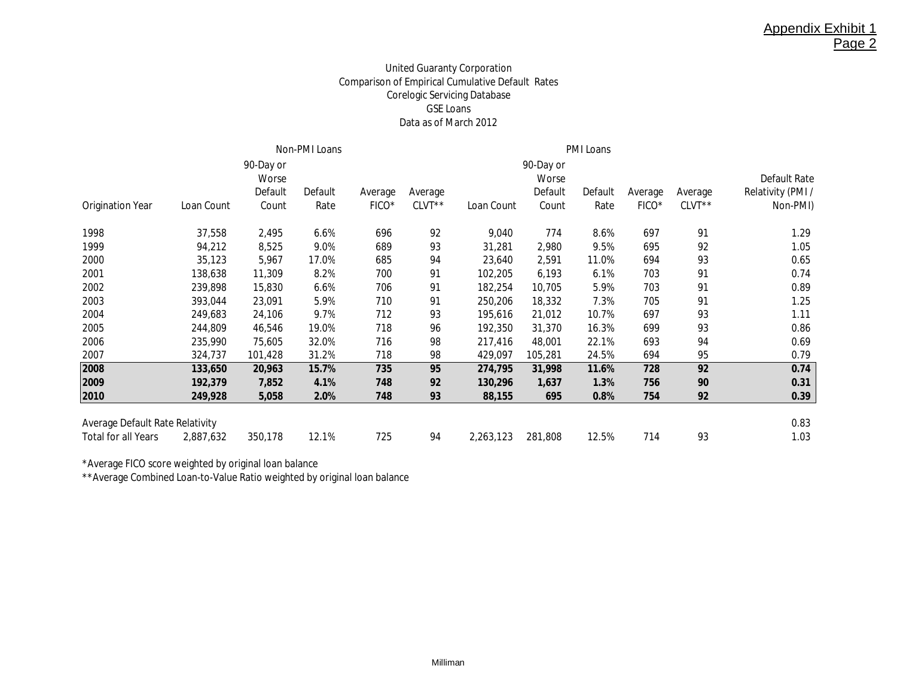Appendix Exhibit 1
Page 2

United Guaranty Corporation
Comparison of Empirical Cumulative Default Rates
Corelogic Servicing Database
GSE Loans
Data as of March 2012

| | Non-PMI Loans | | | | | PMI Loans | | | | | |
|---|---|---|---|---|---|---|---|---|---|---|---|
| Origination Year | Loan Count | 90-Day or Worse Default Count | Default Rate | Average FICO* | Average CLVT** | Loan Count | 90-Day or Worse Default Count | Default Rate | Average FICO* | Average CLVT** | Default Rate Relativity (PMI / Non-PMI) |
| 1998 | 37,558 | 2,495 | 6.6% | 696 | 92 | 9,040 | 774 | 8.6% | 697 | 91 | 1.29 |
| 1999 | 94,212 | 8,525 | 9.0% | 689 | 93 | 31,281 | 2,980 | 9.5% | 695 | 92 | 1.05 |
| 2000 | 35,123 | 5,967 | 17.0% | 685 | 94 | 23,640 | 2,591 | 11.0% | 694 | 93 | 0.65 |
| 2001 | 138,638 | 11,309 | 8.2% | 700 | 91 | 102,205 | 6,193 | 6.1% | 703 | 91 | 0.74 |
| 2002 | 239,898 | 15,830 | 6.6% | 706 | 91 | 182,254 | 10,705 | 5.9% | 703 | 91 | 0.89 |
| 2003 | 393,044 | 23,091 | 5.9% | 710 | 91 | 250,206 | 18,332 | 7.3% | 705 | 91 | 1.25 |
| 2004 | 249,683 | 24,106 | 9.7% | 712 | 93 | 195,616 | 21,012 | 10.7% | 697 | 93 | 1.11 |
| 2005 | 244,809 | 46,546 | 19.0% | 718 | 96 | 192,350 | 31,370 | 16.3% | 699 | 93 | 0.86 |
| 2006 | 235,990 | 75,605 | 32.0% | 716 | 98 | 217,416 | 48,001 | 22.1% | 693 | 94 | 0.69 |
| 2007 | 324,737 | 101,428 | 31.2% | 718 | 98 | 429,097 | 105,281 | 24.5% | 694 | 95 | 0.79 |
| **2008** | **133,650** | **20,963** | **15.7%** | **735** | **95** | **274,795** | **31,998** | **11.6%** | **728** | **92** | **0.74** |
| **2009** | **192,379** | **7,852** | **4.1%** | **748** | **92** | **130,296** | **1,637** | **1.3%** | **756** | **90** | **0.31** |
| **2010** | **249,928** | **5,058** | **2.0%** | **748** | **93** | **88,155** | **695** | **0.8%** | **754** | **92** | **0.39** |
| Average Default Rate Relativity | | | | | | | | | | | 0.83 |
| Total for all Years | 2,887,632 | 350,178 | 12.1% | 725 | 94 | 2,263,123 | 281,808 | 12.5% | 714 | 93 | 1.03 |

*Average FICO score weighted by original loan balance
**Average Combined Loan-to-Value Ratio weighted by original loan balance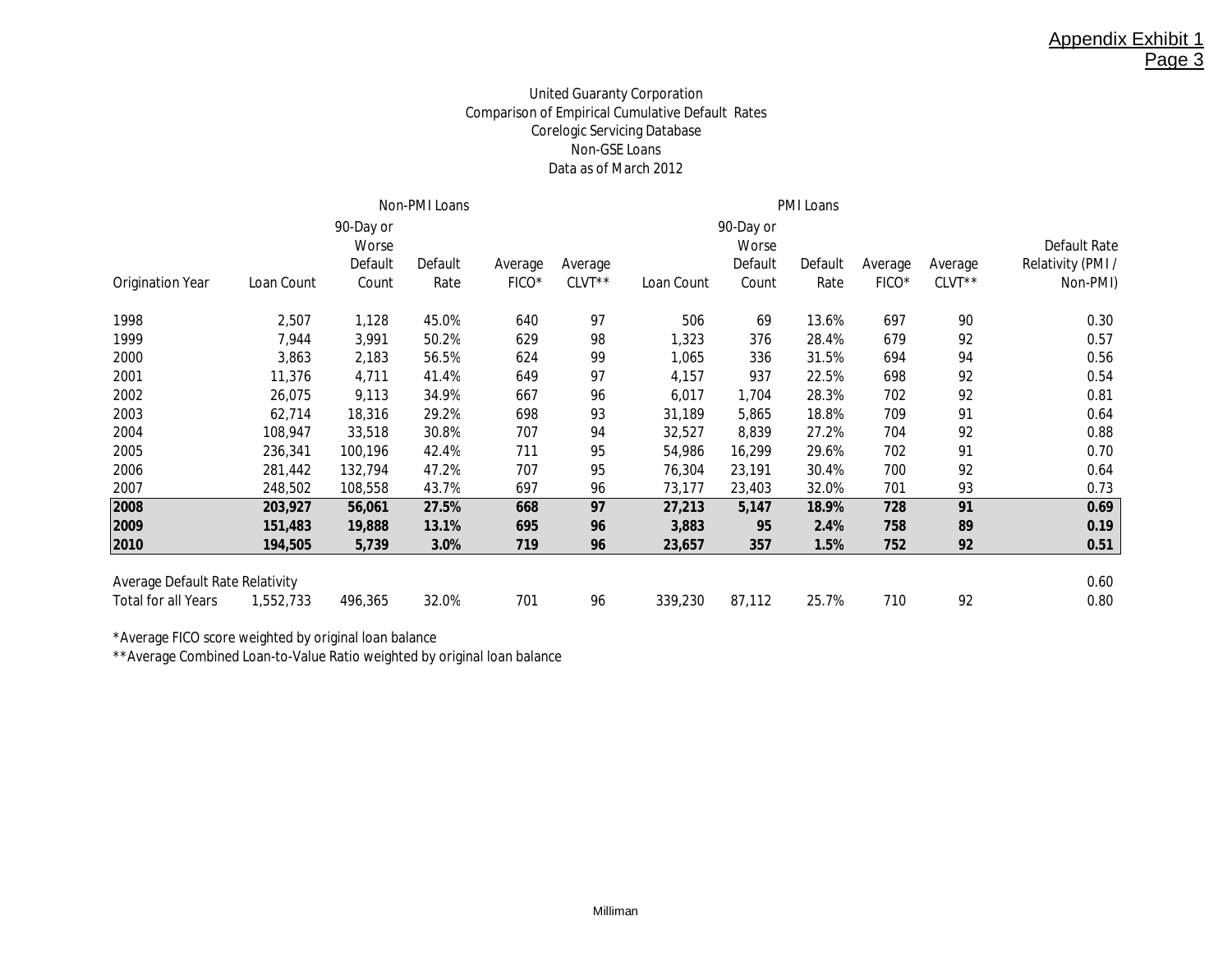Appendix Exhibit 1
Page 3

United Guaranty Corporation
Comparison of Empirical Cumulative Default Rates
Corelogic Servicing Database
Non-GSE Loans
Data as of March 2012

| | Non-PMI Loans | | | | | PMI Loans | | | | | |
|---|---|---|---|---|---|---|---|---|---|---|---|
| Origination Year | Loan Count | 90-Day or Worse Default Count | Default Rate | Average FICO* | Average CLVT** | Loan Count | 90-Day or Worse Default Count | Default Rate | Average FICO* | Average CLVT** | Default Rate Relativity (PMI / Non-PMI) |
| 1998 | 2,507 | 1,128 | 45.0% | 640 | 97 | 506 | 69 | 13.6% | 697 | 90 | 0.30 |
| 1999 | 7,944 | 3,991 | 50.2% | 629 | 98 | 1,323 | 376 | 28.4% | 679 | 92 | 0.57 |
| 2000 | 3,863 | 2,183 | 56.5% | 624 | 99 | 1,065 | 336 | 31.5% | 694 | 94 | 0.56 |
| 2001 | 11,376 | 4,711 | 41.4% | 649 | 97 | 4,157 | 937 | 22.5% | 698 | 92 | 0.54 |
| 2002 | 26,075 | 9,113 | 34.9% | 667 | 96 | 6,017 | 1,704 | 28.3% | 702 | 92 | 0.81 |
| 2003 | 62,714 | 18,316 | 29.2% | 698 | 93 | 31,189 | 5,865 | 18.8% | 709 | 91 | 0.64 |
| 2004 | 108,947 | 33,518 | 30.8% | 707 | 94 | 32,527 | 8,839 | 27.2% | 704 | 92 | 0.88 |
| 2005 | 236,341 | 100,196 | 42.4% | 711 | 95 | 54,986 | 16,299 | 29.6% | 702 | 91 | 0.70 |
| 2006 | 281,442 | 132,794 | 47.2% | 707 | 95 | 76,304 | 23,191 | 30.4% | 700 | 92 | 0.64 |
| 2007 | 248,502 | 108,558 | 43.7% | 697 | 96 | 73,177 | 23,403 | 32.0% | 701 | 93 | 0.73 |
| **2008** | **203,927** | **56,061** | **27.5%** | **668** | **97** | **27,213** | **5,147** | **18.9%** | **728** | **91** | **0.69** |
| **2009** | **151,483** | **19,888** | **13.1%** | **695** | **96** | **3,883** | **95** | **2.4%** | **758** | **89** | **0.19** |
| **2010** | **194,505** | **5,739** | **3.0%** | **719** | **96** | **23,657** | **357** | **1.5%** | **752** | **92** | **0.51** |
| Average Default Rate Relativity | | | | | | | | | | | 0.60 |
| Total for all Years | 1,552,733 | 496,365 | 32.0% | 701 | 96 | 339,230 | 87,112 | 25.7% | 710 | 92 | 0.80 |

*Average FICO score weighted by original loan balance
**Average Combined Loan-to-Value Ratio weighted by original loan balance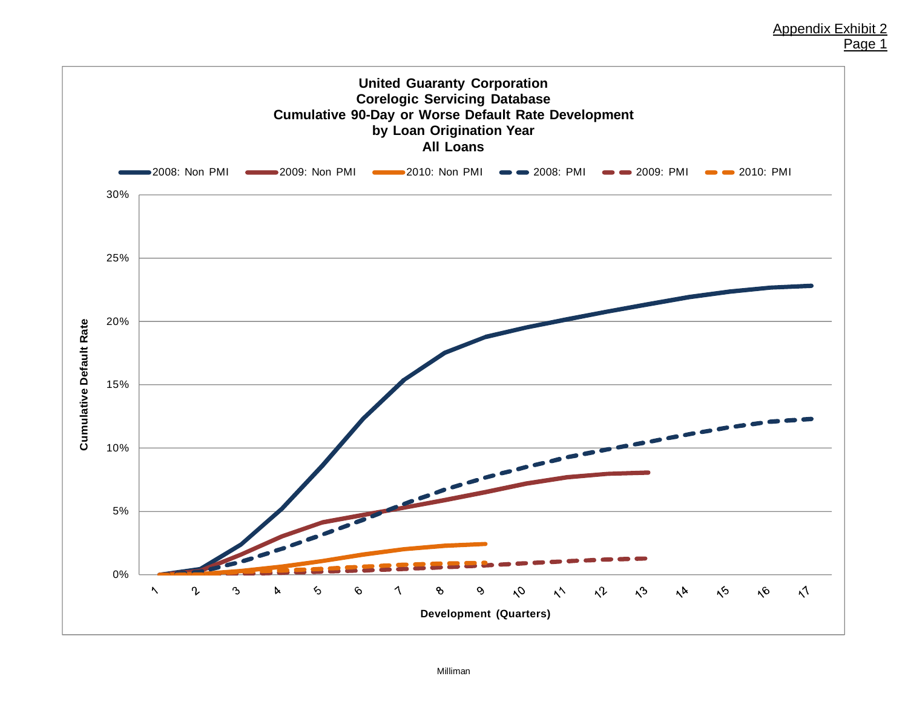Appendix Exhibit 2
Page 1

**United Guaranty Corporation**
**Corelogic Servicing Database**
**Cumulative 90-Day or Worse Default Rate Development**
**by Loan Origination Year**
**All Loans**

2008: Non PMI | 2009: Non PMI | 2010: Non PMI | 2008: PMI | 2009: PMI | 2010: PMI

Cumulative Default Rate: 0%, 5%, 10%, 15%, 20%, 25%, 30%

Development (Quarters): 1, 2, 3, 4, 5, 6, 7, 8, 9, 10, 11, 12, 13, 14, 15, 16, 17

Milliman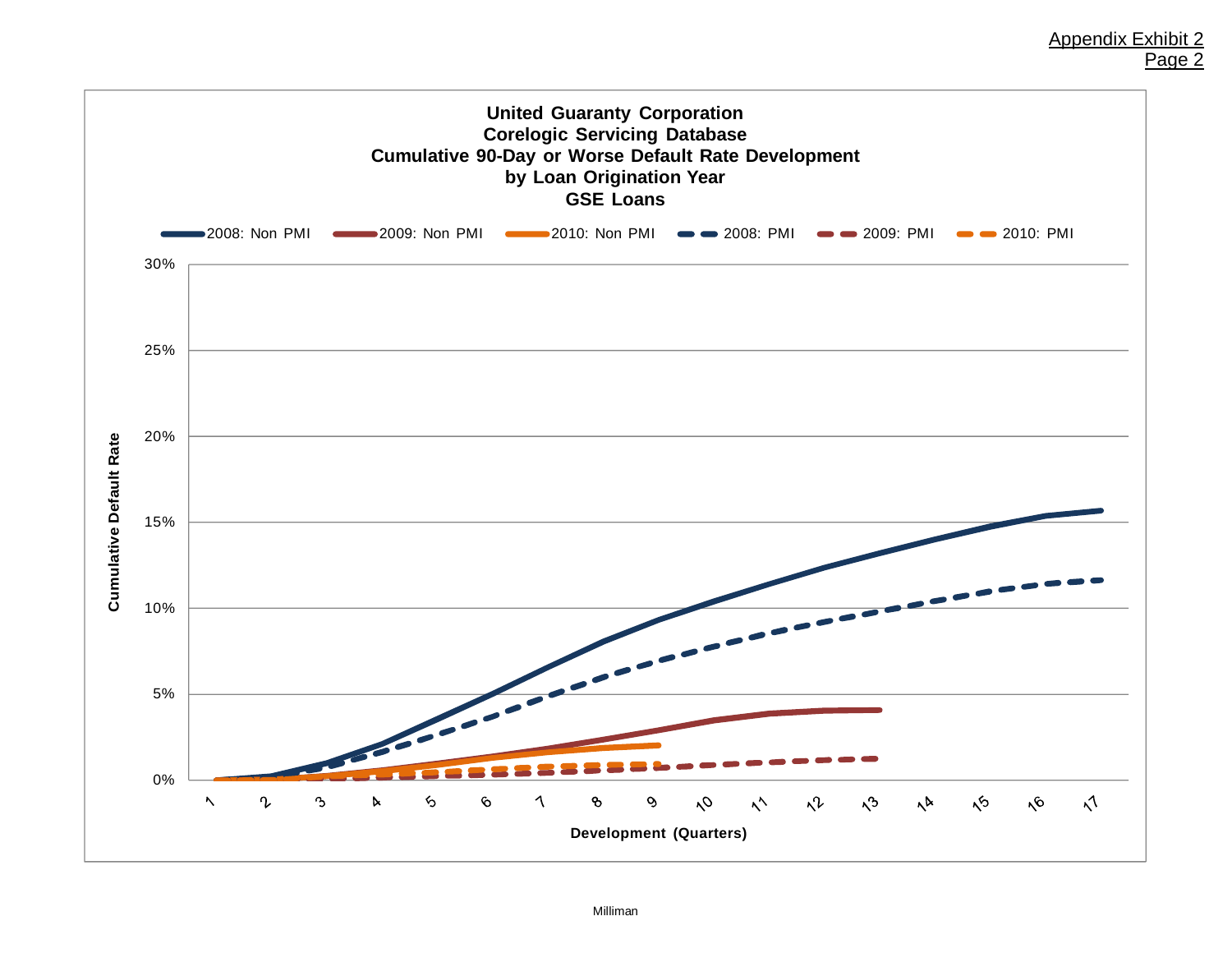Appendix Exhibit 2
Page 2

**United Guaranty Corporation**
**Corelogic Servicing Database**
**Cumulative 90-Day or Worse Default Rate Development**
**by Loan Origination Year**
**GSE Loans**

Legend: 2008: Non PMI, 2009: Non PMI, 2010: Non PMI, 2008: PMI, 2009: PMI, 2010: PMI

Cumulative Default Rate: 0%, 5%, 10%, 15%, 20%, 25%, 30%

Development (Quarters): 1, 2, 3, 4, 5, 6, 7, 8, 9, 10, 11, 12, 13, 14, 15, 16, 17

Milliman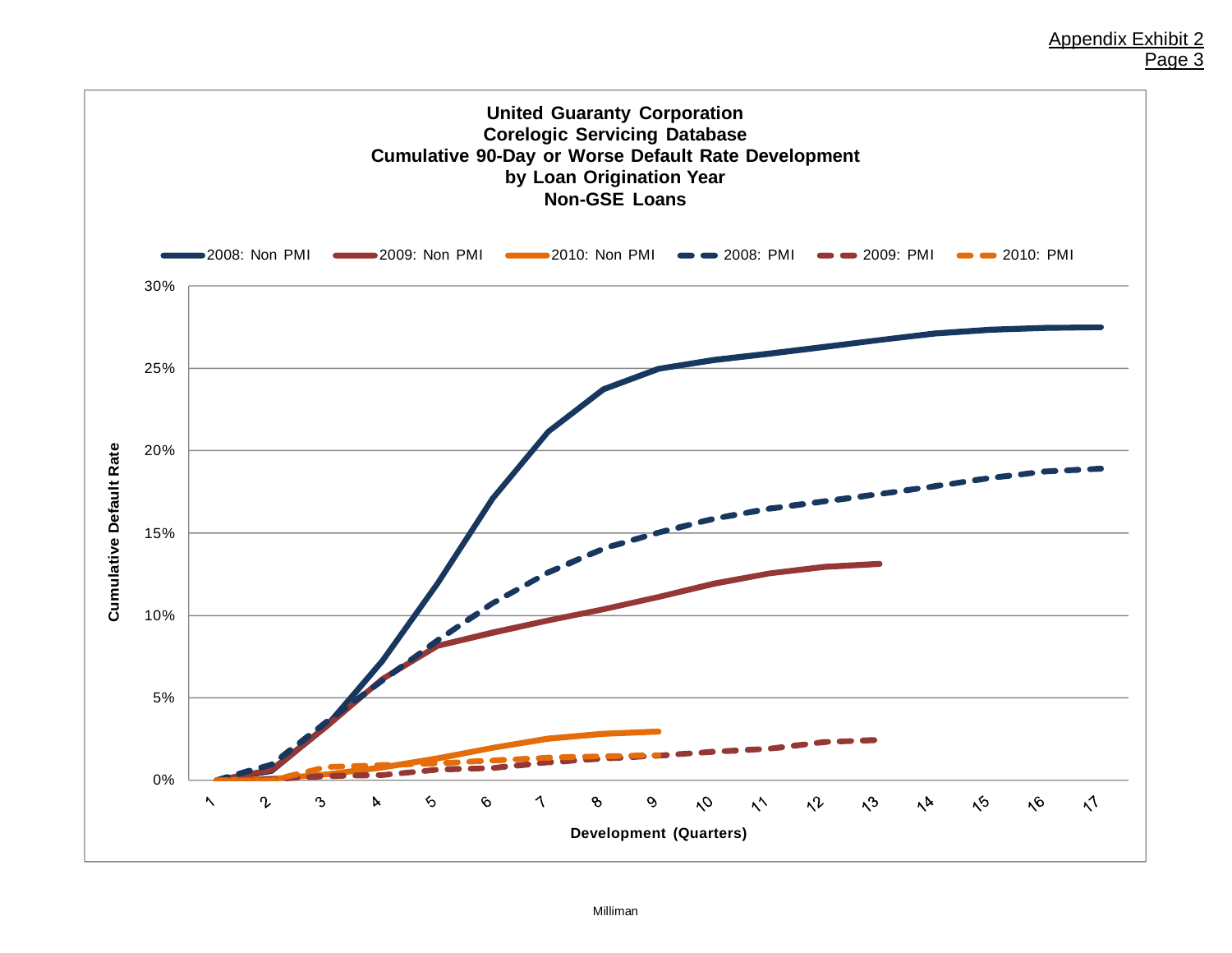Appendix Exhibit 2
Page 3

**United Guaranty Corporation**
**Corelogic Servicing Database**
**Cumulative 90-Day or Worse Default Rate Development**
**by Loan Origination Year**
**Non-GSE Loans**

2008: Non PMI | 2009: Non PMI | 2010: Non PMI | 2008: PMI | 2009: PMI | 2010: PMI

Cumulative Default Rate

30% 25% 20% 15% 10% 5% 0%

1 2 3 4 5 6 7 8 9 10 11 12 13 14 15 16 17

**Development (Quarters)**

Milliman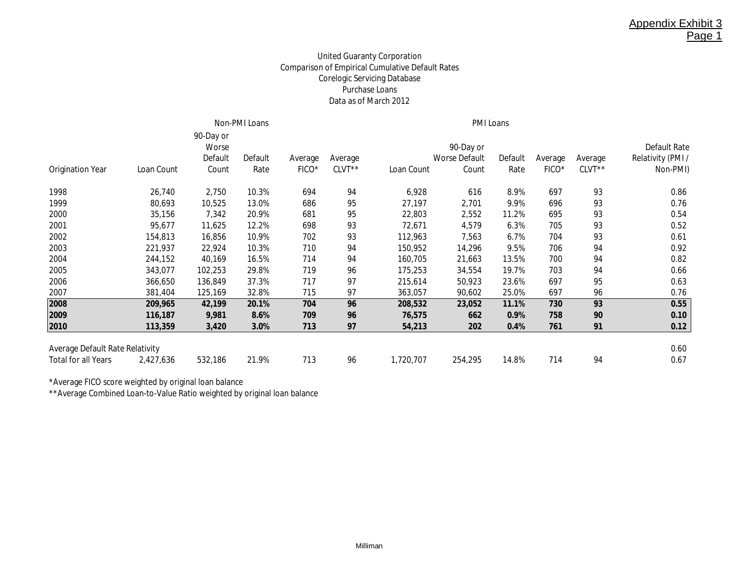Appendix Exhibit 3
Page 1

United Guaranty Corporation
Comparison of Empirical Cumulative Default Rates
Corelogic Servicing Database
Purchase Loans
Data as of March 2012

| | Non-PMI Loans | | | | | PMI Loans | | | | | |
|---|---|---|---|---|---|---|---|---|---|---|---|
| Origination Year | Loan Count | 90-Day or Worse Default Count | Default Rate | Average FICO* | Average CLVT** | Loan Count | 90-Day or Worse Default Count | Default Rate | Average FICO* | Average CLVT** | Default Rate Relativity (PMI / Non-PMI) |
| 1998 | 26,740 | 2,750 | 10.3% | 694 | 94 | 6,928 | 616 | 8.9% | 697 | 93 | 0.86 |
| 1999 | 80,693 | 10,525 | 13.0% | 686 | 95 | 27,197 | 2,701 | 9.9% | 696 | 93 | 0.76 |
| 2000 | 35,156 | 7,342 | 20.9% | 681 | 95 | 22,803 | 2,552 | 11.2% | 695 | 93 | 0.54 |
| 2001 | 95,677 | 11,625 | 12.2% | 698 | 93 | 72,671 | 4,579 | 6.3% | 705 | 93 | 0.52 |
| 2002 | 154,813 | 16,856 | 10.9% | 702 | 93 | 112,963 | 7,563 | 6.7% | 704 | 93 | 0.61 |
| 2003 | 221,937 | 22,924 | 10.3% | 710 | 94 | 150,952 | 14,296 | 9.5% | 706 | 94 | 0.92 |
| 2004 | 244,152 | 40,169 | 16.5% | 714 | 94 | 160,705 | 21,663 | 13.5% | 700 | 94 | 0.82 |
| 2005 | 343,077 | 102,253 | 29.8% | 719 | 96 | 175,253 | 34,554 | 19.7% | 703 | 94 | 0.66 |
| 2006 | 366,650 | 136,849 | 37.3% | 717 | 97 | 215,614 | 50,923 | 23.6% | 697 | 95 | 0.63 |
| 2007 | 381,404 | 125,169 | 32.8% | 715 | 97 | 363,057 | 90,602 | 25.0% | 697 | 96 | 0.76 |
| **2008** | **209,965** | **42,199** | **20.1%** | **704** | **96** | **208,532** | **23,052** | **11.1%** | **730** | **93** | **0.55** |
| **2009** | **116,187** | **9,981** | **8.6%** | **709** | **96** | **76,575** | **662** | **0.9%** | **758** | **90** | **0.10** |
| **2010** | **113,359** | **3,420** | **3.0%** | **713** | **97** | **54,213** | **202** | **0.4%** | **761** | **91** | **0.12** |
| | | | | | | | | | | | |
| Average Default Rate Relativity | | | | | | | | | | | 0.60 |
| Total for all Years | 2,427,636 | 532,186 | 21.9% | 713 | 96 | 1,720,707 | 254,295 | 14.8% | 714 | 94 | 0.67 |

*Average FICO score weighted by original loan balance
**Average Combined Loan-to-Value Ratio weighted by original loan balance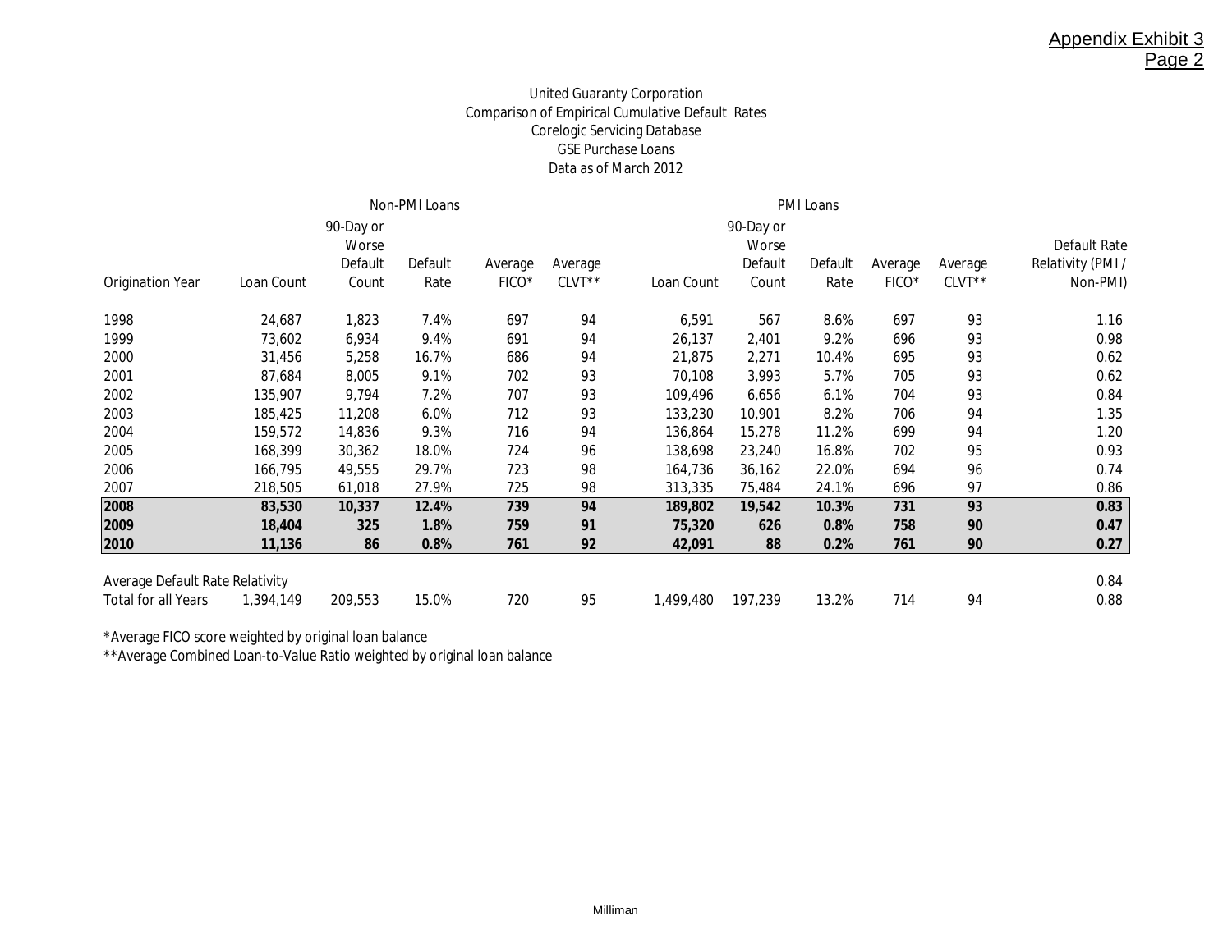Appendix Exhibit 3
Page 2

United Guaranty Corporation
Comparison of Empirical Cumulative Default Rates
Corelogic Servicing Database
GSE Purchase Loans
Data as of March 2012

| | Non-PMI Loans | | | | | PMI Loans | | | | | |
|---|---|---|---|---|---|---|---|---|---|---|---|
| Origination Year | Loan Count | 90-Day or Worse Default Count | Default Rate | Average FICO* | Average CLVT** | Loan Count | 90-Day or Worse Default Count | Default Rate | Average FICO* | Average CLVT** | Default Rate Relativity (PMI / Non-PMI) |
| 1998 | 24,687 | 1,823 | 7.4% | 697 | 94 | 6,591 | 567 | 8.6% | 697 | 93 | 1.16 |
| 1999 | 73,602 | 6,934 | 9.4% | 691 | 94 | 26,137 | 2,401 | 9.2% | 696 | 93 | 0.98 |
| 2000 | 31,456 | 5,258 | 16.7% | 686 | 94 | 21,875 | 2,271 | 10.4% | 695 | 93 | 0.62 |
| 2001 | 87,684 | 8,005 | 9.1% | 702 | 93 | 70,108 | 3,993 | 5.7% | 705 | 93 | 0.62 |
| 2002 | 135,907 | 9,794 | 7.2% | 707 | 93 | 109,496 | 6,656 | 6.1% | 704 | 93 | 0.84 |
| 2003 | 185,425 | 11,208 | 6.0% | 712 | 93 | 133,230 | 10,901 | 8.2% | 706 | 94 | 1.35 |
| 2004 | 159,572 | 14,836 | 9.3% | 716 | 94 | 136,864 | 15,278 | 11.2% | 699 | 94 | 1.20 |
| 2005 | 168,399 | 30,362 | 18.0% | 724 | 96 | 138,698 | 23,240 | 16.8% | 702 | 95 | 0.93 |
| 2006 | 166,795 | 49,555 | 29.7% | 723 | 98 | 164,736 | 36,162 | 22.0% | 694 | 96 | 0.74 |
| 2007 | 218,505 | 61,018 | 27.9% | 725 | 98 | 313,335 | 75,484 | 24.1% | 696 | 97 | 0.86 |
| **2008** | **83,530** | **10,337** | **12.4%** | **739** | **94** | **189,802** | **19,542** | **10.3%** | **731** | **93** | **0.83** |
| **2009** | **18,404** | **325** | **1.8%** | **759** | **91** | **75,320** | **626** | **0.8%** | **758** | **90** | **0.47** |
| **2010** | **11,136** | **86** | **0.8%** | **761** | **92** | **42,091** | **88** | **0.2%** | **761** | **90** | **0.27** |
| Average Default Rate Relativity | | | | | | | | | | | 0.84 |
| Total for all Years | 1,394,149 | 209,553 | 15.0% | 720 | 95 | 1,499,480 | 197,239 | 13.2% | 714 | 94 | 0.88 |

*Average FICO score weighted by original loan balance
**Average Combined Loan-to-Value Ratio weighted by original loan balance

Milliman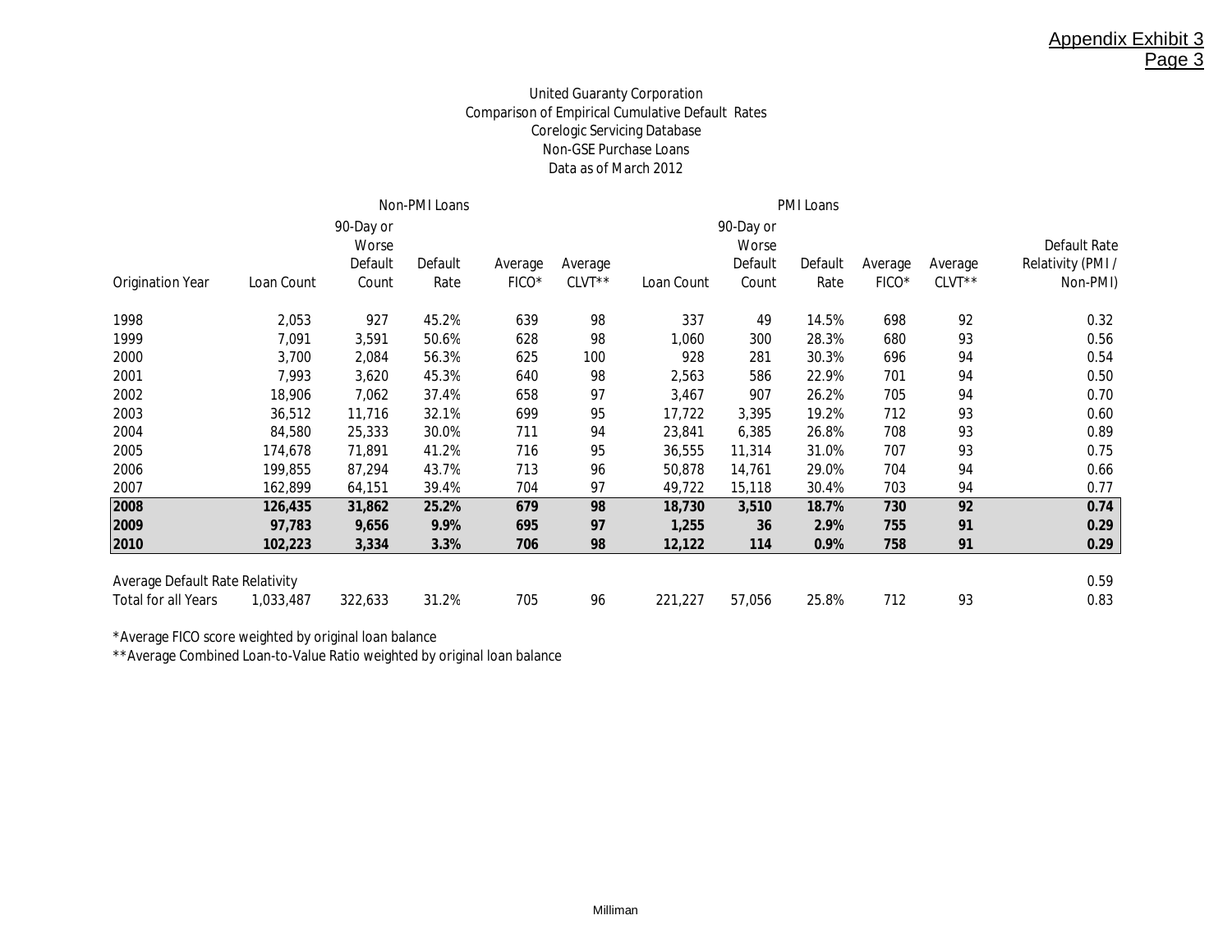Appendix Exhibit 3
Page 3

United Guaranty Corporation
Comparison of Empirical Cumulative Default Rates
Corelogic Servicing Database
Non-GSE Purchase Loans
Data as of March 2012

| | Non-PMI Loans | | | | | PMI Loans | | | | | |
|---|---|---|---|---|---|---|---|---|---|---|---|
| Origination Year | Loan Count | 90-Day or Worse Default Count | Default Rate | Average FICO* | Average CLVT** | Loan Count | 90-Day or Worse Default Count | Default Rate | Average FICO* | Average CLVT** | Default Rate Relativity (PMI / Non-PMI) |
| 1998 | 2,053 | 927 | 45.2% | 639 | 98 | 337 | 49 | 14.5% | 698 | 92 | 0.32 |
| 1999 | 7,091 | 3,591 | 50.6% | 628 | 98 | 1,060 | 300 | 28.3% | 680 | 93 | 0.56 |
| 2000 | 3,700 | 2,084 | 56.3% | 625 | 100 | 928 | 281 | 30.3% | 696 | 94 | 0.54 |
| 2001 | 7,993 | 3,620 | 45.3% | 640 | 98 | 2,563 | 586 | 22.9% | 701 | 94 | 0.50 |
| 2002 | 18,906 | 7,062 | 37.4% | 658 | 97 | 3,467 | 907 | 26.2% | 705 | 94 | 0.70 |
| 2003 | 36,512 | 11,716 | 32.1% | 699 | 95 | 17,722 | 3,395 | 19.2% | 712 | 93 | 0.60 |
| 2004 | 84,580 | 25,333 | 30.0% | 711 | 94 | 23,841 | 6,385 | 26.8% | 708 | 93 | 0.89 |
| 2005 | 174,678 | 71,891 | 41.2% | 716 | 95 | 36,555 | 11,314 | 31.0% | 707 | 93 | 0.75 |
| 2006 | 199,855 | 87,294 | 43.7% | 713 | 96 | 50,878 | 14,761 | 29.0% | 704 | 94 | 0.66 |
| 2007 | 162,899 | 64,151 | 39.4% | 704 | 97 | 49,722 | 15,118 | 30.4% | 703 | 94 | 0.77 |
| **2008** | **126,435** | **31,862** | **25.2%** | **679** | **98** | **18,730** | **3,510** | **18.7%** | **730** | **92** | **0.74** |
| **2009** | **97,783** | **9,656** | **9.9%** | **695** | **97** | **1,255** | **36** | **2.9%** | **755** | **91** | **0.29** |
| **2010** | **102,223** | **3,334** | **3.3%** | **706** | **98** | **12,122** | **114** | **0.9%** | **758** | **91** | **0.29** |
| Average Default Rate Relativity | | | | | | | | | | | 0.59 |
| Total for all Years | 1,033,487 | 322,633 | 31.2% | 705 | 96 | 221,227 | 57,056 | 25.8% | 712 | 93 | 0.83 |

*Average FICO score weighted by original loan balance
**Average Combined Loan-to-Value Ratio weighted by original loan balance

Milliman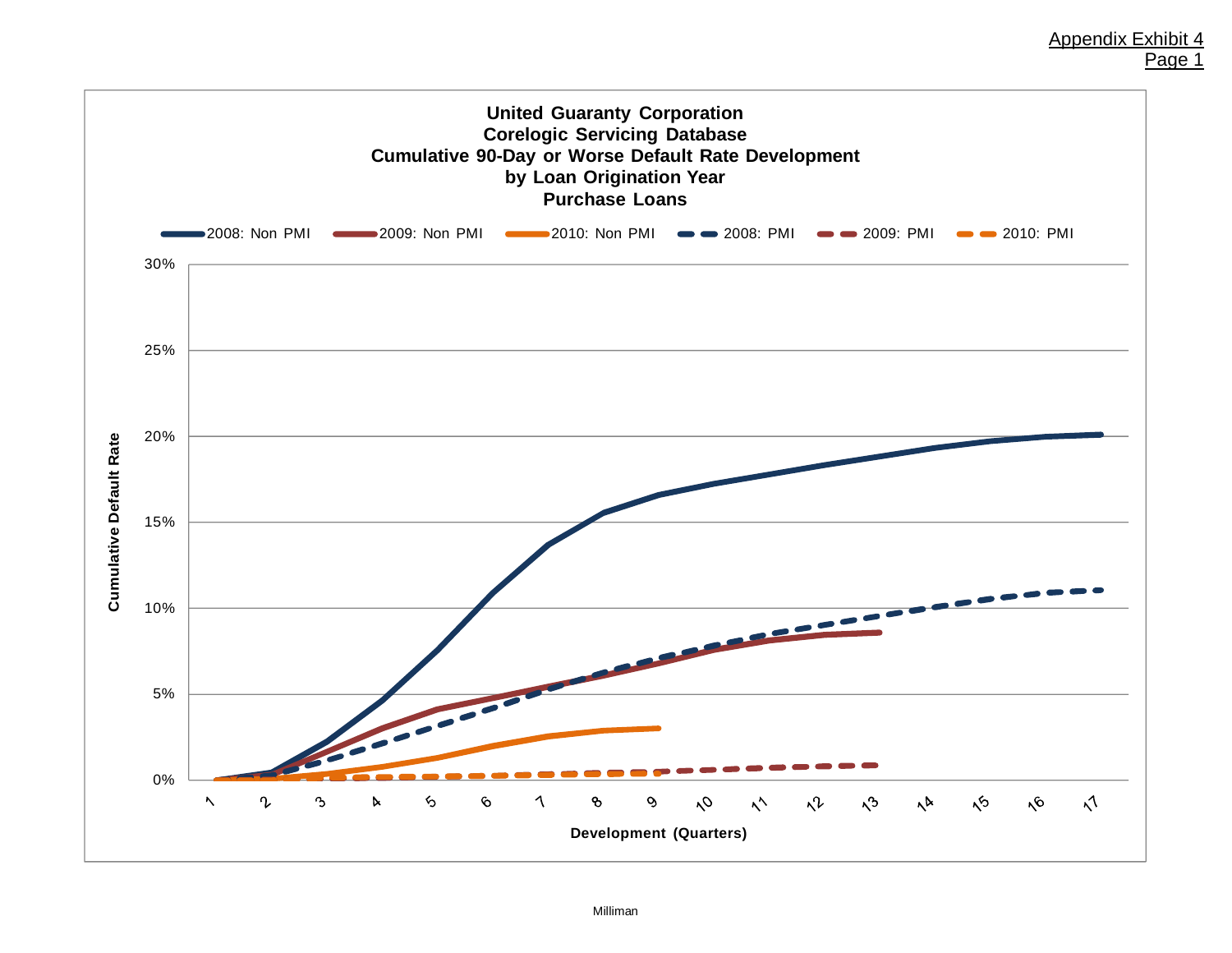Appendix Exhibit 4
Page 1

**United Guaranty Corporation**
**Corelogic Servicing Database**
**Cumulative 90-Day or Worse Default Rate Development**
**by Loan Origination Year**
**Purchase Loans**

Legend: 2008: Non PMI; 2009: Non PMI; 2010: Non PMI; 2008: PMI; 2009: PMI; 2010: PMI

Y-axis: Cumulative Default Rate (0%, 5%, 10%, 15%, 20%, 25%, 30%)

X-axis: Development (Quarters) (1, 2, 3, 4, 5, 6, 7, 8, 9, 10, 11, 12, 13, 14, 15, 16, 17)

Milliman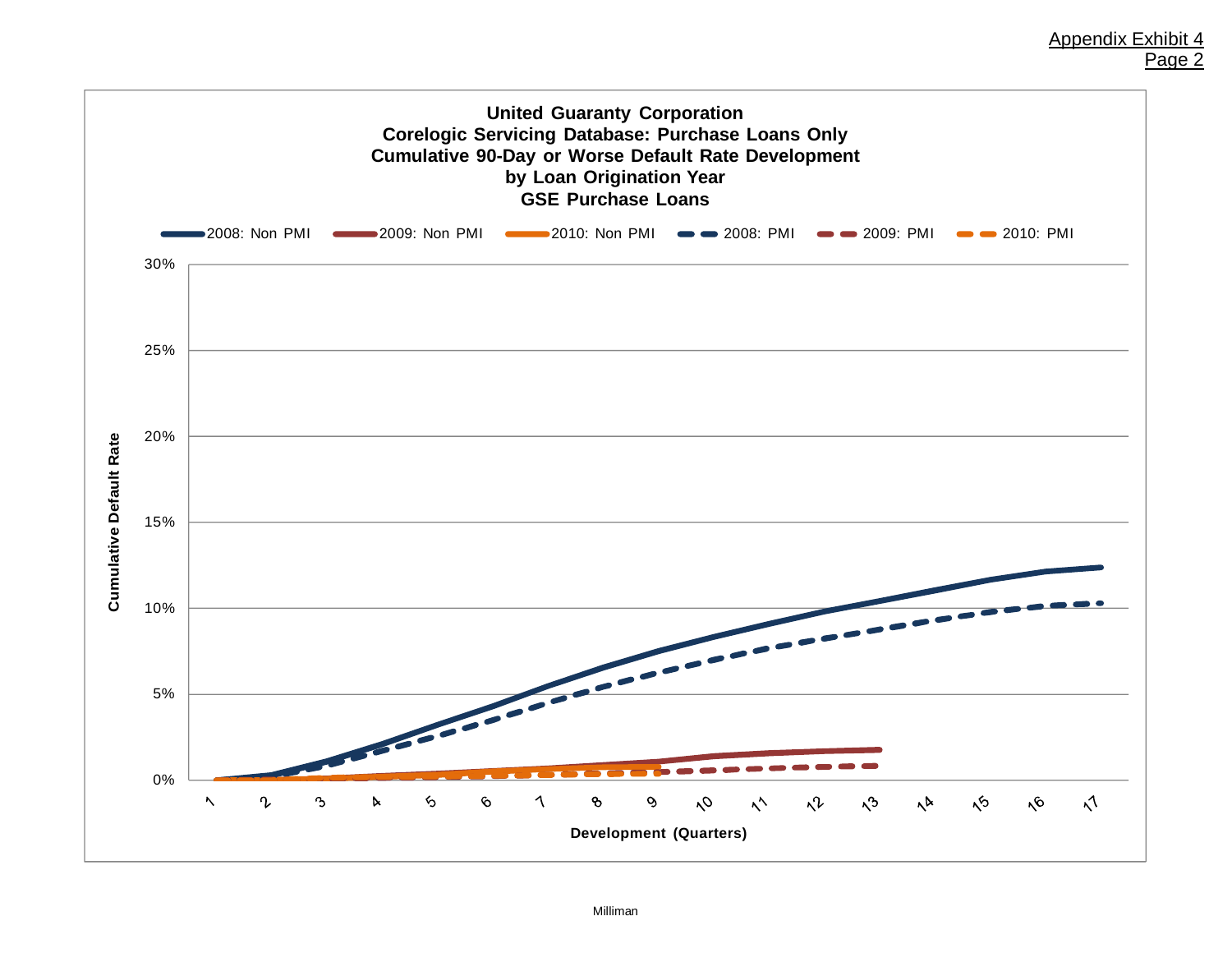Appendix Exhibit 4
Page 2

**United Guaranty Corporation**
**Corelogic Servicing Database: Purchase Loans Only**
**Cumulative 90-Day or Worse Default Rate Development**
**by Loan Origination Year**
**GSE Purchase Loans**

Legend: 2008: Non PMI | 2009: Non PMI | 2010: Non PMI | 2008: PMI | 2009: PMI | 2010: PMI

Y-axis: **Cumulative Default Rate** (0%, 5%, 10%, 15%, 20%, 25%, 30%)

X-axis: **Development (Quarters)** (1, 2, 3, 4, 5, 6, 7, 8, 9, 10, 11, 12, 13, 14, 15, 16, 17)

Milliman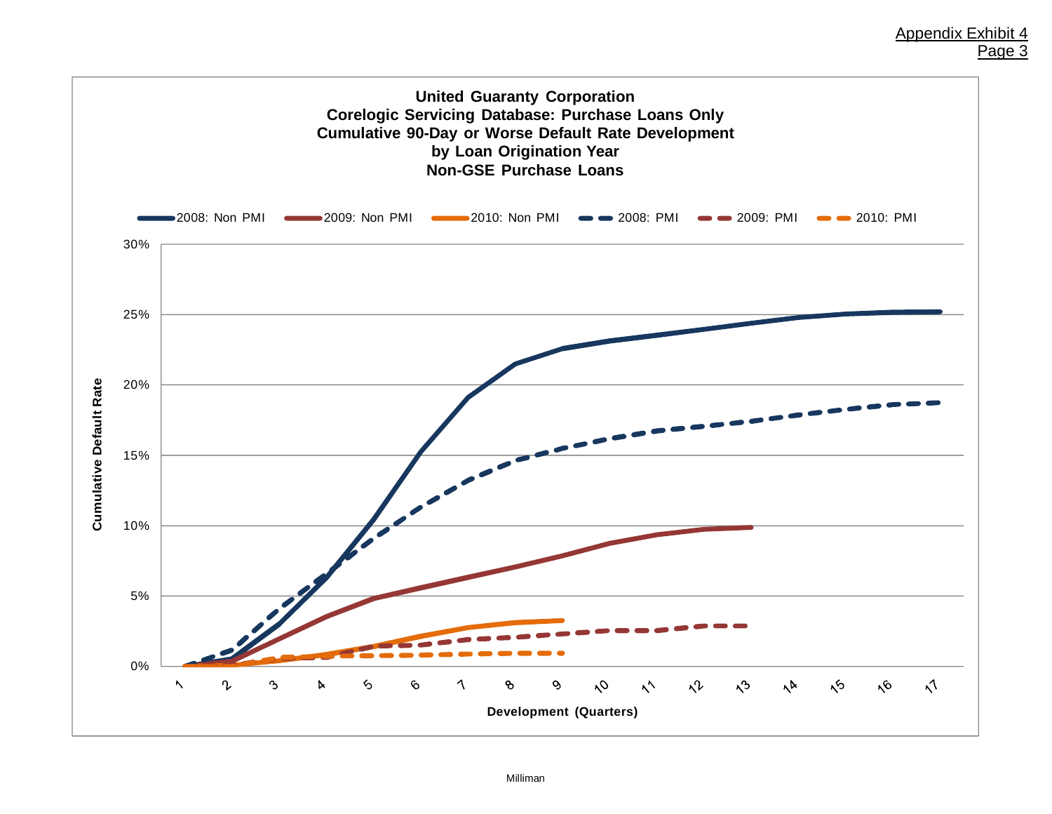Appendix Exhibit 4
Page 3

**United Guaranty Corporation**
**Corelogic Servicing Database: Purchase Loans Only**
**Cumulative 90-Day or Worse Default Rate Development**
**by Loan Origination Year**
**Non-GSE Purchase Loans**

2008: Non PMI
2009: Non PMI
2010: Non PMI
2008: PMI
2009: PMI
2010: PMI

30%
25%
20%
15%
10%
5%
0%

Cumulative Default Rate

1 2 3 4 5 6 7 8 9 10 11 12 13 14 15 16 17

Development (Quarters)

Milliman